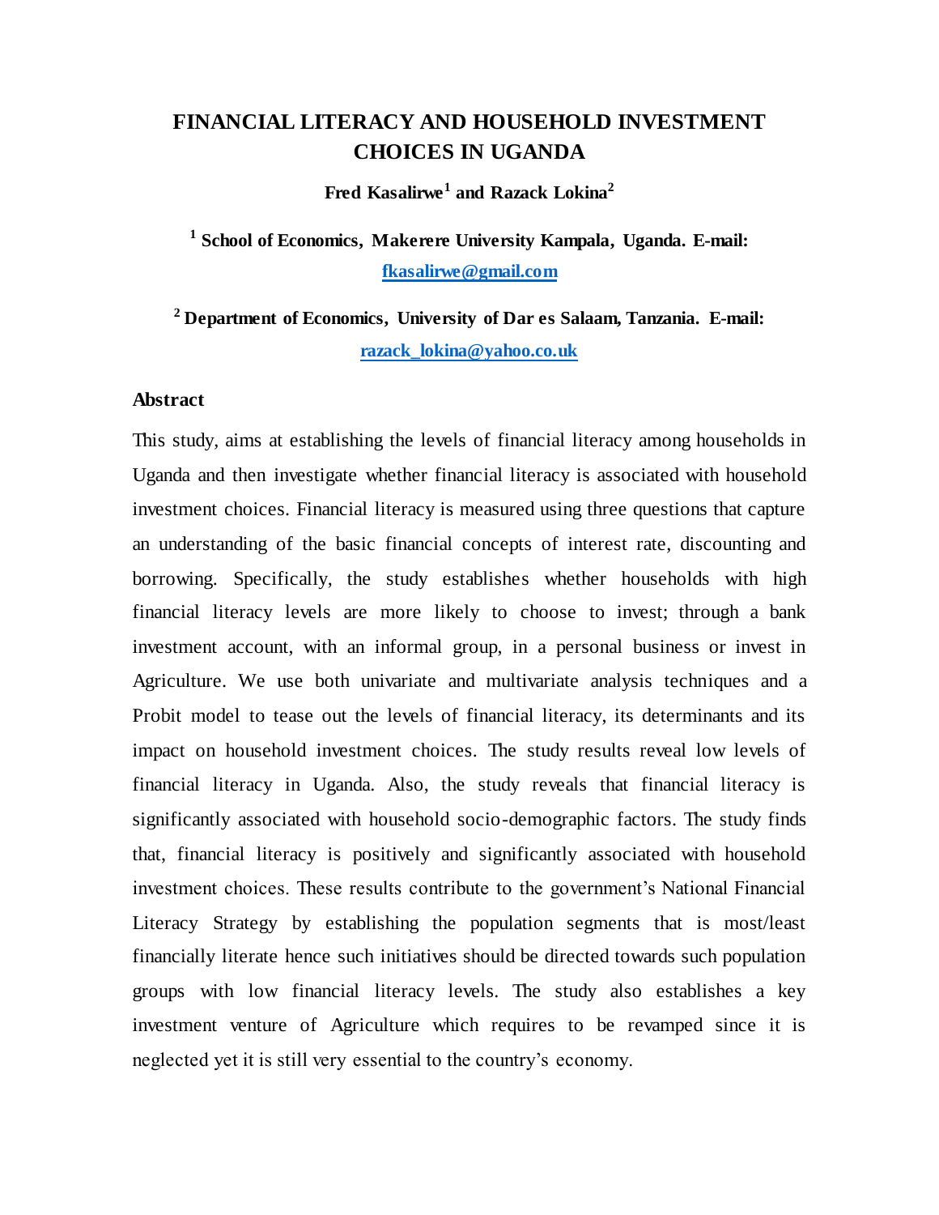# FINANCIAL LITERACY AND HOUSEHOLD INVESTMENT CHOICES IN UGANDA

**Fred Kasalirwe[1] and Razack Lokina[2]**

**[1] School of Economics, Makerere University Kampala, Uganda. E-mail: fkasalirwe@gmail.com**

**[2] Department of Economics, University of Dar es Salaam, Tanzania. E-mail: razack_lokina@yahoo.co.uk**

## Abstract

This study, aims at establishing the levels of financial literacy among households in Uganda and then investigate whether financial literacy is associated with household investment choices. Financial literacy is measured using three questions that capture an understanding of the basic financial concepts of interest rate, discounting and borrowing. Specifically, the study establishes whether households with high financial literacy levels are more likely to choose to invest; through a bank investment account, with an informal group, in a personal business or invest in Agriculture. We use both univariate and multivariate analysis techniques and a Probit model to tease out the levels of financial literacy, its determinants and its impact on household investment choices. The study results reveal low levels of financial literacy in Uganda. Also, the study reveals that financial literacy is significantly associated with household socio-demographic factors. The study finds that, financial literacy is positively and significantly associated with household investment choices. These results contribute to the government's National Financial Literacy Strategy by establishing the population segments that is most/least financially literate hence such initiatives should be directed towards such population groups with low financial literacy levels. The study also establishes a key investment venture of Agriculture which requires to be revamped since it is neglected yet it is still very essential to the country's economy.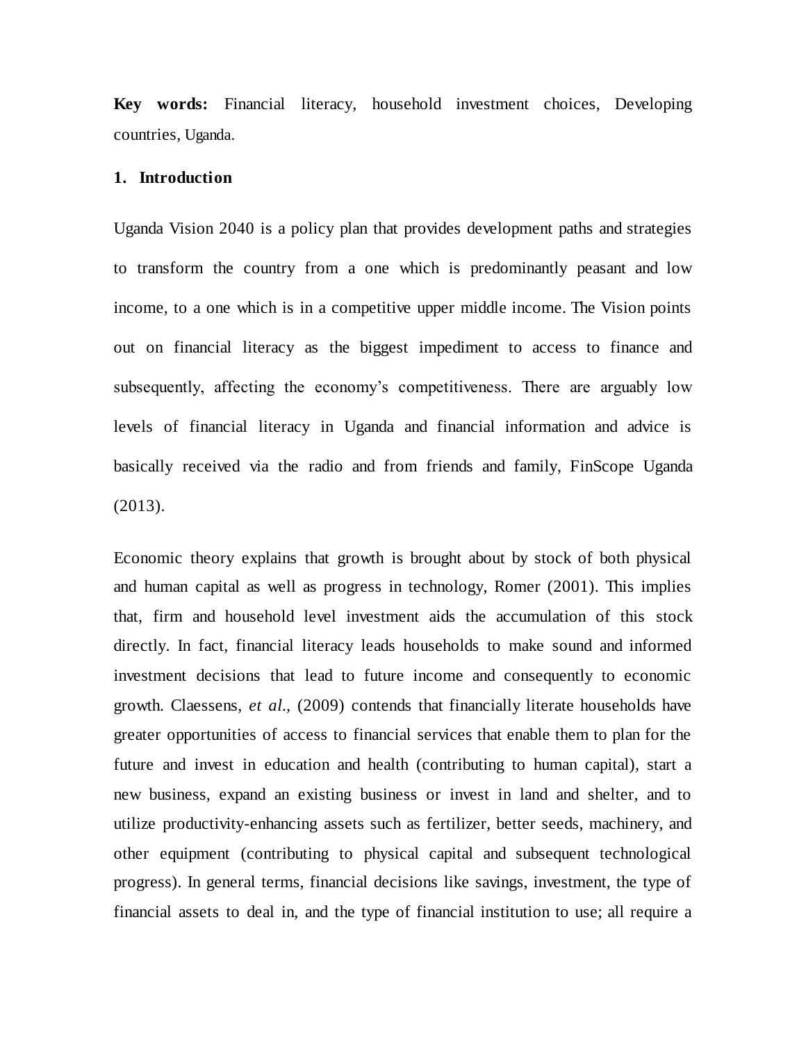**Key words:** Financial literacy, household investment choices, Developing countries, Uganda.

## 1. Introduction

Uganda Vision 2040 is a policy plan that provides development paths and strategies to transform the country from a one which is predominantly peasant and low income, to a one which is in a competitive upper middle income. The Vision points out on financial literacy as the biggest impediment to access to finance and subsequently, affecting the economy's competitiveness. There are arguably low levels of financial literacy in Uganda and financial information and advice is basically received via the radio and from friends and family, FinScope Uganda (2013).

Economic theory explains that growth is brought about by stock of both physical and human capital as well as progress in technology, Romer (2001). This implies that, firm and household level investment aids the accumulation of this stock directly. In fact, financial literacy leads households to make sound and informed investment decisions that lead to future income and consequently to economic growth. Claessens, *et al.*, (2009) contends that financially literate households have greater opportunities of access to financial services that enable them to plan for the future and invest in education and health (contributing to human capital), start a new business, expand an existing business or invest in land and shelter, and to utilize productivity-enhancing assets such as fertilizer, better seeds, machinery, and other equipment (contributing to physical capital and subsequent technological progress). In general terms, financial decisions like savings, investment, the type of financial assets to deal in, and the type of financial institution to use; all require a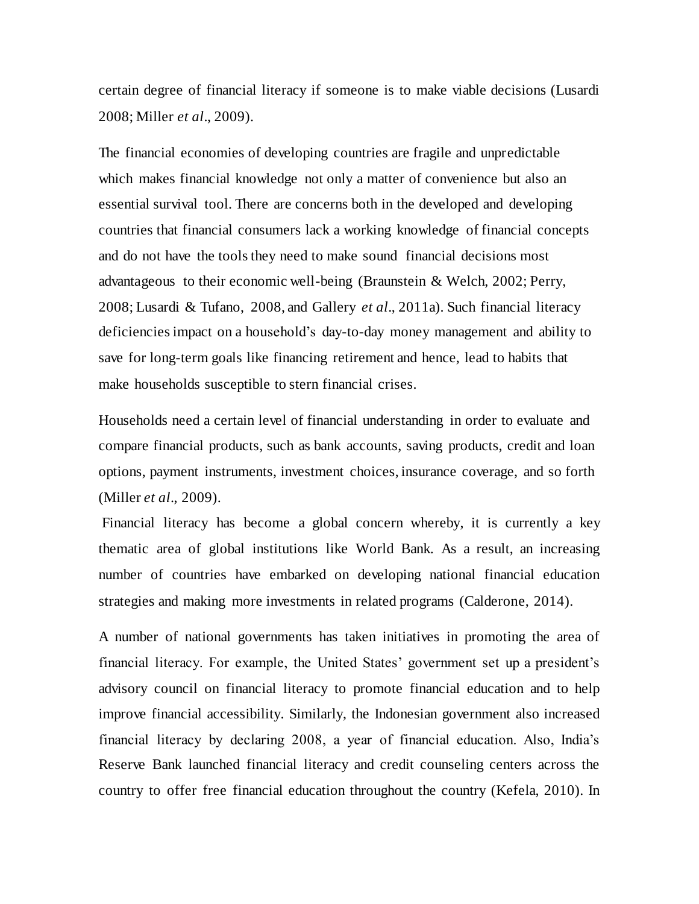certain degree of financial literacy if someone is to make viable decisions (Lusardi 2008; Miller *et al*., 2009).

The financial economies of developing countries are fragile and unpredictable which makes financial knowledge not only a matter of convenience but also an essential survival tool. There are concerns both in the developed and developing countries that financial consumers lack a working knowledge of financial concepts and do not have the tools they need to make sound financial decisions most advantageous to their economic well-being (Braunstein & Welch, 2002; Perry, 2008; Lusardi & Tufano, 2008, and Gallery *et al*., 2011a). Such financial literacy deficiencies impact on a household's day-to-day money management and ability to save for long-term goals like financing retirement and hence, lead to habits that make households susceptible to stern financial crises.

Households need a certain level of financial understanding in order to evaluate and compare financial products, such as bank accounts, saving products, credit and loan options, payment instruments, investment choices, insurance coverage, and so forth (Miller *et al*., 2009).

Financial literacy has become a global concern whereby, it is currently a key thematic area of global institutions like World Bank. As a result, an increasing number of countries have embarked on developing national financial education strategies and making more investments in related programs (Calderone, 2014).

A number of national governments has taken initiatives in promoting the area of financial literacy. For example, the United States' government set up a president's advisory council on financial literacy to promote financial education and to help improve financial accessibility. Similarly, the Indonesian government also increased financial literacy by declaring 2008, a year of financial education. Also, India's Reserve Bank launched financial literacy and credit counseling centers across the country to offer free financial education throughout the country (Kefela, 2010). In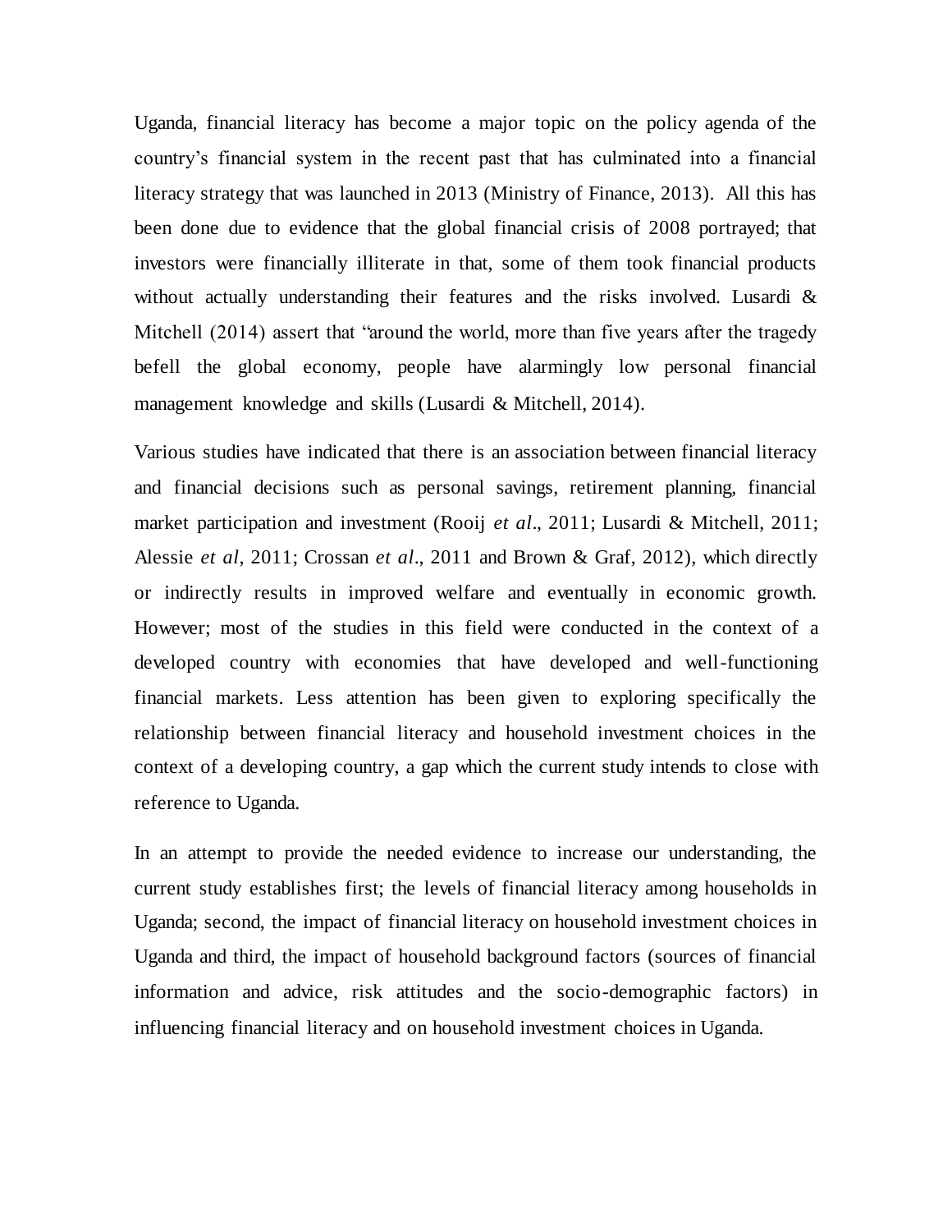Uganda, financial literacy has become a major topic on the policy agenda of the country's financial system in the recent past that has culminated into a financial literacy strategy that was launched in 2013 (Ministry of Finance, 2013). All this has been done due to evidence that the global financial crisis of 2008 portrayed; that investors were financially illiterate in that, some of them took financial products without actually understanding their features and the risks involved. Lusardi & Mitchell (2014) assert that "around the world, more than five years after the tragedy befell the global economy, people have alarmingly low personal financial management knowledge and skills (Lusardi & Mitchell, 2014).

Various studies have indicated that there is an association between financial literacy and financial decisions such as personal savings, retirement planning, financial market participation and investment (Rooij *et al*., 2011; Lusardi & Mitchell, 2011; Alessie *et al*, 2011; Crossan *et al*., 2011 and Brown & Graf, 2012), which directly or indirectly results in improved welfare and eventually in economic growth. However; most of the studies in this field were conducted in the context of a developed country with economies that have developed and well-functioning financial markets. Less attention has been given to exploring specifically the relationship between financial literacy and household investment choices in the context of a developing country, a gap which the current study intends to close with reference to Uganda.

In an attempt to provide the needed evidence to increase our understanding, the current study establishes first; the levels of financial literacy among households in Uganda; second, the impact of financial literacy on household investment choices in Uganda and third, the impact of household background factors (sources of financial information and advice, risk attitudes and the socio-demographic factors) in influencing financial literacy and on household investment choices in Uganda.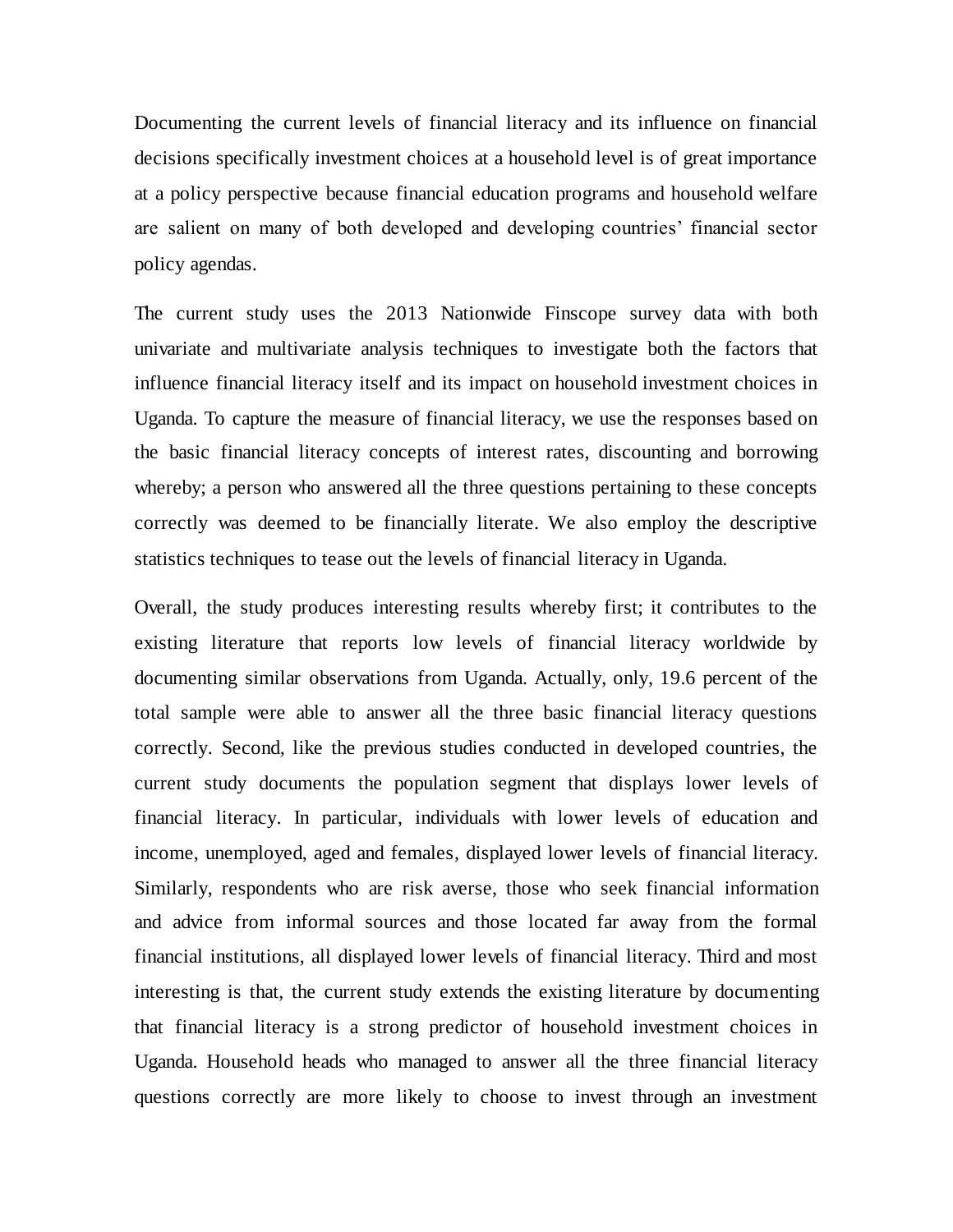Documenting the current levels of financial literacy and its influence on financial decisions specifically investment choices at a household level is of great importance at a policy perspective because financial education programs and household welfare are salient on many of both developed and developing countries' financial sector policy agendas.

The current study uses the 2013 Nationwide Finscope survey data with both univariate and multivariate analysis techniques to investigate both the factors that influence financial literacy itself and its impact on household investment choices in Uganda. To capture the measure of financial literacy, we use the responses based on the basic financial literacy concepts of interest rates, discounting and borrowing whereby; a person who answered all the three questions pertaining to these concepts correctly was deemed to be financially literate. We also employ the descriptive statistics techniques to tease out the levels of financial literacy in Uganda.

Overall, the study produces interesting results whereby first; it contributes to the existing literature that reports low levels of financial literacy worldwide by documenting similar observations from Uganda. Actually, only, 19.6 percent of the total sample were able to answer all the three basic financial literacy questions correctly. Second, like the previous studies conducted in developed countries, the current study documents the population segment that displays lower levels of financial literacy. In particular, individuals with lower levels of education and income, unemployed, aged and females, displayed lower levels of financial literacy. Similarly, respondents who are risk averse, those who seek financial information and advice from informal sources and those located far away from the formal financial institutions, all displayed lower levels of financial literacy. Third and most interesting is that, the current study extends the existing literature by documenting that financial literacy is a strong predictor of household investment choices in Uganda. Household heads who managed to answer all the three financial literacy questions correctly are more likely to choose to invest through an investment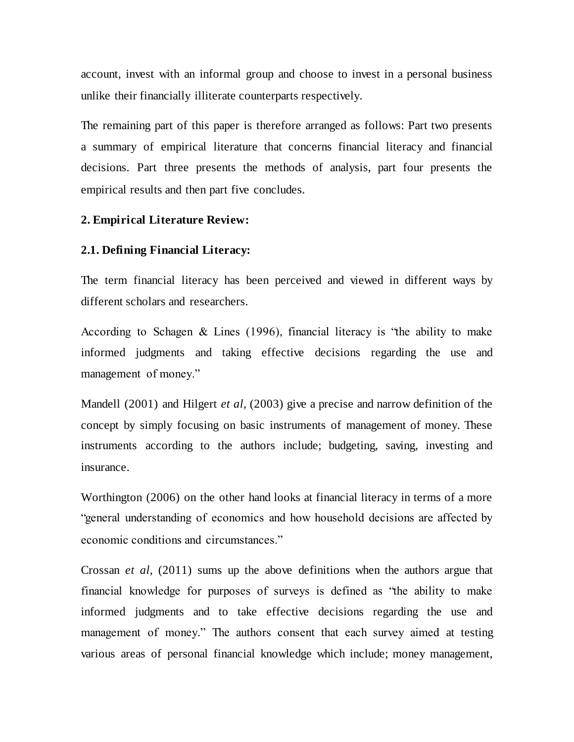account, invest with an informal group and choose to invest in a personal business unlike their financially illiterate counterparts respectively.

The remaining part of this paper is therefore arranged as follows: Part two presents a summary of empirical literature that concerns financial literacy and financial decisions. Part three presents the methods of analysis, part four presents the empirical results and then part five concludes.

## 2. Empirical Literature Review:

### 2.1. Defining Financial Literacy:

The term financial literacy has been perceived and viewed in different ways by different scholars and researchers.

According to Schagen & Lines (1996), financial literacy is "the ability to make informed judgments and taking effective decisions regarding the use and management of money."

Mandell (2001) and Hilgert *et al*, (2003) give a precise and narrow definition of the concept by simply focusing on basic instruments of management of money. These instruments according to the authors include; budgeting, saving, investing and insurance.

Worthington (2006) on the other hand looks at financial literacy in terms of a more "general understanding of economics and how household decisions are affected by economic conditions and circumstances."

Crossan *et al*, (2011) sums up the above definitions when the authors argue that financial knowledge for purposes of surveys is defined as "the ability to make informed judgments and to take effective decisions regarding the use and management of money." The authors consent that each survey aimed at testing various areas of personal financial knowledge which include; money management,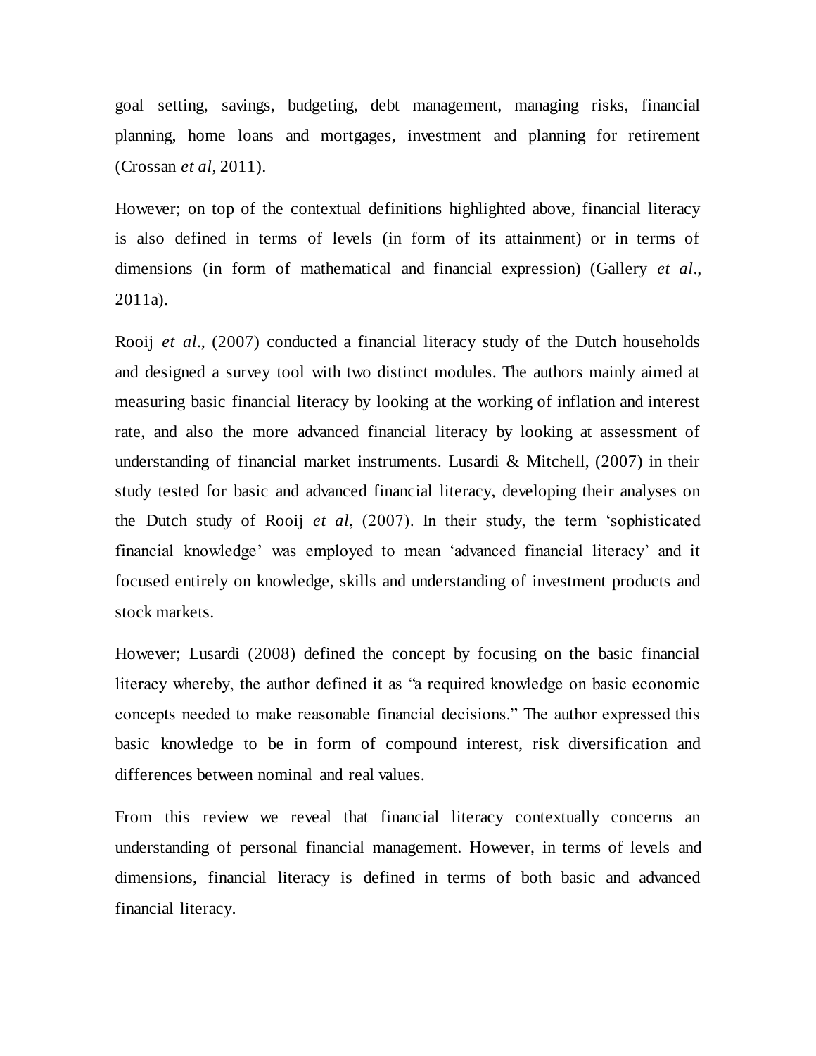goal setting, savings, budgeting, debt management, managing risks, financial planning, home loans and mortgages, investment and planning for retirement (Crossan *et al*, 2011).

However; on top of the contextual definitions highlighted above, financial literacy is also defined in terms of levels (in form of its attainment) or in terms of dimensions (in form of mathematical and financial expression) (Gallery *et al*., 2011a).

Rooij *et al*., (2007) conducted a financial literacy study of the Dutch households and designed a survey tool with two distinct modules. The authors mainly aimed at measuring basic financial literacy by looking at the working of inflation and interest rate, and also the more advanced financial literacy by looking at assessment of understanding of financial market instruments. Lusardi & Mitchell, (2007) in their study tested for basic and advanced financial literacy, developing their analyses on the Dutch study of Rooij *et al*, (2007). In their study, the term 'sophisticated financial knowledge' was employed to mean 'advanced financial literacy' and it focused entirely on knowledge, skills and understanding of investment products and stock markets.

However; Lusardi (2008) defined the concept by focusing on the basic financial literacy whereby, the author defined it as "a required knowledge on basic economic concepts needed to make reasonable financial decisions." The author expressed this basic knowledge to be in form of compound interest, risk diversification and differences between nominal and real values.

From this review we reveal that financial literacy contextually concerns an understanding of personal financial management. However, in terms of levels and dimensions, financial literacy is defined in terms of both basic and advanced financial literacy.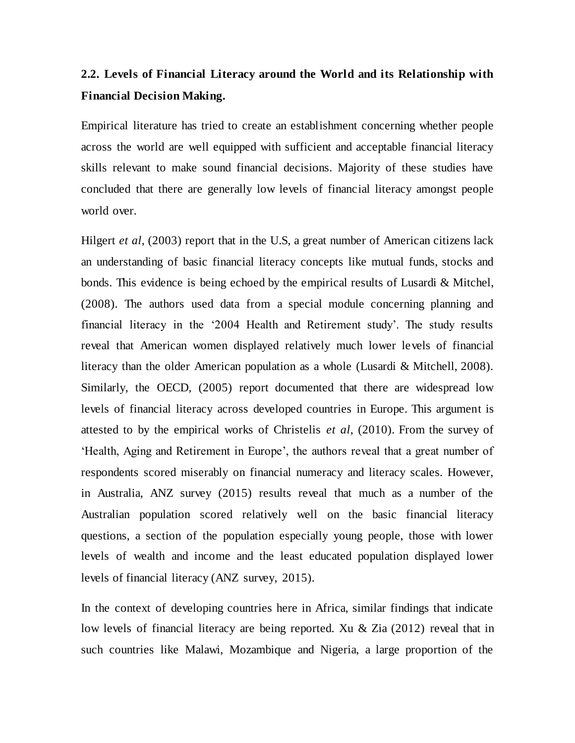## 2.2. Levels of Financial Literacy around the World and its Relationship with Financial Decision Making.

Empirical literature has tried to create an establishment concerning whether people across the world are well equipped with sufficient and acceptable financial literacy skills relevant to make sound financial decisions. Majority of these studies have concluded that there are generally low levels of financial literacy amongst people world over.

Hilgert *et al*, (2003) report that in the U.S, a great number of American citizens lack an understanding of basic financial literacy concepts like mutual funds, stocks and bonds. This evidence is being echoed by the empirical results of Lusardi & Mitchel, (2008). The authors used data from a special module concerning planning and financial literacy in the '2004 Health and Retirement study'. The study results reveal that American women displayed relatively much lower levels of financial literacy than the older American population as a whole (Lusardi & Mitchell, 2008). Similarly, the OECD, (2005) report documented that there are widespread low levels of financial literacy across developed countries in Europe. This argument is attested to by the empirical works of Christelis *et al*, (2010). From the survey of 'Health, Aging and Retirement in Europe', the authors reveal that a great number of respondents scored miserably on financial numeracy and literacy scales. However, in Australia, ANZ survey (2015) results reveal that much as a number of the Australian population scored relatively well on the basic financial literacy questions, a section of the population especially young people, those with lower levels of wealth and income and the least educated population displayed lower levels of financial literacy (ANZ survey, 2015).

In the context of developing countries here in Africa, similar findings that indicate low levels of financial literacy are being reported. Xu & Zia (2012) reveal that in such countries like Malawi, Mozambique and Nigeria, a large proportion of the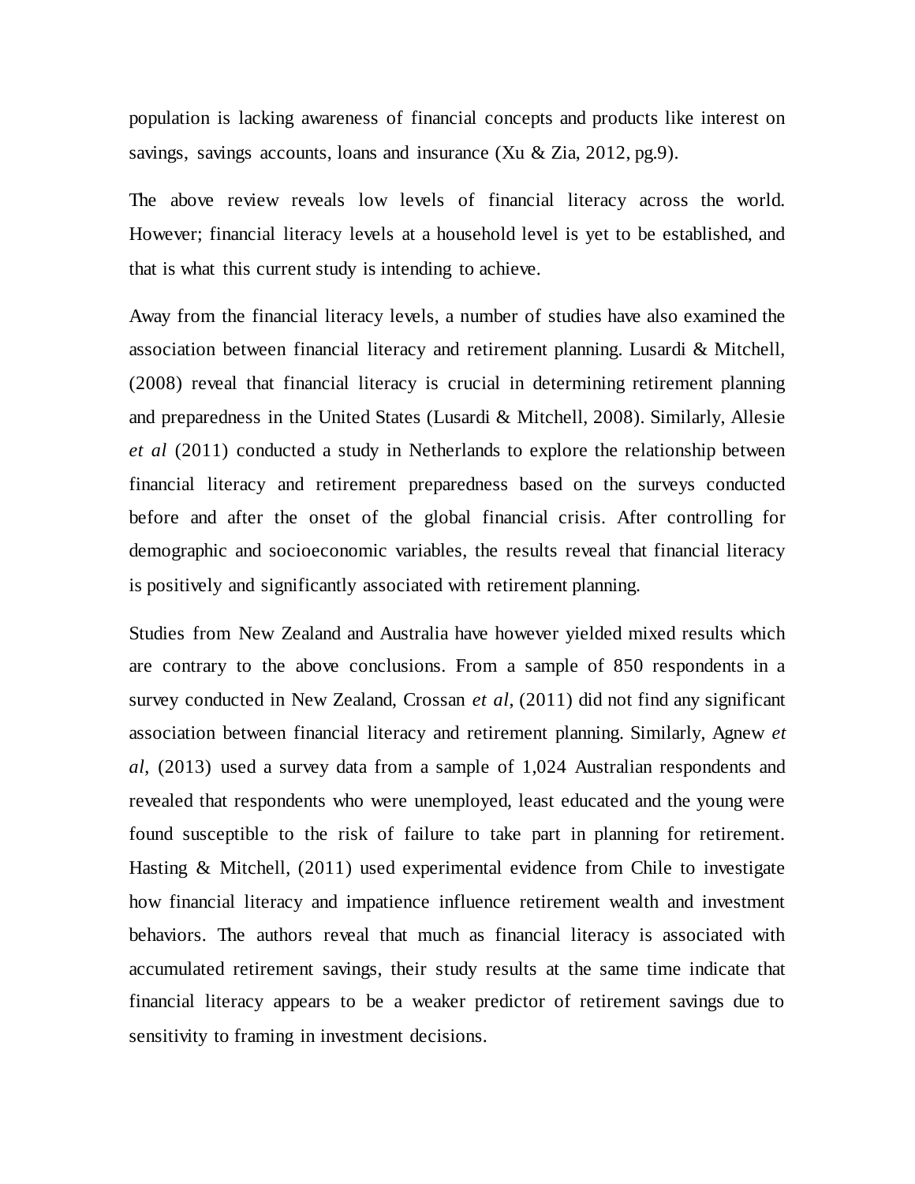population is lacking awareness of financial concepts and products like interest on savings, savings accounts, loans and insurance (Xu & Zia, 2012, pg.9).

The above review reveals low levels of financial literacy across the world. However; financial literacy levels at a household level is yet to be established, and that is what this current study is intending to achieve.

Away from the financial literacy levels, a number of studies have also examined the association between financial literacy and retirement planning. Lusardi & Mitchell, (2008) reveal that financial literacy is crucial in determining retirement planning and preparedness in the United States (Lusardi & Mitchell, 2008). Similarly, Allesie *et al* (2011) conducted a study in Netherlands to explore the relationship between financial literacy and retirement preparedness based on the surveys conducted before and after the onset of the global financial crisis. After controlling for demographic and socioeconomic variables, the results reveal that financial literacy is positively and significantly associated with retirement planning.

Studies from New Zealand and Australia have however yielded mixed results which are contrary to the above conclusions. From a sample of 850 respondents in a survey conducted in New Zealand, Crossan *et al*, (2011) did not find any significant association between financial literacy and retirement planning. Similarly, Agnew *et al*, (2013) used a survey data from a sample of 1,024 Australian respondents and revealed that respondents who were unemployed, least educated and the young were found susceptible to the risk of failure to take part in planning for retirement. Hasting & Mitchell, (2011) used experimental evidence from Chile to investigate how financial literacy and impatience influence retirement wealth and investment behaviors. The authors reveal that much as financial literacy is associated with accumulated retirement savings, their study results at the same time indicate that financial literacy appears to be a weaker predictor of retirement savings due to sensitivity to framing in investment decisions.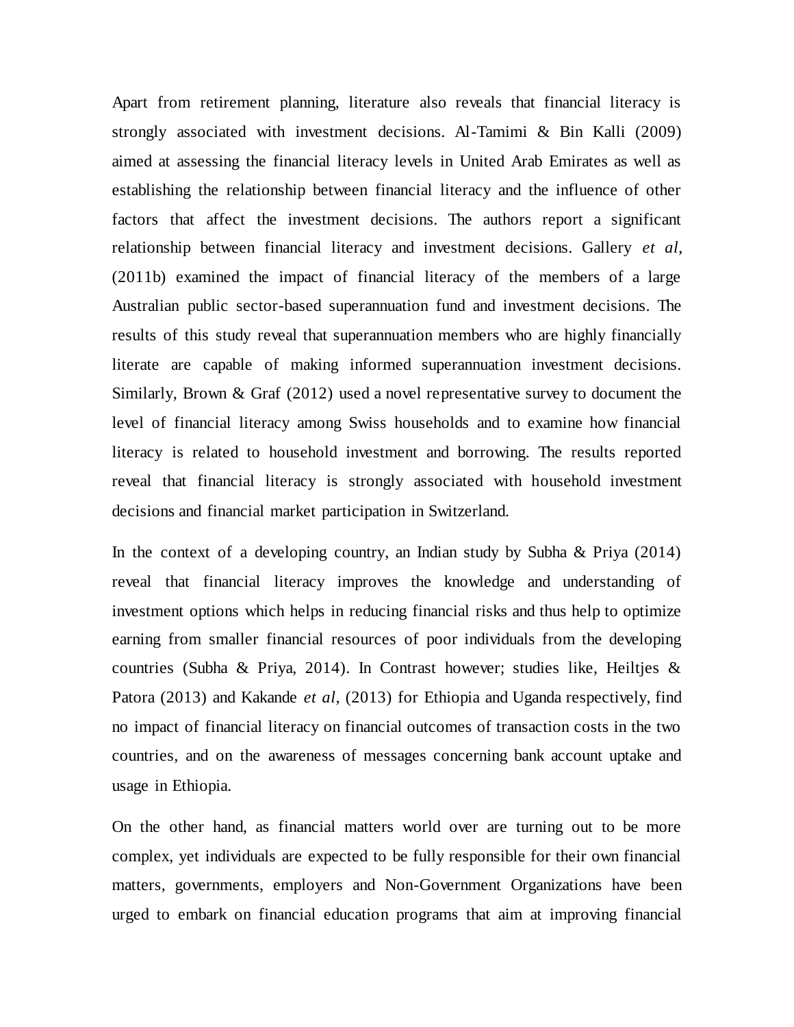Apart from retirement planning, literature also reveals that financial literacy is strongly associated with investment decisions. Al-Tamimi & Bin Kalli (2009) aimed at assessing the financial literacy levels in United Arab Emirates as well as establishing the relationship between financial literacy and the influence of other factors that affect the investment decisions. The authors report a significant relationship between financial literacy and investment decisions. Gallery *et al*, (2011b) examined the impact of financial literacy of the members of a large Australian public sector-based superannuation fund and investment decisions. The results of this study reveal that superannuation members who are highly financially literate are capable of making informed superannuation investment decisions. Similarly, Brown & Graf (2012) used a novel representative survey to document the level of financial literacy among Swiss households and to examine how financial literacy is related to household investment and borrowing. The results reported reveal that financial literacy is strongly associated with household investment decisions and financial market participation in Switzerland.

In the context of a developing country, an Indian study by Subha & Priya (2014) reveal that financial literacy improves the knowledge and understanding of investment options which helps in reducing financial risks and thus help to optimize earning from smaller financial resources of poor individuals from the developing countries (Subha & Priya, 2014). In Contrast however; studies like, Heiltjes & Patora (2013) and Kakande *et al*, (2013) for Ethiopia and Uganda respectively, find no impact of financial literacy on financial outcomes of transaction costs in the two countries, and on the awareness of messages concerning bank account uptake and usage in Ethiopia.

On the other hand, as financial matters world over are turning out to be more complex, yet individuals are expected to be fully responsible for their own financial matters, governments, employers and Non-Government Organizations have been urged to embark on financial education programs that aim at improving financial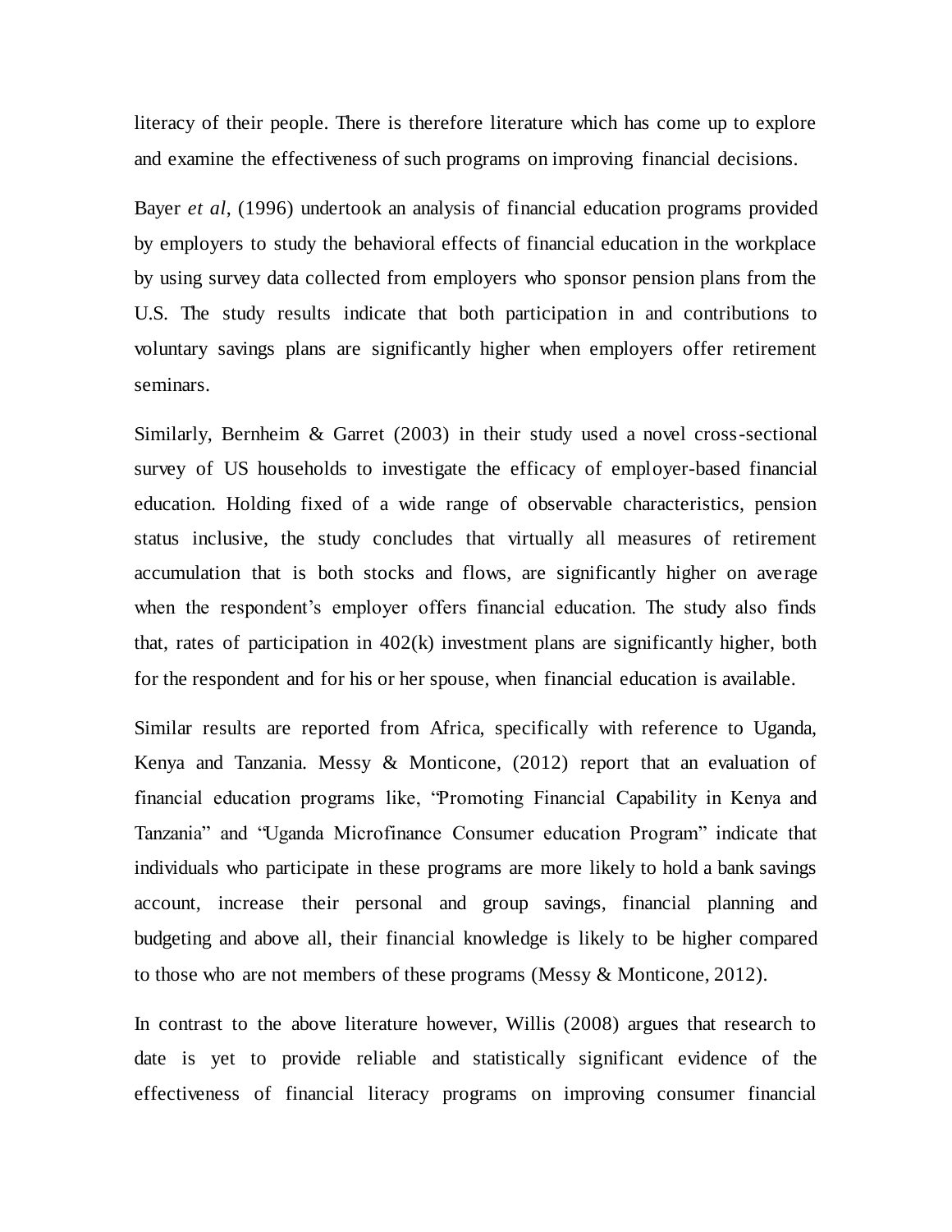literacy of their people. There is therefore literature which has come up to explore and examine the effectiveness of such programs on improving financial decisions.

Bayer *et al,* (1996) undertook an analysis of financial education programs provided by employers to study the behavioral effects of financial education in the workplace by using survey data collected from employers who sponsor pension plans from the U.S. The study results indicate that both participation in and contributions to voluntary savings plans are significantly higher when employers offer retirement seminars.

Similarly, Bernheim & Garret (2003) in their study used a novel cross-sectional survey of US households to investigate the efficacy of employer-based financial education. Holding fixed of a wide range of observable characteristics, pension status inclusive, the study concludes that virtually all measures of retirement accumulation that is both stocks and flows, are significantly higher on average when the respondent's employer offers financial education. The study also finds that, rates of participation in 402(k) investment plans are significantly higher, both for the respondent and for his or her spouse, when financial education is available.

Similar results are reported from Africa, specifically with reference to Uganda, Kenya and Tanzania. Messy & Monticone, (2012) report that an evaluation of financial education programs like, "Promoting Financial Capability in Kenya and Tanzania" and "Uganda Microfinance Consumer education Program" indicate that individuals who participate in these programs are more likely to hold a bank savings account, increase their personal and group savings, financial planning and budgeting and above all, their financial knowledge is likely to be higher compared to those who are not members of these programs (Messy & Monticone, 2012).

In contrast to the above literature however, Willis (2008) argues that research to date is yet to provide reliable and statistically significant evidence of the effectiveness of financial literacy programs on improving consumer financial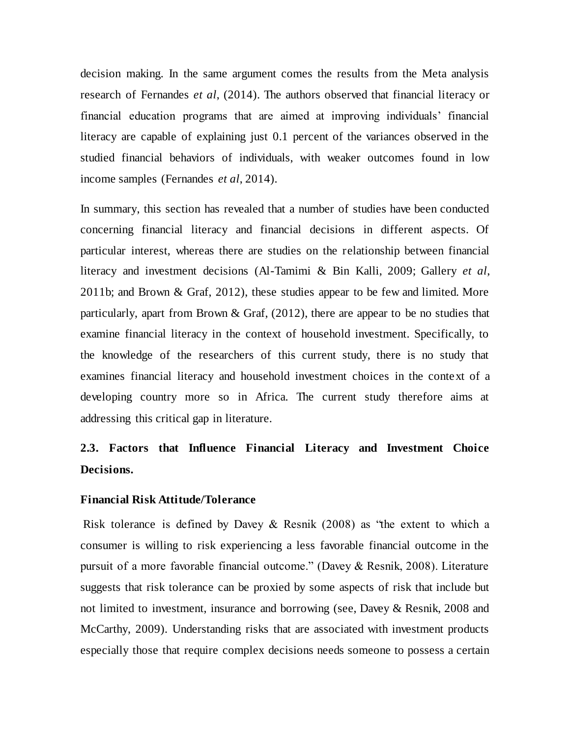decision making. In the same argument comes the results from the Meta analysis research of Fernandes *et al*, (2014). The authors observed that financial literacy or financial education programs that are aimed at improving individuals' financial literacy are capable of explaining just 0.1 percent of the variances observed in the studied financial behaviors of individuals, with weaker outcomes found in low income samples (Fernandes *et al*, 2014).

In summary, this section has revealed that a number of studies have been conducted concerning financial literacy and financial decisions in different aspects. Of particular interest, whereas there are studies on the relationship between financial literacy and investment decisions (Al-Tamimi & Bin Kalli, 2009; Gallery *et al*, 2011b; and Brown & Graf, 2012), these studies appear to be few and limited. More particularly, apart from Brown & Graf, (2012), there are appear to be no studies that examine financial literacy in the context of household investment. Specifically, to the knowledge of the researchers of this current study, there is no study that examines financial literacy and household investment choices in the context of a developing country more so in Africa. The current study therefore aims at addressing this critical gap in literature.

## 2.3. Factors that Influence Financial Literacy and Investment Choice Decisions.

### Financial Risk Attitude/Tolerance

Risk tolerance is defined by Davey & Resnik (2008) as "the extent to which a consumer is willing to risk experiencing a less favorable financial outcome in the pursuit of a more favorable financial outcome." (Davey & Resnik, 2008). Literature suggests that risk tolerance can be proxied by some aspects of risk that include but not limited to investment, insurance and borrowing (see, Davey & Resnik, 2008 and McCarthy, 2009). Understanding risks that are associated with investment products especially those that require complex decisions needs someone to possess a certain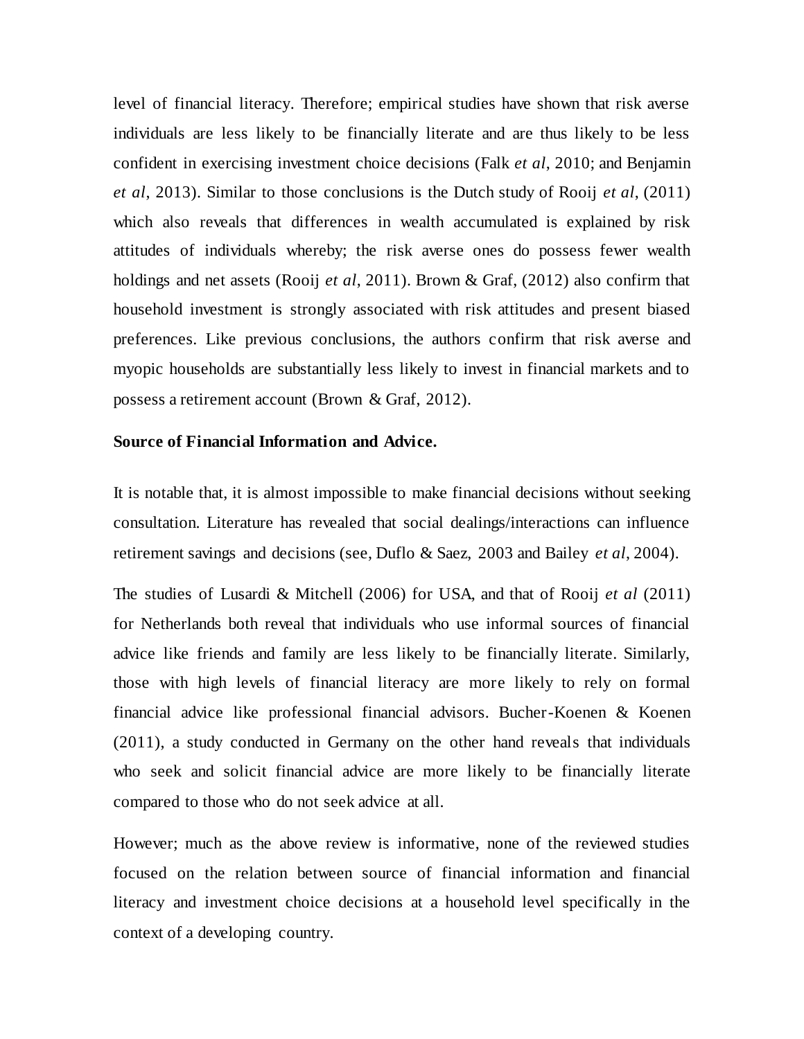level of financial literacy. Therefore; empirical studies have shown that risk averse individuals are less likely to be financially literate and are thus likely to be less confident in exercising investment choice decisions (Falk *et al*, 2010; and Benjamin *et al*, 2013). Similar to those conclusions is the Dutch study of Rooij *et al*, (2011) which also reveals that differences in wealth accumulated is explained by risk attitudes of individuals whereby; the risk averse ones do possess fewer wealth holdings and net assets (Rooij *et al*, 2011). Brown & Graf, (2012) also confirm that household investment is strongly associated with risk attitudes and present biased preferences. Like previous conclusions, the authors confirm that risk averse and myopic households are substantially less likely to invest in financial markets and to possess a retirement account (Brown & Graf, 2012).

**Source of Financial Information and Advice.**

It is notable that, it is almost impossible to make financial decisions without seeking consultation. Literature has revealed that social dealings/interactions can influence retirement savings and decisions (see, Duflo & Saez, 2003 and Bailey *et al*, 2004).

The studies of Lusardi & Mitchell (2006) for USA, and that of Rooij *et al* (2011) for Netherlands both reveal that individuals who use informal sources of financial advice like friends and family are less likely to be financially literate. Similarly, those with high levels of financial literacy are more likely to rely on formal financial advice like professional financial advisors. Bucher-Koenen & Koenen (2011), a study conducted in Germany on the other hand reveals that individuals who seek and solicit financial advice are more likely to be financially literate compared to those who do not seek advice at all.

However; much as the above review is informative, none of the reviewed studies focused on the relation between source of financial information and financial literacy and investment choice decisions at a household level specifically in the context of a developing country.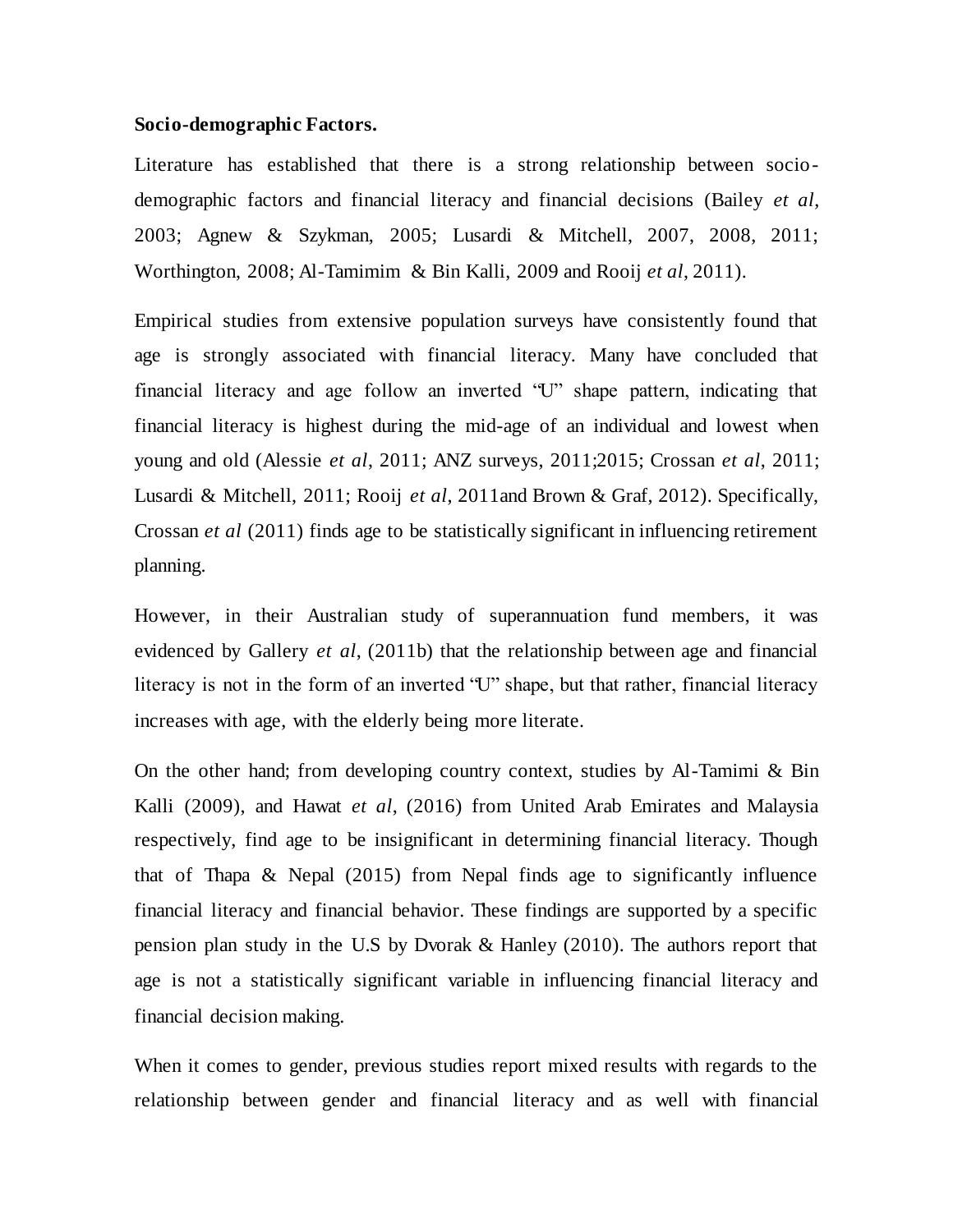**Socio-demographic Factors.**

Literature has established that there is a strong relationship between socio-demographic factors and financial literacy and financial decisions (Bailey *et al*, 2003; Agnew & Szykman, 2005; Lusardi & Mitchell, 2007, 2008, 2011; Worthington, 2008; Al-Tamimim & Bin Kalli, 2009 and Rooij *et al*, 2011).

Empirical studies from extensive population surveys have consistently found that age is strongly associated with financial literacy. Many have concluded that financial literacy and age follow an inverted "U" shape pattern, indicating that financial literacy is highest during the mid-age of an individual and lowest when young and old (Alessie *et al*, 2011; ANZ surveys, 2011;2015; Crossan *et al*, 2011; Lusardi & Mitchell, 2011; Rooij *et al*, 2011and Brown & Graf, 2012). Specifically, Crossan *et al* (2011) finds age to be statistically significant in influencing retirement planning.

However, in their Australian study of superannuation fund members, it was evidenced by Gallery *et al*, (2011b) that the relationship between age and financial literacy is not in the form of an inverted "U" shape, but that rather, financial literacy increases with age, with the elderly being more literate.

On the other hand; from developing country context, studies by Al-Tamimi & Bin Kalli (2009), and Hawat *et al*, (2016) from United Arab Emirates and Malaysia respectively, find age to be insignificant in determining financial literacy. Though that of Thapa & Nepal (2015) from Nepal finds age to significantly influence financial literacy and financial behavior. These findings are supported by a specific pension plan study in the U.S by Dvorak & Hanley (2010). The authors report that age is not a statistically significant variable in influencing financial literacy and financial decision making.

When it comes to gender, previous studies report mixed results with regards to the relationship between gender and financial literacy and as well with financial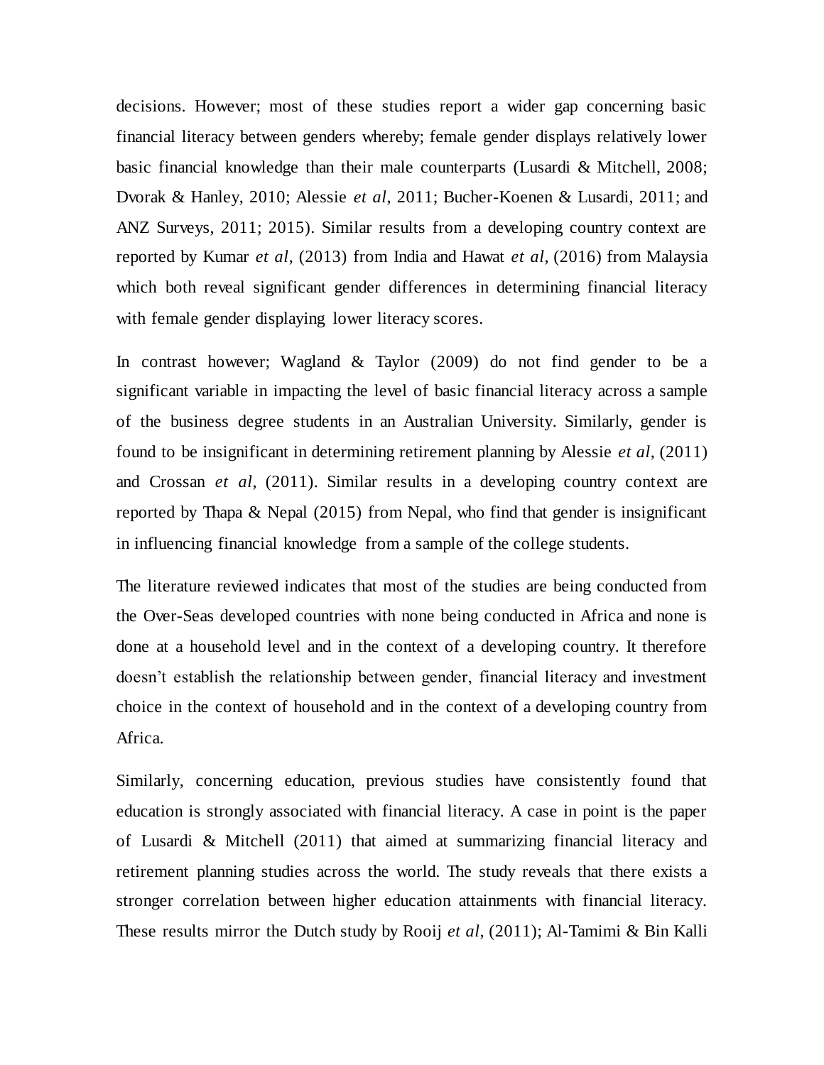decisions. However; most of these studies report a wider gap concerning basic financial literacy between genders whereby; female gender displays relatively lower basic financial knowledge than their male counterparts (Lusardi & Mitchell, 2008; Dvorak & Hanley, 2010; Alessie *et al*, 2011; Bucher-Koenen & Lusardi, 2011; and ANZ Surveys, 2011; 2015). Similar results from a developing country context are reported by Kumar *et al*, (2013) from India and Hawat *et al*, (2016) from Malaysia which both reveal significant gender differences in determining financial literacy with female gender displaying lower literacy scores.

In contrast however; Wagland & Taylor (2009) do not find gender to be a significant variable in impacting the level of basic financial literacy across a sample of the business degree students in an Australian University. Similarly, gender is found to be insignificant in determining retirement planning by Alessie *et al*, (2011) and Crossan *et al*, (2011). Similar results in a developing country context are reported by Thapa & Nepal (2015) from Nepal, who find that gender is insignificant in influencing financial knowledge from a sample of the college students.

The literature reviewed indicates that most of the studies are being conducted from the Over-Seas developed countries with none being conducted in Africa and none is done at a household level and in the context of a developing country. It therefore doesn't establish the relationship between gender, financial literacy and investment choice in the context of household and in the context of a developing country from Africa.

Similarly, concerning education, previous studies have consistently found that education is strongly associated with financial literacy. A case in point is the paper of Lusardi & Mitchell (2011) that aimed at summarizing financial literacy and retirement planning studies across the world. The study reveals that there exists a stronger correlation between higher education attainments with financial literacy. These results mirror the Dutch study by Rooij *et al*, (2011); Al-Tamimi & Bin Kalli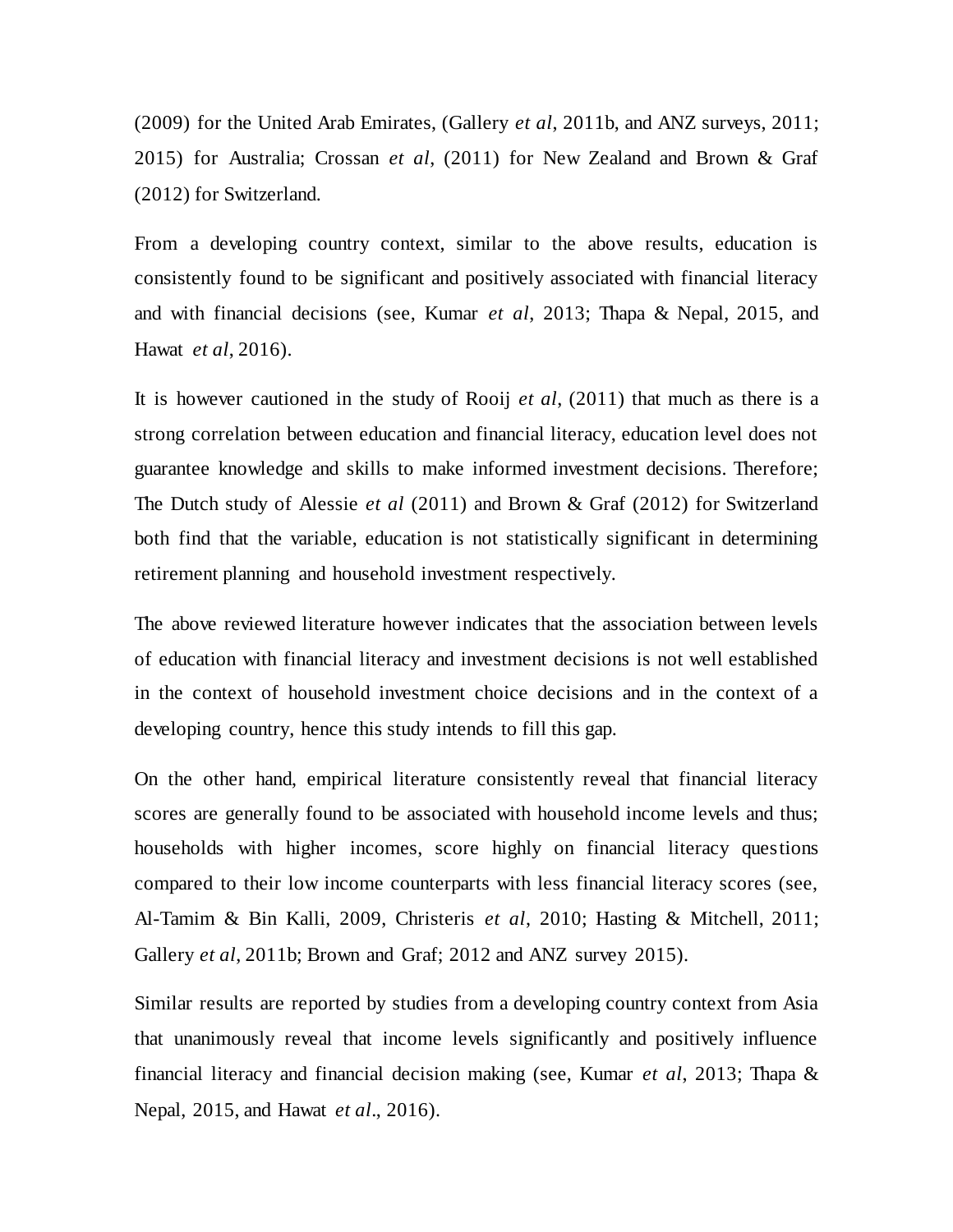(2009) for the United Arab Emirates, (Gallery *et al*, 2011b, and ANZ surveys, 2011; 2015) for Australia; Crossan *et al*, (2011) for New Zealand and Brown & Graf (2012) for Switzerland.

From a developing country context, similar to the above results, education is consistently found to be significant and positively associated with financial literacy and with financial decisions (see, Kumar *et al*, 2013; Thapa & Nepal, 2015, and Hawat *et al*, 2016).

It is however cautioned in the study of Rooij *et al*, (2011) that much as there is a strong correlation between education and financial literacy, education level does not guarantee knowledge and skills to make informed investment decisions. Therefore; The Dutch study of Alessie *et al* (2011) and Brown & Graf (2012) for Switzerland both find that the variable, education is not statistically significant in determining retirement planning and household investment respectively.

The above reviewed literature however indicates that the association between levels of education with financial literacy and investment decisions is not well established in the context of household investment choice decisions and in the context of a developing country, hence this study intends to fill this gap.

On the other hand, empirical literature consistently reveal that financial literacy scores are generally found to be associated with household income levels and thus; households with higher incomes, score highly on financial literacy questions compared to their low income counterparts with less financial literacy scores (see, Al-Tamim & Bin Kalli, 2009, Christeris *et al*, 2010; Hasting & Mitchell, 2011; Gallery *et al*, 2011b; Brown and Graf; 2012 and ANZ survey 2015).

Similar results are reported by studies from a developing country context from Asia that unanimously reveal that income levels significantly and positively influence financial literacy and financial decision making (see, Kumar *et al*, 2013; Thapa & Nepal, 2015, and Hawat *et al*., 2016).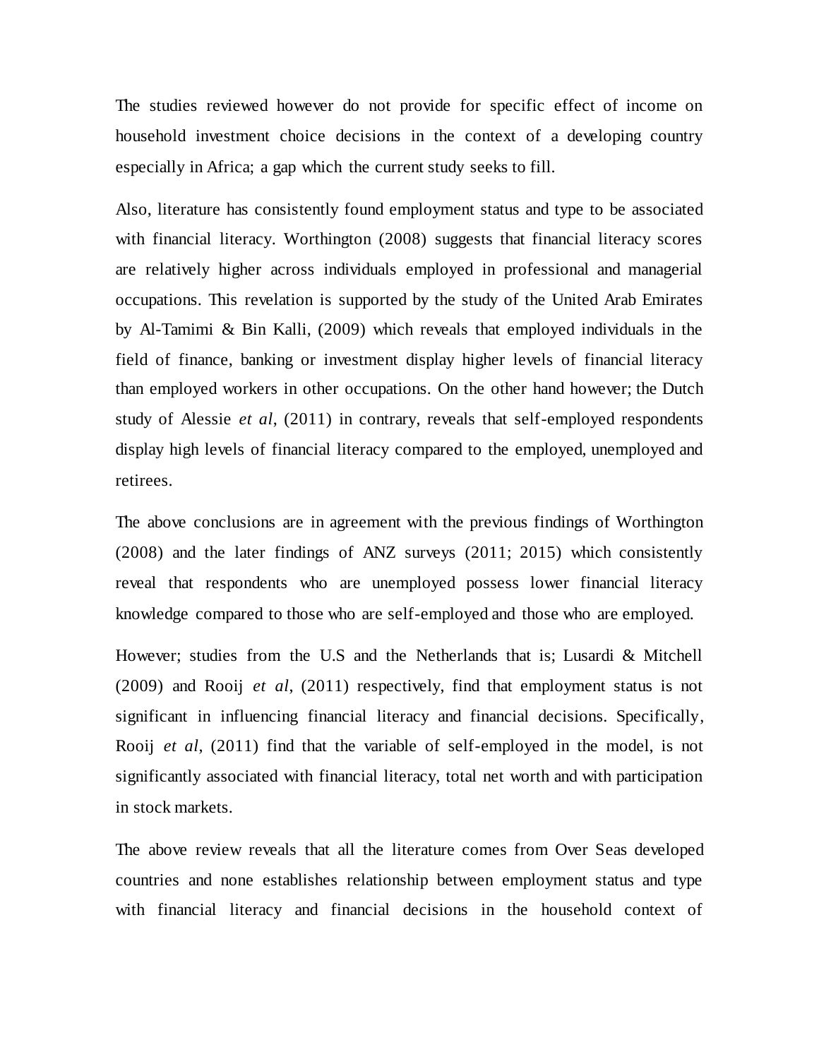The studies reviewed however do not provide for specific effect of income on household investment choice decisions in the context of a developing country especially in Africa; a gap which the current study seeks to fill.

Also, literature has consistently found employment status and type to be associated with financial literacy. Worthington (2008) suggests that financial literacy scores are relatively higher across individuals employed in professional and managerial occupations. This revelation is supported by the study of the United Arab Emirates by Al-Tamimi & Bin Kalli, (2009) which reveals that employed individuals in the field of finance, banking or investment display higher levels of financial literacy than employed workers in other occupations. On the other hand however; the Dutch study of Alessie *et al*, (2011) in contrary, reveals that self-employed respondents display high levels of financial literacy compared to the employed, unemployed and retirees.

The above conclusions are in agreement with the previous findings of Worthington (2008) and the later findings of ANZ surveys (2011; 2015) which consistently reveal that respondents who are unemployed possess lower financial literacy knowledge compared to those who are self-employed and those who are employed.

However; studies from the U.S and the Netherlands that is; Lusardi & Mitchell (2009) and Rooij *et al*, (2011) respectively, find that employment status is not significant in influencing financial literacy and financial decisions. Specifically, Rooij *et al*, (2011) find that the variable of self-employed in the model, is not significantly associated with financial literacy, total net worth and with participation in stock markets.

The above review reveals that all the literature comes from Over Seas developed countries and none establishes relationship between employment status and type with financial literacy and financial decisions in the household context of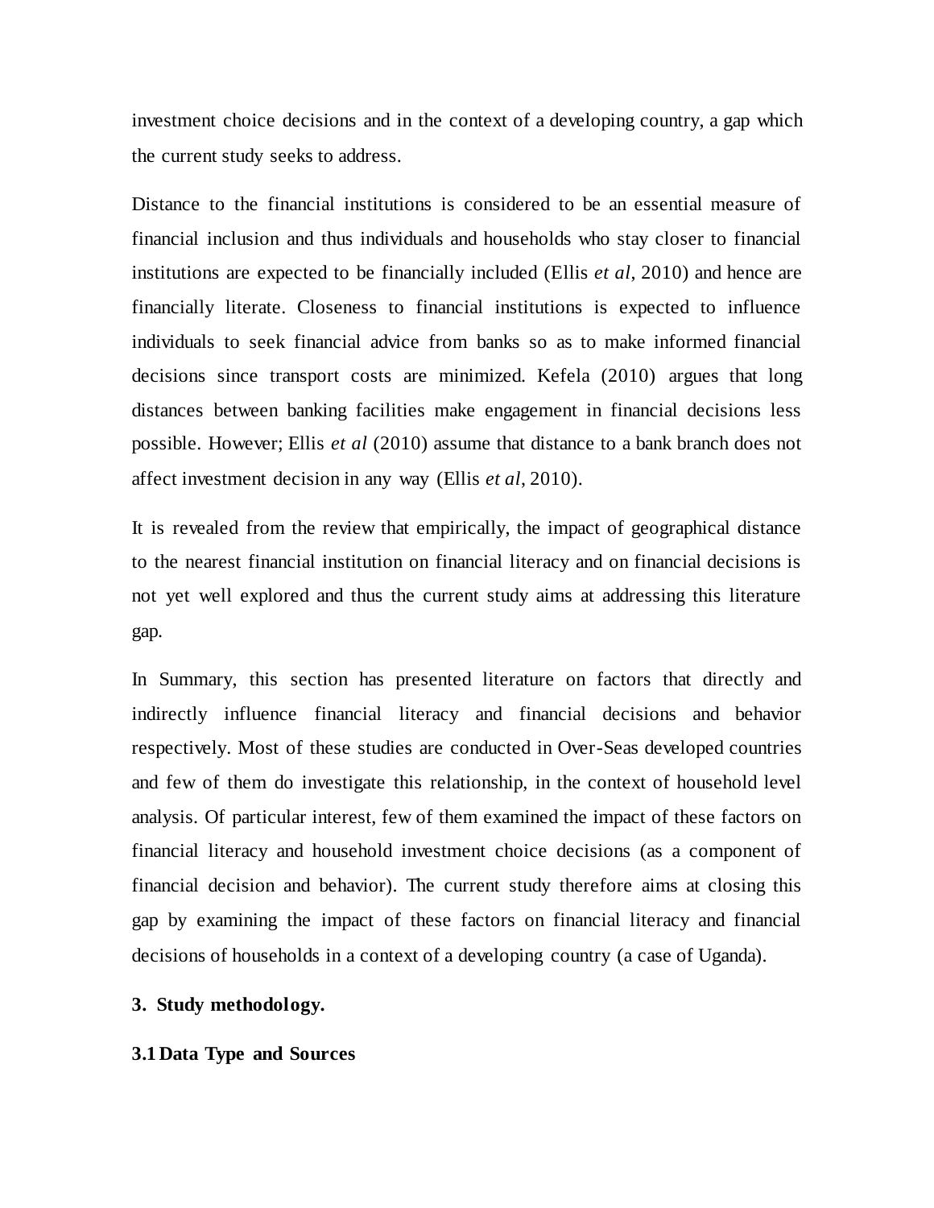investment choice decisions and in the context of a developing country, a gap which the current study seeks to address.

Distance to the financial institutions is considered to be an essential measure of financial inclusion and thus individuals and households who stay closer to financial institutions are expected to be financially included (Ellis *et al*, 2010) and hence are financially literate. Closeness to financial institutions is expected to influence individuals to seek financial advice from banks so as to make informed financial decisions since transport costs are minimized. Kefela (2010) argues that long distances between banking facilities make engagement in financial decisions less possible. However; Ellis *et al* (2010) assume that distance to a bank branch does not affect investment decision in any way (Ellis *et al*, 2010).

It is revealed from the review that empirically, the impact of geographical distance to the nearest financial institution on financial literacy and on financial decisions is not yet well explored and thus the current study aims at addressing this literature gap.

In Summary, this section has presented literature on factors that directly and indirectly influence financial literacy and financial decisions and behavior respectively. Most of these studies are conducted in Over-Seas developed countries and few of them do investigate this relationship, in the context of household level analysis. Of particular interest, few of them examined the impact of these factors on financial literacy and household investment choice decisions (as a component of financial decision and behavior). The current study therefore aims at closing this gap by examining the impact of these factors on financial literacy and financial decisions of households in a context of a developing country (a case of Uganda).

## 3. Study methodology.

### 3.1 Data Type and Sources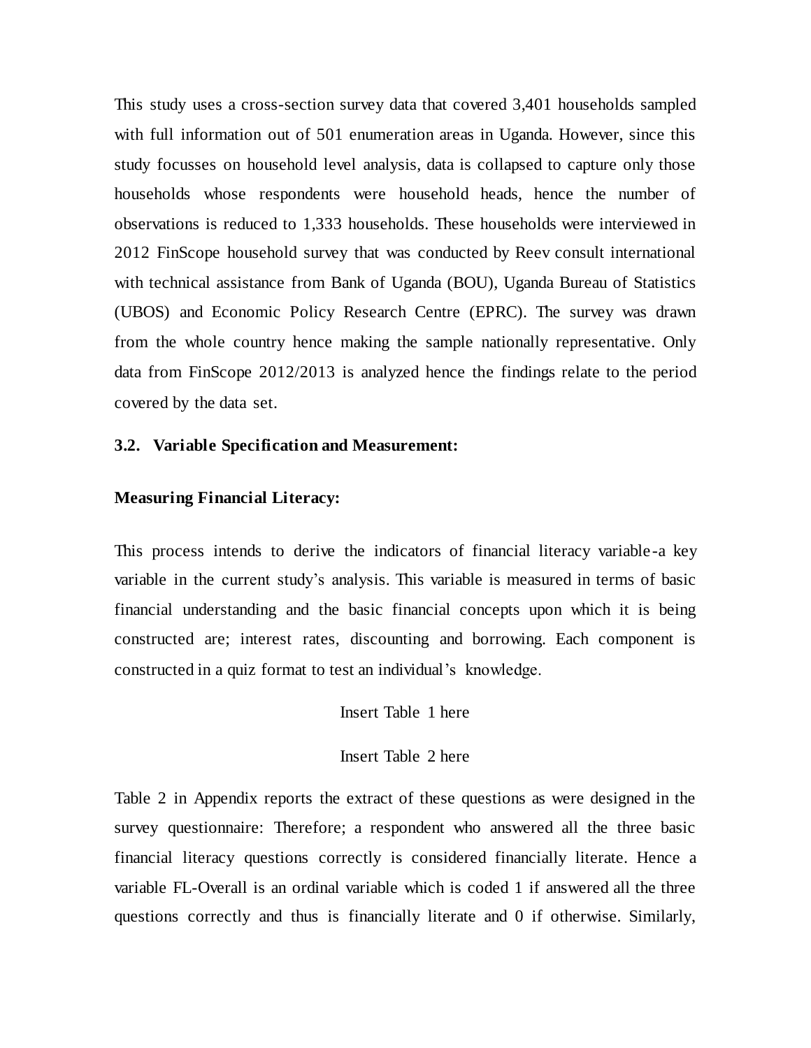This study uses a cross-section survey data that covered 3,401 households sampled with full information out of 501 enumeration areas in Uganda. However, since this study focusses on household level analysis, data is collapsed to capture only those households whose respondents were household heads, hence the number of observations is reduced to 1,333 households. These households were interviewed in 2012 FinScope household survey that was conducted by Reev consult international with technical assistance from Bank of Uganda (BOU), Uganda Bureau of Statistics (UBOS) and Economic Policy Research Centre (EPRC). The survey was drawn from the whole country hence making the sample nationally representative. Only data from FinScope 2012/2013 is analyzed hence the findings relate to the period covered by the data set.

### 3.2. Variable Specification and Measurement:

**Measuring Financial Literacy:**

This process intends to derive the indicators of financial literacy variable-a key variable in the current study's analysis. This variable is measured in terms of basic financial understanding and the basic financial concepts upon which it is being constructed are; interest rates, discounting and borrowing. Each component is constructed in a quiz format to test an individual's knowledge.

Insert Table 1 here

Insert Table 2 here

Table 2 in Appendix reports the extract of these questions as were designed in the survey questionnaire: Therefore; a respondent who answered all the three basic financial literacy questions correctly is considered financially literate. Hence a variable FL-Overall is an ordinal variable which is coded 1 if answered all the three questions correctly and thus is financially literate and 0 if otherwise. Similarly,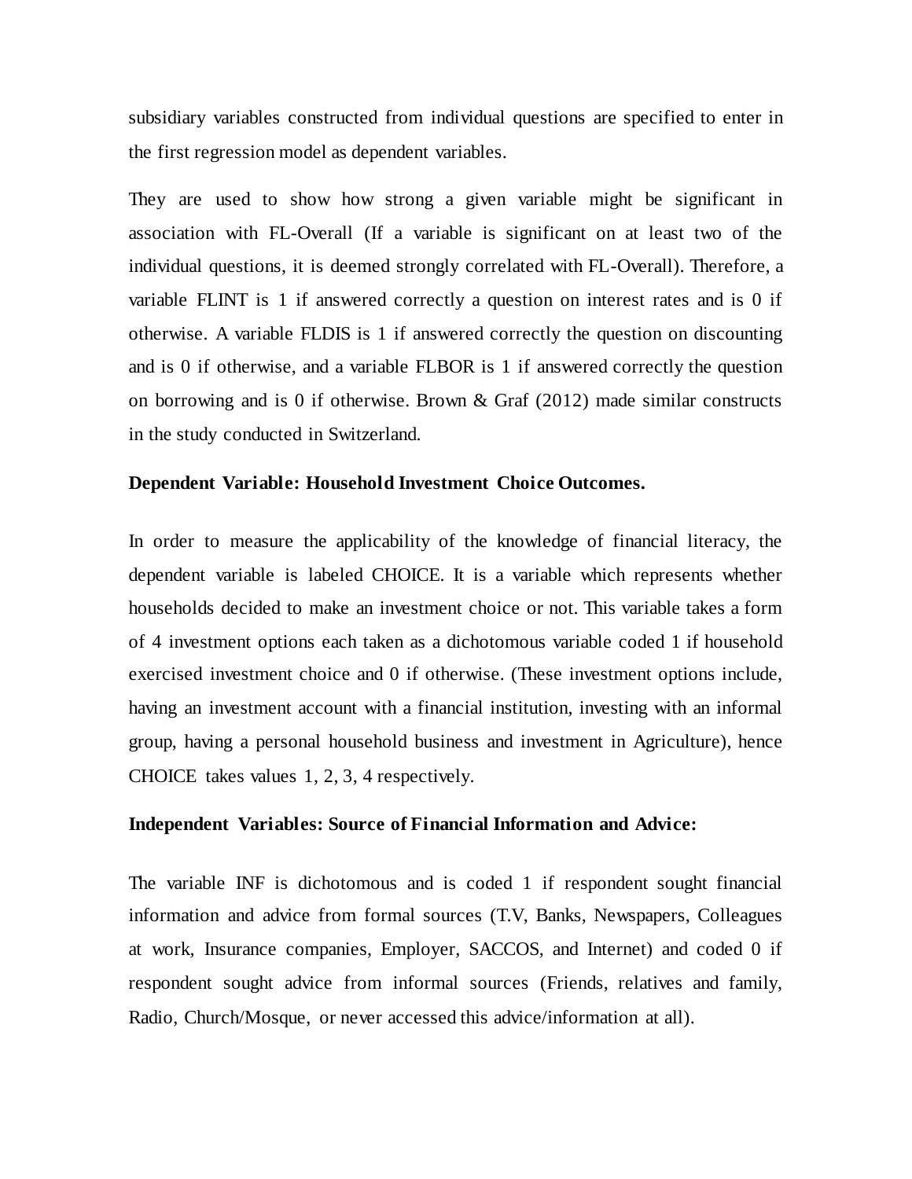subsidiary variables constructed from individual questions are specified to enter in the first regression model as dependent variables.

They are used to show how strong a given variable might be significant in association with FL-Overall (If a variable is significant on at least two of the individual questions, it is deemed strongly correlated with FL-Overall). Therefore, a variable FLINT is 1 if answered correctly a question on interest rates and is 0 if otherwise. A variable FLDIS is 1 if answered correctly the question on discounting and is 0 if otherwise, and a variable FLBOR is 1 if answered correctly the question on borrowing and is 0 if otherwise. Brown & Graf (2012) made similar constructs in the study conducted in Switzerland.

**Dependent Variable: Household Investment Choice Outcomes.**

In order to measure the applicability of the knowledge of financial literacy, the dependent variable is labeled CHOICE. It is a variable which represents whether households decided to make an investment choice or not. This variable takes a form of 4 investment options each taken as a dichotomous variable coded 1 if household exercised investment choice and 0 if otherwise. (These investment options include, having an investment account with a financial institution, investing with an informal group, having a personal household business and investment in Agriculture), hence CHOICE takes values 1, 2, 3, 4 respectively.

**Independent Variables: Source of Financial Information and Advice:**

The variable INF is dichotomous and is coded 1 if respondent sought financial information and advice from formal sources (T.V, Banks, Newspapers, Colleagues at work, Insurance companies, Employer, SACCOS, and Internet) and coded 0 if respondent sought advice from informal sources (Friends, relatives and family, Radio, Church/Mosque, or never accessed this advice/information at all).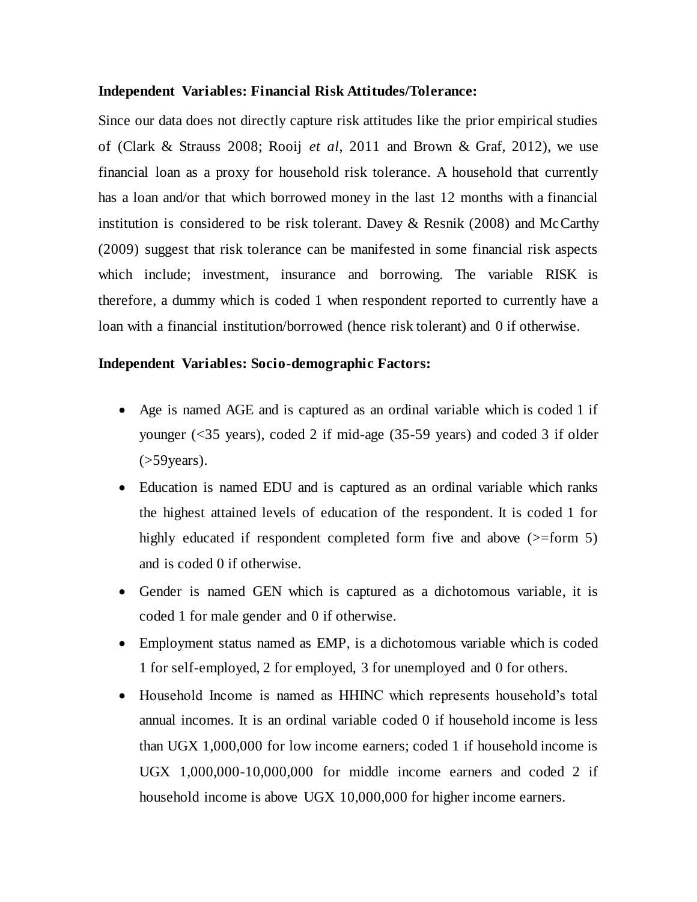**Independent Variables: Financial Risk Attitudes/Tolerance:**

Since our data does not directly capture risk attitudes like the prior empirical studies of (Clark & Strauss 2008; Rooij *et al*, 2011 and Brown & Graf, 2012), we use financial loan as a proxy for household risk tolerance. A household that currently has a loan and/or that which borrowed money in the last 12 months with a financial institution is considered to be risk tolerant. Davey & Resnik (2008) and McCarthy (2009) suggest that risk tolerance can be manifested in some financial risk aspects which include; investment, insurance and borrowing. The variable RISK is therefore, a dummy which is coded 1 when respondent reported to currently have a loan with a financial institution/borrowed (hence risk tolerant) and 0 if otherwise.

**Independent Variables: Socio-demographic Factors:**

- Age is named AGE and is captured as an ordinal variable which is coded 1 if younger (<35 years), coded 2 if mid-age (35-59 years) and coded 3 if older (>59years).
- Education is named EDU and is captured as an ordinal variable which ranks the highest attained levels of education of the respondent. It is coded 1 for highly educated if respondent completed form five and above (>=form 5) and is coded 0 if otherwise.
- Gender is named GEN which is captured as a dichotomous variable, it is coded 1 for male gender and 0 if otherwise.
- Employment status named as EMP, is a dichotomous variable which is coded 1 for self-employed, 2 for employed, 3 for unemployed and 0 for others.
- Household Income is named as HHINC which represents household's total annual incomes. It is an ordinal variable coded 0 if household income is less than UGX 1,000,000 for low income earners; coded 1 if household income is UGX 1,000,000-10,000,000 for middle income earners and coded 2 if household income is above UGX 10,000,000 for higher income earners.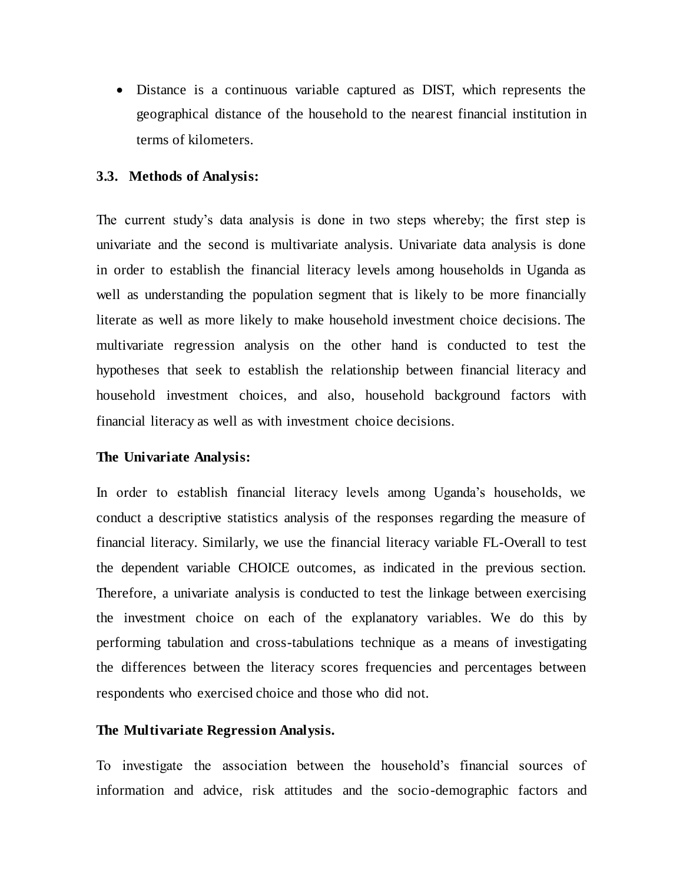- Distance is a continuous variable captured as DIST, which represents the geographical distance of the household to the nearest financial institution in terms of kilometers.

### 3.3. Methods of Analysis:

The current study's data analysis is done in two steps whereby; the first step is univariate and the second is multivariate analysis. Univariate data analysis is done in order to establish the financial literacy levels among households in Uganda as well as understanding the population segment that is likely to be more financially literate as well as more likely to make household investment choice decisions. The multivariate regression analysis on the other hand is conducted to test the hypotheses that seek to establish the relationship between financial literacy and household investment choices, and also, household background factors with financial literacy as well as with investment choice decisions.

**The Univariate Analysis:**

In order to establish financial literacy levels among Uganda's households, we conduct a descriptive statistics analysis of the responses regarding the measure of financial literacy. Similarly, we use the financial literacy variable FL-Overall to test the dependent variable CHOICE outcomes, as indicated in the previous section. Therefore, a univariate analysis is conducted to test the linkage between exercising the investment choice on each of the explanatory variables. We do this by performing tabulation and cross-tabulations technique as a means of investigating the differences between the literacy scores frequencies and percentages between respondents who exercised choice and those who did not.

**The Multivariate Regression Analysis.**

To investigate the association between the household's financial sources of information and advice, risk attitudes and the socio-demographic factors and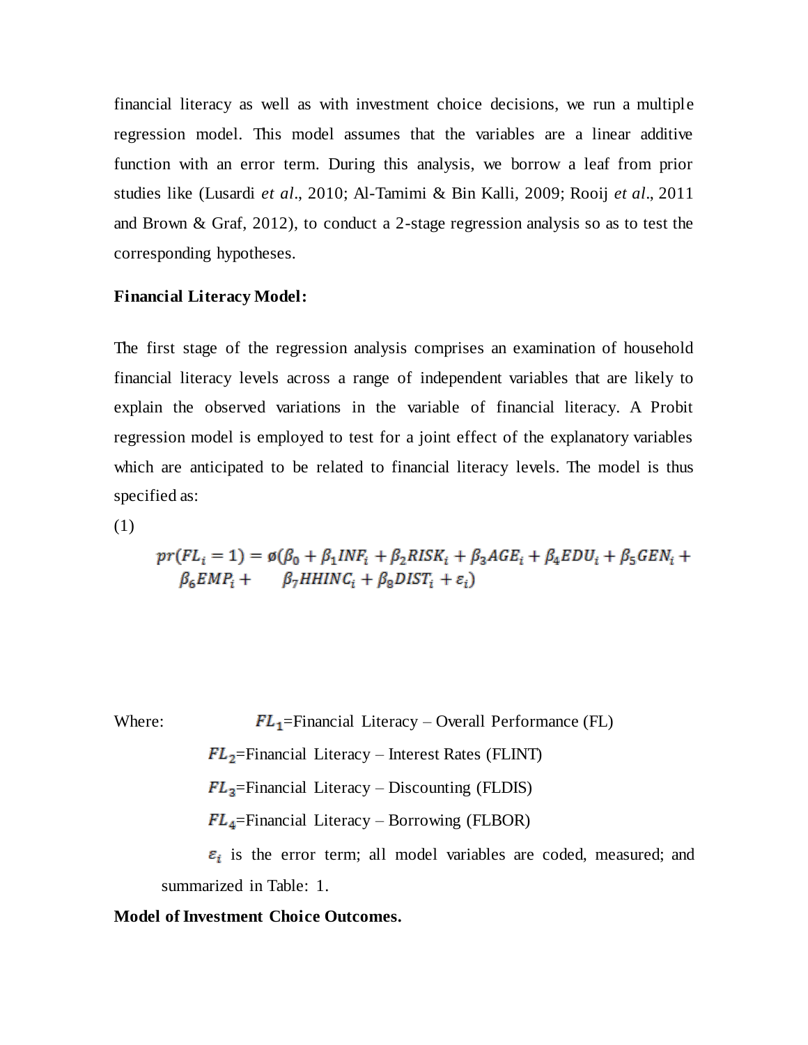financial literacy as well as with investment choice decisions, we run a multiple regression model. This model assumes that the variables are a linear additive function with an error term. During this analysis, we borrow a leaf from prior studies like (Lusardi *et al*., 2010; Al-Tamimi & Bin Kalli, 2009; Rooij *et al*., 2011 and Brown & Graf, 2012), to conduct a 2-stage regression analysis so as to test the corresponding hypotheses.

**Financial Literacy Model:**

The first stage of the regression analysis comprises an examination of household financial literacy levels across a range of independent variables that are likely to explain the observed variations in the variable of financial literacy. A Probit regression model is employed to test for a joint effect of the explanatory variables which are anticipated to be related to financial literacy levels. The model is thus specified as:

(1)

$$pr(FL_i = 1) = \phi(\beta_0 + \beta_1 INF_i + \beta_2 RISK_i + \beta_3 AGE_i + \beta_4 EDU_i + \beta_5 GEN_i + \beta_6 EMP_i + \beta_7 HHINC_i + \beta_8 DIST_i + \varepsilon_i)$$

Where: $FL_1$=Financial Literacy – Overall Performance (FL)

$FL_2$=Financial Literacy – Interest Rates (FLINT)

$FL_3$=Financial Literacy – Discounting (FLDIS)

$FL_4$=Financial Literacy – Borrowing (FLBOR)

$\varepsilon_i$ is the error term; all model variables are coded, measured; and summarized in Table: 1.

**Model of Investment Choice Outcomes.**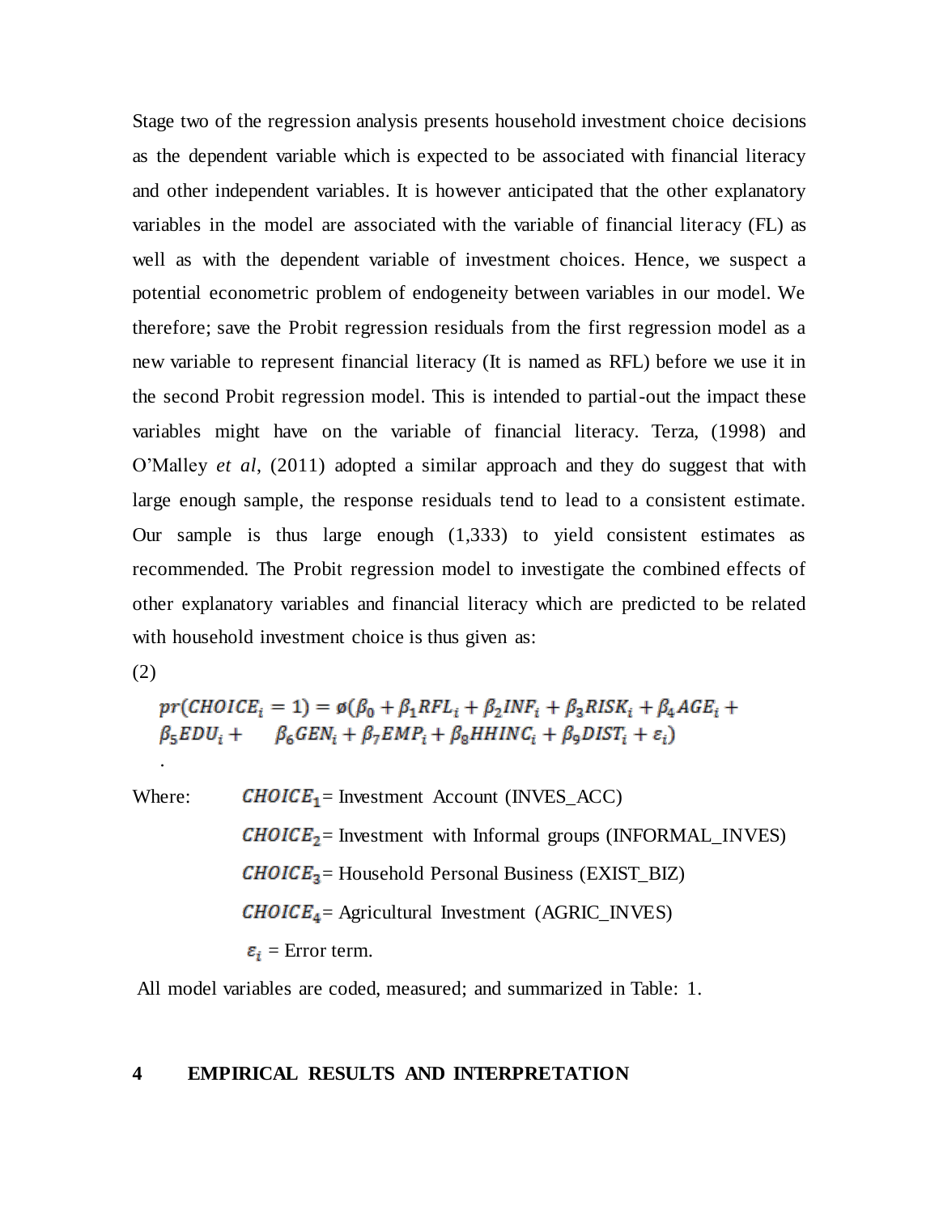Stage two of the regression analysis presents household investment choice decisions as the dependent variable which is expected to be associated with financial literacy and other independent variables. It is however anticipated that the other explanatory variables in the model are associated with the variable of financial literacy (FL) as well as with the dependent variable of investment choices. Hence, we suspect a potential econometric problem of endogeneity between variables in our model. We therefore; save the Probit regression residuals from the first regression model as a new variable to represent financial literacy (It is named as RFL) before we use it in the second Probit regression model. This is intended to partial-out the impact these variables might have on the variable of financial literacy. Terza, (1998) and O'Malley *et al*, (2011) adopted a similar approach and they do suggest that with large enough sample, the response residuals tend to lead to a consistent estimate. Our sample is thus large enough (1,333) to yield consistent estimates as recommended. The Probit regression model to investigate the combined effects of other explanatory variables and financial literacy which are predicted to be related with household investment choice is thus given as:

(2)

$$pr(CHOICE_i = 1) = \phi(\beta_0 + \beta_1 RFL_i + \beta_2 INF_i + \beta_3 RISK_i + \beta_4 AGE_i + \beta_5 EDU_i + \beta_6 GEN_i + \beta_7 EMP_i + \beta_8 HHINC_i + \beta_9 DIST_i + \varepsilon_i)$$

.

Where: $CHOICE_1$ = Investment Account (INVES_ACC)

$CHOICE_2$ = Investment with Informal groups (INFORMAL_INVES)

$CHOICE_3$ = Household Personal Business (EXIST_BIZ)

$CHOICE_4$ = Agricultural Investment (AGRIC_INVES)

$\varepsilon_i$ = Error term.

All model variables are coded, measured; and summarized in Table: 1.

# 4 EMPIRICAL RESULTS AND INTERPRETATION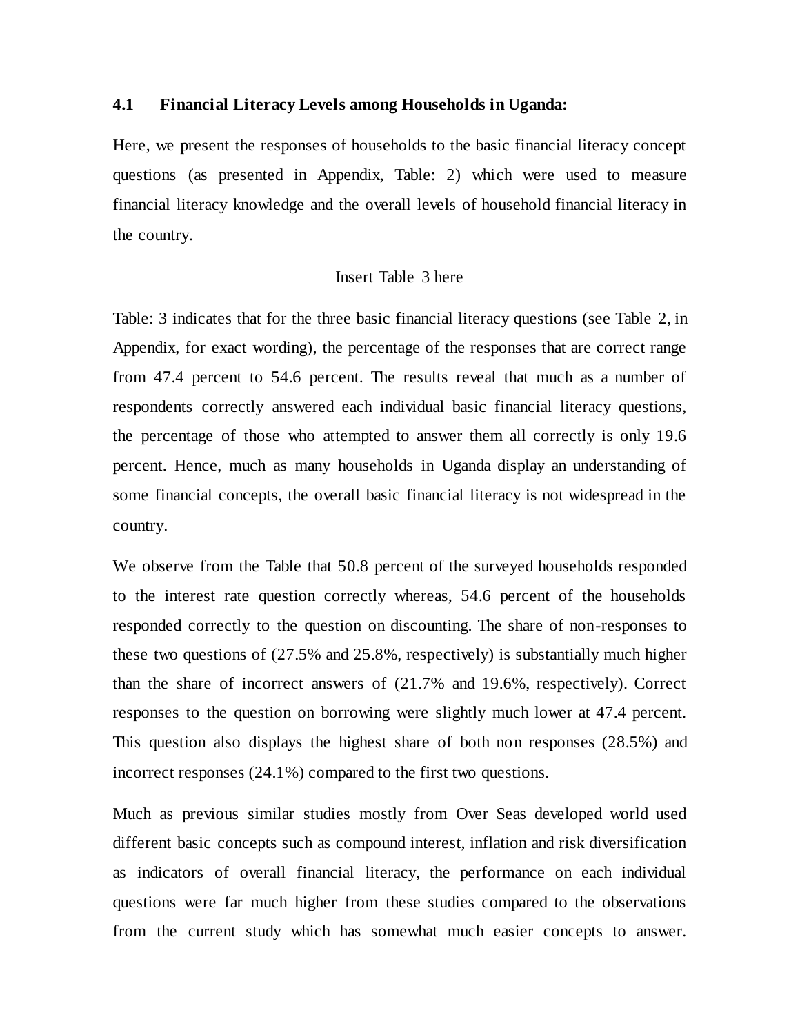### 4.1 Financial Literacy Levels among Households in Uganda:

Here, we present the responses of households to the basic financial literacy concept questions (as presented in Appendix, Table: 2) which were used to measure financial literacy knowledge and the overall levels of household financial literacy in the country.

Insert Table 3 here

Table: 3 indicates that for the three basic financial literacy questions (see Table 2, in Appendix, for exact wording), the percentage of the responses that are correct range from 47.4 percent to 54.6 percent. The results reveal that much as a number of respondents correctly answered each individual basic financial literacy questions, the percentage of those who attempted to answer them all correctly is only 19.6 percent. Hence, much as many households in Uganda display an understanding of some financial concepts, the overall basic financial literacy is not widespread in the country.

We observe from the Table that 50.8 percent of the surveyed households responded to the interest rate question correctly whereas, 54.6 percent of the households responded correctly to the question on discounting. The share of non-responses to these two questions of (27.5% and 25.8%, respectively) is substantially much higher than the share of incorrect answers of (21.7% and 19.6%, respectively). Correct responses to the question on borrowing were slightly much lower at 47.4 percent. This question also displays the highest share of both non responses (28.5%) and incorrect responses (24.1%) compared to the first two questions.

Much as previous similar studies mostly from Over Seas developed world used different basic concepts such as compound interest, inflation and risk diversification as indicators of overall financial literacy, the performance on each individual questions were far much higher from these studies compared to the observations from the current study which has somewhat much easier concepts to answer.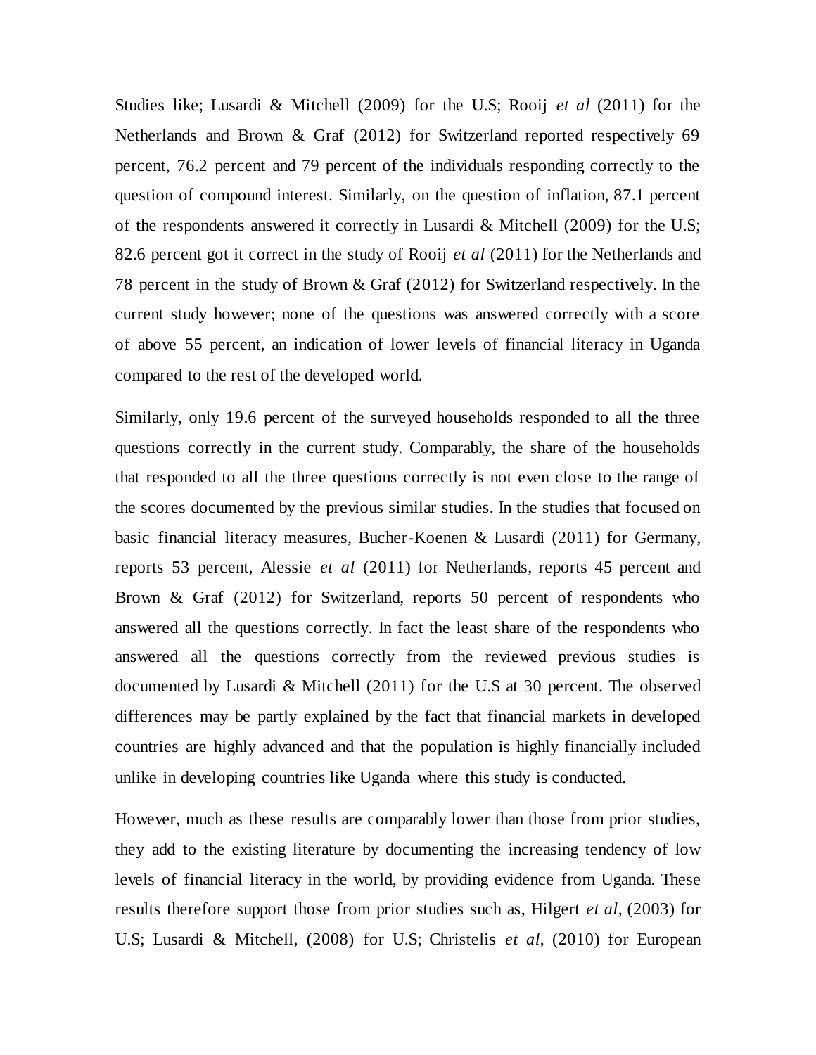Studies like; Lusardi & Mitchell (2009) for the U.S; Rooij *et al* (2011) for the Netherlands and Brown & Graf (2012) for Switzerland reported respectively 69 percent, 76.2 percent and 79 percent of the individuals responding correctly to the question of compound interest. Similarly, on the question of inflation, 87.1 percent of the respondents answered it correctly in Lusardi & Mitchell (2009) for the U.S; 82.6 percent got it correct in the study of Rooij *et al* (2011) for the Netherlands and 78 percent in the study of Brown & Graf (2012) for Switzerland respectively. In the current study however; none of the questions was answered correctly with a score of above 55 percent, an indication of lower levels of financial literacy in Uganda compared to the rest of the developed world.

Similarly, only 19.6 percent of the surveyed households responded to all the three questions correctly in the current study. Comparably, the share of the households that responded to all the three questions correctly is not even close to the range of the scores documented by the previous similar studies. In the studies that focused on basic financial literacy measures, Bucher-Koenen & Lusardi (2011) for Germany, reports 53 percent, Alessie *et al* (2011) for Netherlands, reports 45 percent and Brown & Graf (2012) for Switzerland, reports 50 percent of respondents who answered all the questions correctly. In fact the least share of the respondents who answered all the questions correctly from the reviewed previous studies is documented by Lusardi & Mitchell (2011) for the U.S at 30 percent. The observed differences may be partly explained by the fact that financial markets in developed countries are highly advanced and that the population is highly financially included unlike in developing countries like Uganda where this study is conducted.

However, much as these results are comparably lower than those from prior studies, they add to the existing literature by documenting the increasing tendency of low levels of financial literacy in the world, by providing evidence from Uganda. These results therefore support those from prior studies such as, Hilgert *et al*, (2003) for U.S; Lusardi & Mitchell, (2008) for U.S; Christelis *et al*, (2010) for European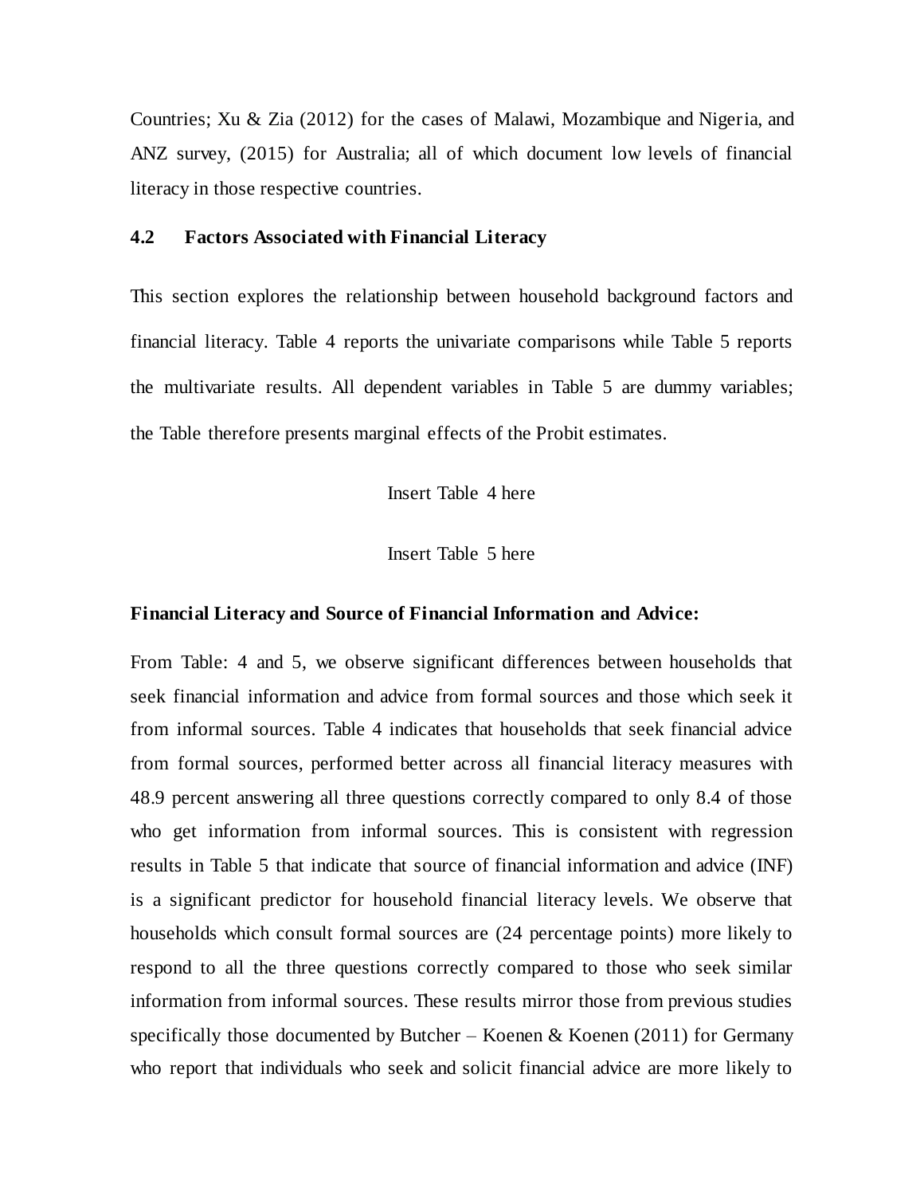Countries; Xu & Zia (2012) for the cases of Malawi, Mozambique and Nigeria, and ANZ survey, (2015) for Australia; all of which document low levels of financial literacy in those respective countries.

### 4.2 Factors Associated with Financial Literacy

This section explores the relationship between household background factors and financial literacy. Table 4 reports the univariate comparisons while Table 5 reports the multivariate results. All dependent variables in Table 5 are dummy variables; the Table therefore presents marginal effects of the Probit estimates.

Insert Table 4 here

Insert Table 5 here

**Financial Literacy and Source of Financial Information and Advice:**

From Table: 4 and 5, we observe significant differences between households that seek financial information and advice from formal sources and those which seek it from informal sources. Table 4 indicates that households that seek financial advice from formal sources, performed better across all financial literacy measures with 48.9 percent answering all three questions correctly compared to only 8.4 of those who get information from informal sources. This is consistent with regression results in Table 5 that indicate that source of financial information and advice (INF) is a significant predictor for household financial literacy levels. We observe that households which consult formal sources are (24 percentage points) more likely to respond to all the three questions correctly compared to those who seek similar information from informal sources. These results mirror those from previous studies specifically those documented by Butcher – Koenen & Koenen (2011) for Germany who report that individuals who seek and solicit financial advice are more likely to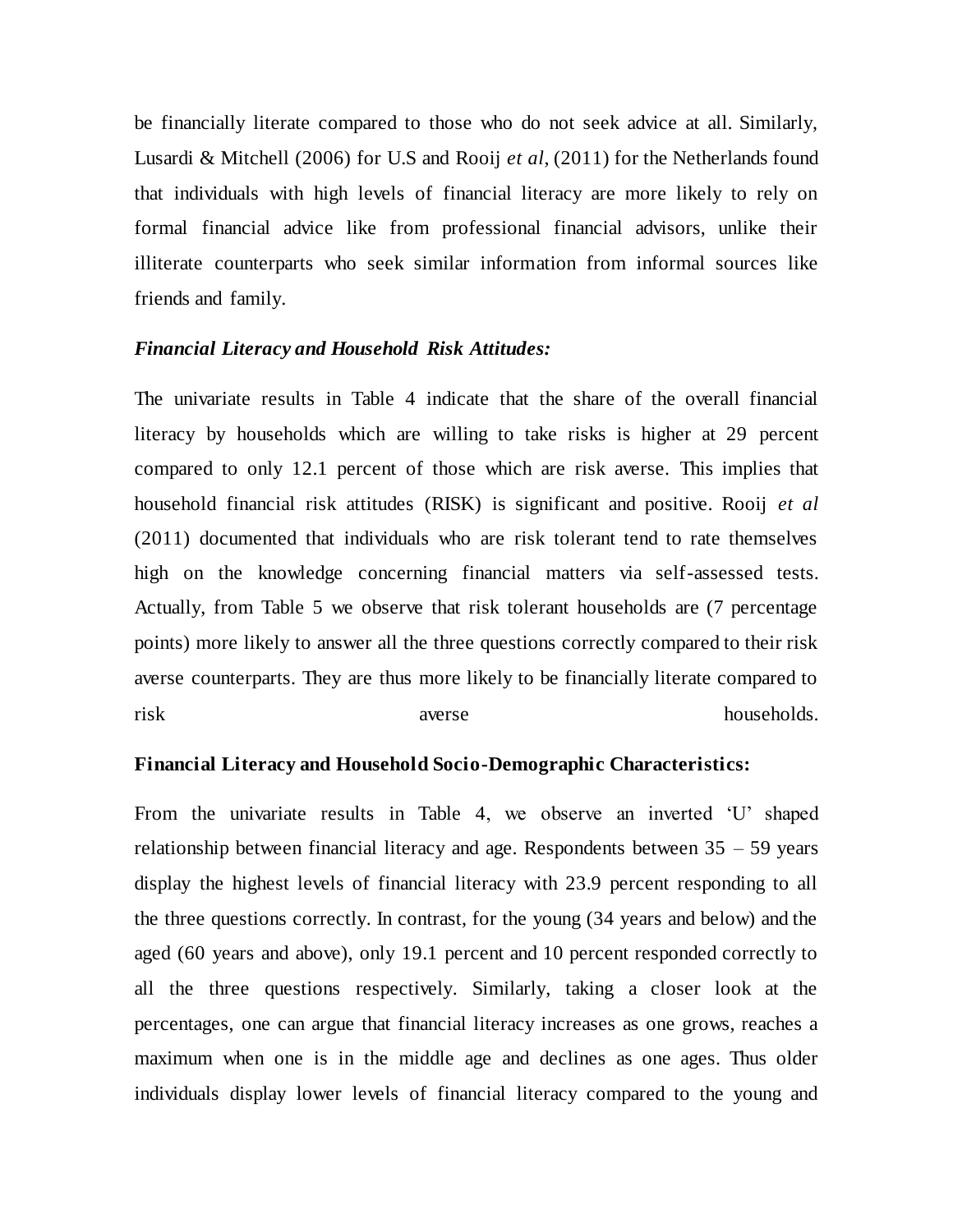be financially literate compared to those who do not seek advice at all. Similarly, Lusardi & Mitchell (2006) for U.S and Rooij *et al*, (2011) for the Netherlands found that individuals with high levels of financial literacy are more likely to rely on formal financial advice like from professional financial advisors, unlike their illiterate counterparts who seek similar information from informal sources like friends and family.

***Financial Literacy and Household Risk Attitudes:***

The univariate results in Table 4 indicate that the share of the overall financial literacy by households which are willing to take risks is higher at 29 percent compared to only 12.1 percent of those which are risk averse. This implies that household financial risk attitudes (RISK) is significant and positive. Rooij *et al* (2011) documented that individuals who are risk tolerant tend to rate themselves high on the knowledge concerning financial matters via self-assessed tests. Actually, from Table 5 we observe that risk tolerant households are (7 percentage points) more likely to answer all the three questions correctly compared to their risk averse counterparts. They are thus more likely to be financially literate compared to risk averse households.

**Financial Literacy and Household Socio-Demographic Characteristics:**

From the univariate results in Table 4, we observe an inverted 'U' shaped relationship between financial literacy and age. Respondents between 35 – 59 years display the highest levels of financial literacy with 23.9 percent responding to all the three questions correctly. In contrast, for the young (34 years and below) and the aged (60 years and above), only 19.1 percent and 10 percent responded correctly to all the three questions respectively. Similarly, taking a closer look at the percentages, one can argue that financial literacy increases as one grows, reaches a maximum when one is in the middle age and declines as one ages. Thus older individuals display lower levels of financial literacy compared to the young and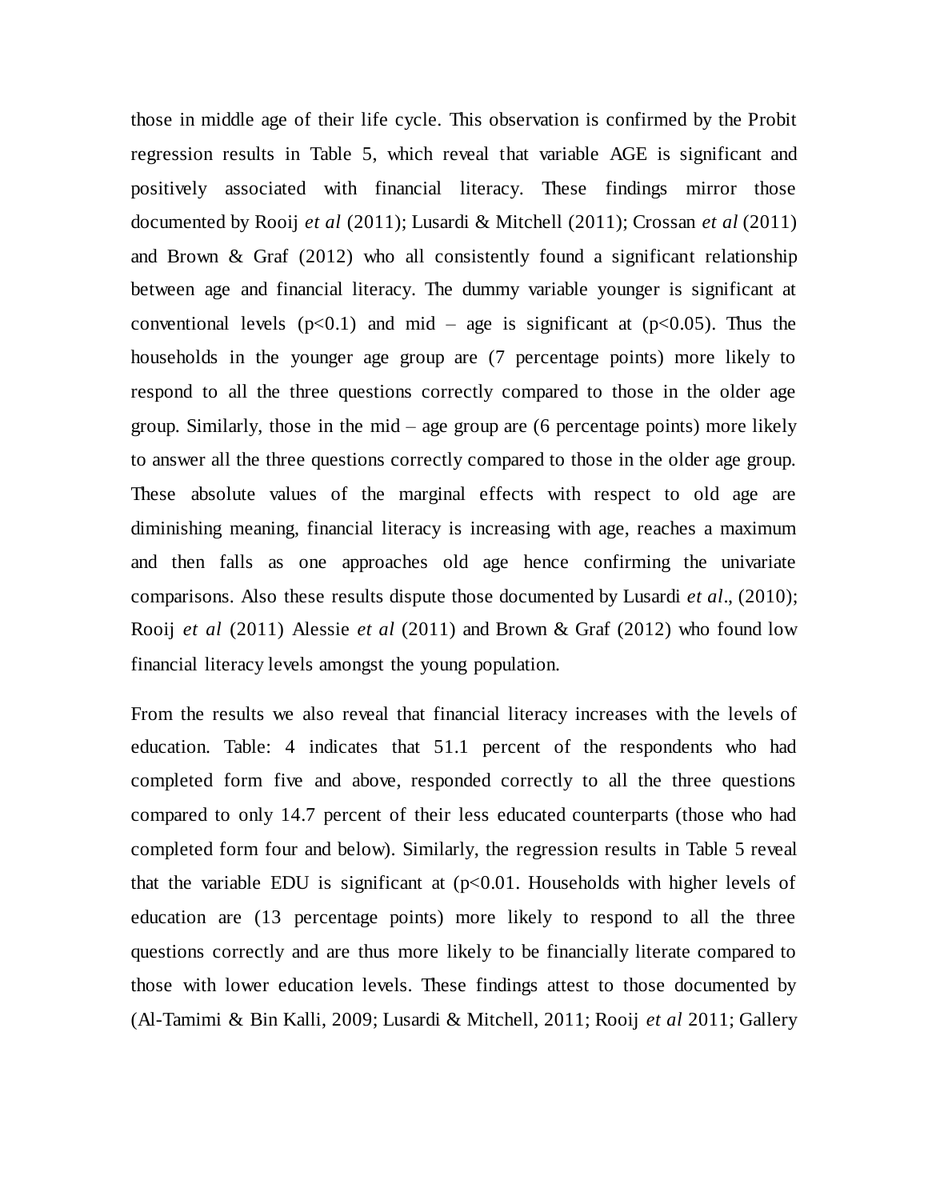those in middle age of their life cycle. This observation is confirmed by the Probit regression results in Table 5, which reveal that variable AGE is significant and positively associated with financial literacy. These findings mirror those documented by Rooij *et al* (2011); Lusardi & Mitchell (2011); Crossan *et al* (2011) and Brown & Graf (2012) who all consistently found a significant relationship between age and financial literacy. The dummy variable younger is significant at conventional levels ($p<0.1$) and mid – age is significant at ($p<0.05$). Thus the households in the younger age group are (7 percentage points) more likely to respond to all the three questions correctly compared to those in the older age group. Similarly, those in the mid – age group are (6 percentage points) more likely to answer all the three questions correctly compared to those in the older age group. These absolute values of the marginal effects with respect to old age are diminishing meaning, financial literacy is increasing with age, reaches a maximum and then falls as one approaches old age hence confirming the univariate comparisons. Also these results dispute those documented by Lusardi *et al*., (2010); Rooij *et al* (2011) Alessie *et al* (2011) and Brown & Graf (2012) who found low financial literacy levels amongst the young population.

From the results we also reveal that financial literacy increases with the levels of education. Table: 4 indicates that 51.1 percent of the respondents who had completed form five and above, responded correctly to all the three questions compared to only 14.7 percent of their less educated counterparts (those who had completed form four and below). Similarly, the regression results in Table 5 reveal that the variable EDU is significant at ($p<0.01$. Households with higher levels of education are (13 percentage points) more likely to respond to all the three questions correctly and are thus more likely to be financially literate compared to those with lower education levels. These findings attest to those documented by (Al-Tamimi & Bin Kalli, 2009; Lusardi & Mitchell, 2011; Rooij *et al* 2011; Gallery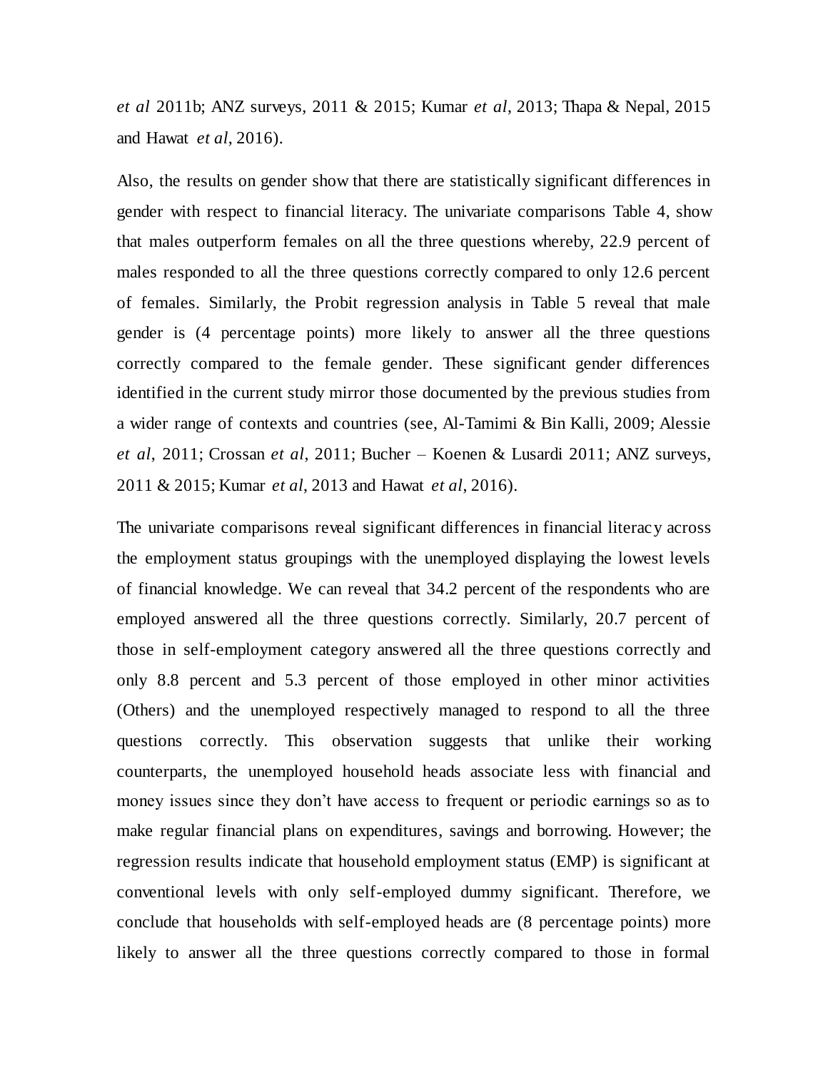*et al* 2011b; ANZ surveys, 2011 & 2015; Kumar *et al*, 2013; Thapa & Nepal, 2015 and Hawat *et al*, 2016).

Also, the results on gender show that there are statistically significant differences in gender with respect to financial literacy. The univariate comparisons Table 4, show that males outperform females on all the three questions whereby, 22.9 percent of males responded to all the three questions correctly compared to only 12.6 percent of females. Similarly, the Probit regression analysis in Table 5 reveal that male gender is (4 percentage points) more likely to answer all the three questions correctly compared to the female gender. These significant gender differences identified in the current study mirror those documented by the previous studies from a wider range of contexts and countries (see, Al-Tamimi & Bin Kalli, 2009; Alessie *et al*, 2011; Crossan *et al,* 2011; Bucher – Koenen & Lusardi 2011; ANZ surveys, 2011 & 2015; Kumar *et al*, 2013 and Hawat *et al*, 2016).

The univariate comparisons reveal significant differences in financial literacy across the employment status groupings with the unemployed displaying the lowest levels of financial knowledge. We can reveal that 34.2 percent of the respondents who are employed answered all the three questions correctly. Similarly, 20.7 percent of those in self-employment category answered all the three questions correctly and only 8.8 percent and 5.3 percent of those employed in other minor activities (Others) and the unemployed respectively managed to respond to all the three questions correctly. This observation suggests that unlike their working counterparts, the unemployed household heads associate less with financial and money issues since they don't have access to frequent or periodic earnings so as to make regular financial plans on expenditures, savings and borrowing. However; the regression results indicate that household employment status (EMP) is significant at conventional levels with only self-employed dummy significant. Therefore, we conclude that households with self-employed heads are (8 percentage points) more likely to answer all the three questions correctly compared to those in formal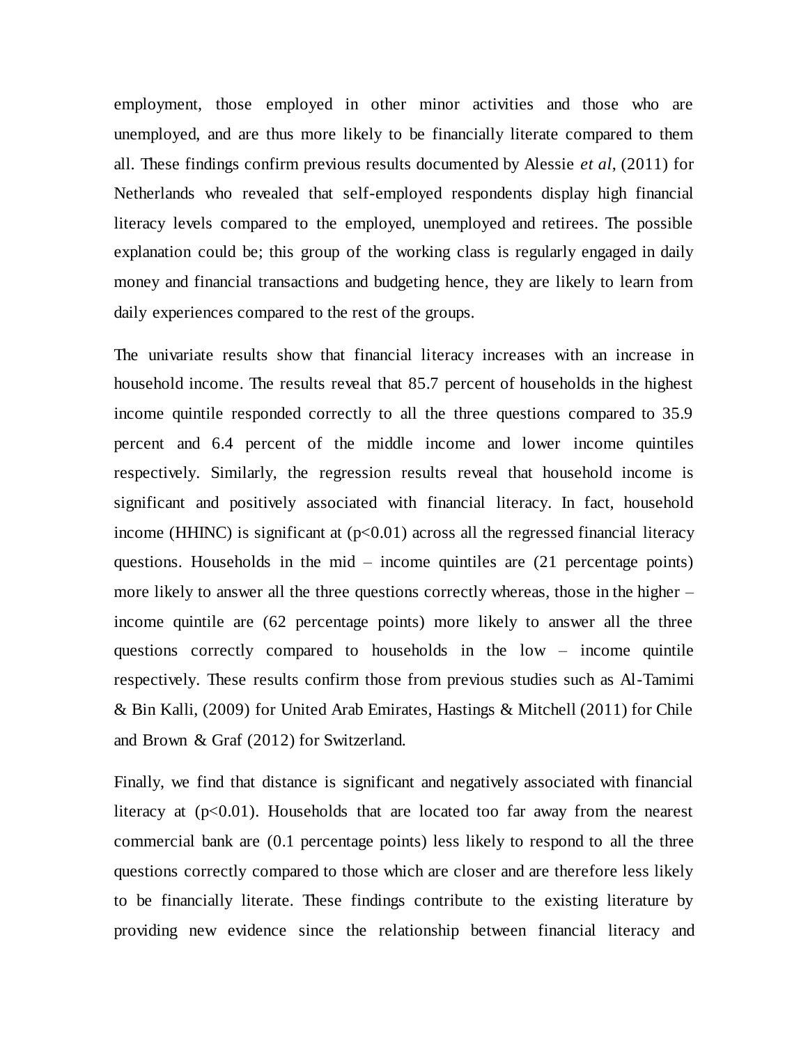employment, those employed in other minor activities and those who are unemployed, and are thus more likely to be financially literate compared to them all. These findings confirm previous results documented by Alessie *et al*, (2011) for Netherlands who revealed that self-employed respondents display high financial literacy levels compared to the employed, unemployed and retirees. The possible explanation could be; this group of the working class is regularly engaged in daily money and financial transactions and budgeting hence, they are likely to learn from daily experiences compared to the rest of the groups.

The univariate results show that financial literacy increases with an increase in household income. The results reveal that 85.7 percent of households in the highest income quintile responded correctly to all the three questions compared to 35.9 percent and 6.4 percent of the middle income and lower income quintiles respectively. Similarly, the regression results reveal that household income is significant and positively associated with financial literacy. In fact, household income (HHINC) is significant at ($p<0.01$) across all the regressed financial literacy questions. Households in the mid – income quintiles are (21 percentage points) more likely to answer all the three questions correctly whereas, those in the higher – income quintile are (62 percentage points) more likely to answer all the three questions correctly compared to households in the low – income quintile respectively. These results confirm those from previous studies such as Al-Tamimi & Bin Kalli, (2009) for United Arab Emirates, Hastings & Mitchell (2011) for Chile and Brown & Graf (2012) for Switzerland.

Finally, we find that distance is significant and negatively associated with financial literacy at ($p<0.01$). Households that are located too far away from the nearest commercial bank are (0.1 percentage points) less likely to respond to all the three questions correctly compared to those which are closer and are therefore less likely to be financially literate. These findings contribute to the existing literature by providing new evidence since the relationship between financial literacy and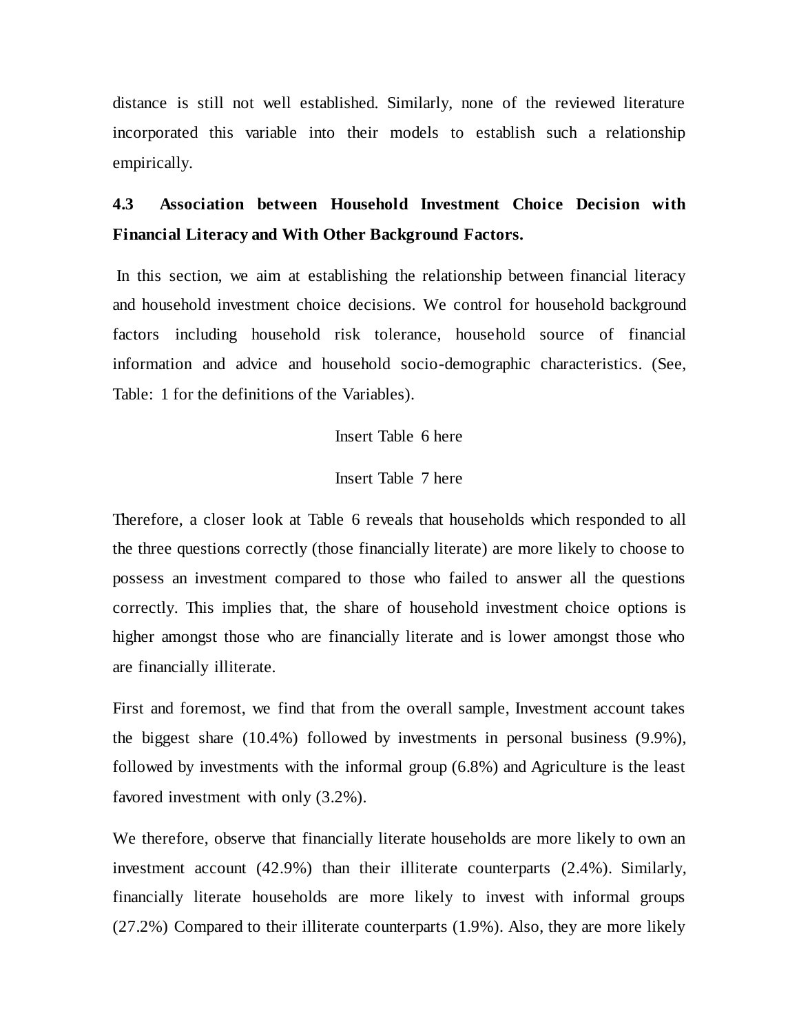distance is still not well established. Similarly, none of the reviewed literature incorporated this variable into their models to establish such a relationship empirically.

### 4.3 Association between Household Investment Choice Decision with Financial Literacy and With Other Background Factors.

In this section, we aim at establishing the relationship between financial literacy and household investment choice decisions. We control for household background factors including household risk tolerance, household source of financial information and advice and household socio-demographic characteristics. (See, Table: 1 for the definitions of the Variables).

Insert Table 6 here

Insert Table 7 here

Therefore, a closer look at Table 6 reveals that households which responded to all the three questions correctly (those financially literate) are more likely to choose to possess an investment compared to those who failed to answer all the questions correctly. This implies that, the share of household investment choice options is higher amongst those who are financially literate and is lower amongst those who are financially illiterate.

First and foremost, we find that from the overall sample, Investment account takes the biggest share (10.4%) followed by investments in personal business (9.9%), followed by investments with the informal group (6.8%) and Agriculture is the least favored investment with only (3.2%).

We therefore, observe that financially literate households are more likely to own an investment account (42.9%) than their illiterate counterparts (2.4%). Similarly, financially literate households are more likely to invest with informal groups (27.2%) Compared to their illiterate counterparts (1.9%). Also, they are more likely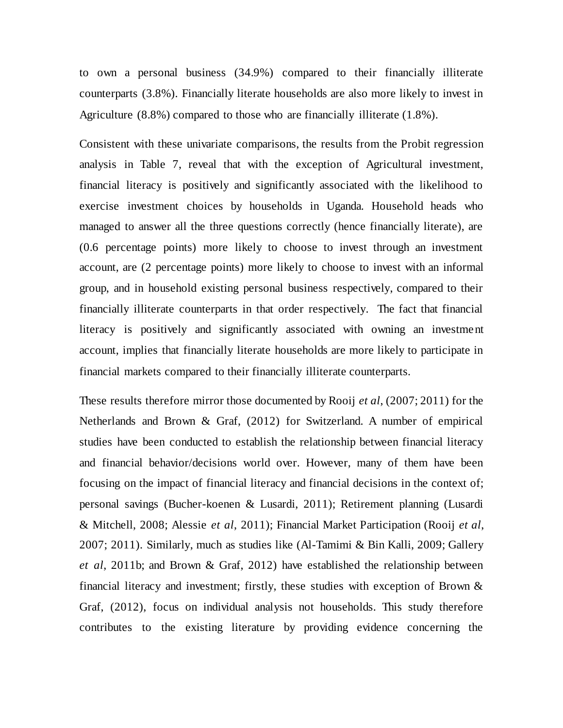to own a personal business (34.9%) compared to their financially illiterate counterparts (3.8%). Financially literate households are also more likely to invest in Agriculture (8.8%) compared to those who are financially illiterate (1.8%).

Consistent with these univariate comparisons, the results from the Probit regression analysis in Table 7, reveal that with the exception of Agricultural investment, financial literacy is positively and significantly associated with the likelihood to exercise investment choices by households in Uganda. Household heads who managed to answer all the three questions correctly (hence financially literate), are (0.6 percentage points) more likely to choose to invest through an investment account, are (2 percentage points) more likely to choose to invest with an informal group, and in household existing personal business respectively, compared to their financially illiterate counterparts in that order respectively. The fact that financial literacy is positively and significantly associated with owning an investment account, implies that financially literate households are more likely to participate in financial markets compared to their financially illiterate counterparts.

These results therefore mirror those documented by Rooij *et al*, (2007; 2011) for the Netherlands and Brown & Graf, (2012) for Switzerland. A number of empirical studies have been conducted to establish the relationship between financial literacy and financial behavior/decisions world over. However, many of them have been focusing on the impact of financial literacy and financial decisions in the context of; personal savings (Bucher-koenen & Lusardi, 2011); Retirement planning (Lusardi & Mitchell, 2008; Alessie *et al*, 2011); Financial Market Participation (Rooij *et al*, 2007; 2011). Similarly, much as studies like (Al-Tamimi & Bin Kalli, 2009; Gallery *et al*, 2011b; and Brown & Graf, 2012) have established the relationship between financial literacy and investment; firstly, these studies with exception of Brown & Graf, (2012), focus on individual analysis not households. This study therefore contributes to the existing literature by providing evidence concerning the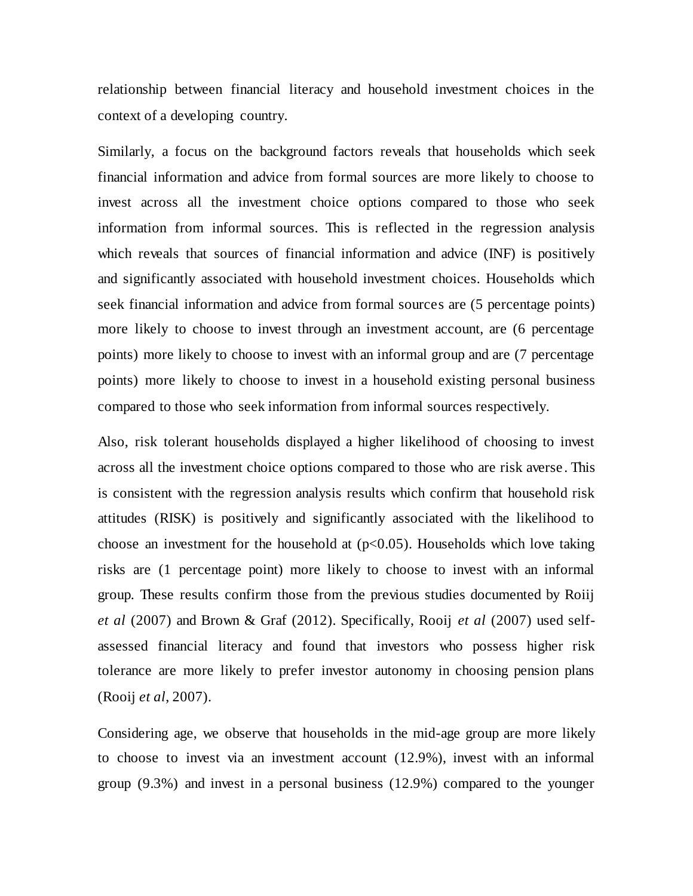relationship between financial literacy and household investment choices in the context of a developing country.

Similarly, a focus on the background factors reveals that households which seek financial information and advice from formal sources are more likely to choose to invest across all the investment choice options compared to those who seek information from informal sources. This is reflected in the regression analysis which reveals that sources of financial information and advice (INF) is positively and significantly associated with household investment choices. Households which seek financial information and advice from formal sources are (5 percentage points) more likely to choose to invest through an investment account, are (6 percentage points) more likely to choose to invest with an informal group and are (7 percentage points) more likely to choose to invest in a household existing personal business compared to those who seek information from informal sources respectively.

Also, risk tolerant households displayed a higher likelihood of choosing to invest across all the investment choice options compared to those who are risk averse. This is consistent with the regression analysis results which confirm that household risk attitudes (RISK) is positively and significantly associated with the likelihood to choose an investment for the household at ($p<0.05$). Households which love taking risks are (1 percentage point) more likely to choose to invest with an informal group. These results confirm those from the previous studies documented by Roiij *et al* (2007) and Brown & Graf (2012). Specifically, Rooij *et al* (2007) used self-assessed financial literacy and found that investors who possess higher risk tolerance are more likely to prefer investor autonomy in choosing pension plans (Rooij *et al*, 2007).

Considering age, we observe that households in the mid-age group are more likely to choose to invest via an investment account (12.9%), invest with an informal group (9.3%) and invest in a personal business (12.9%) compared to the younger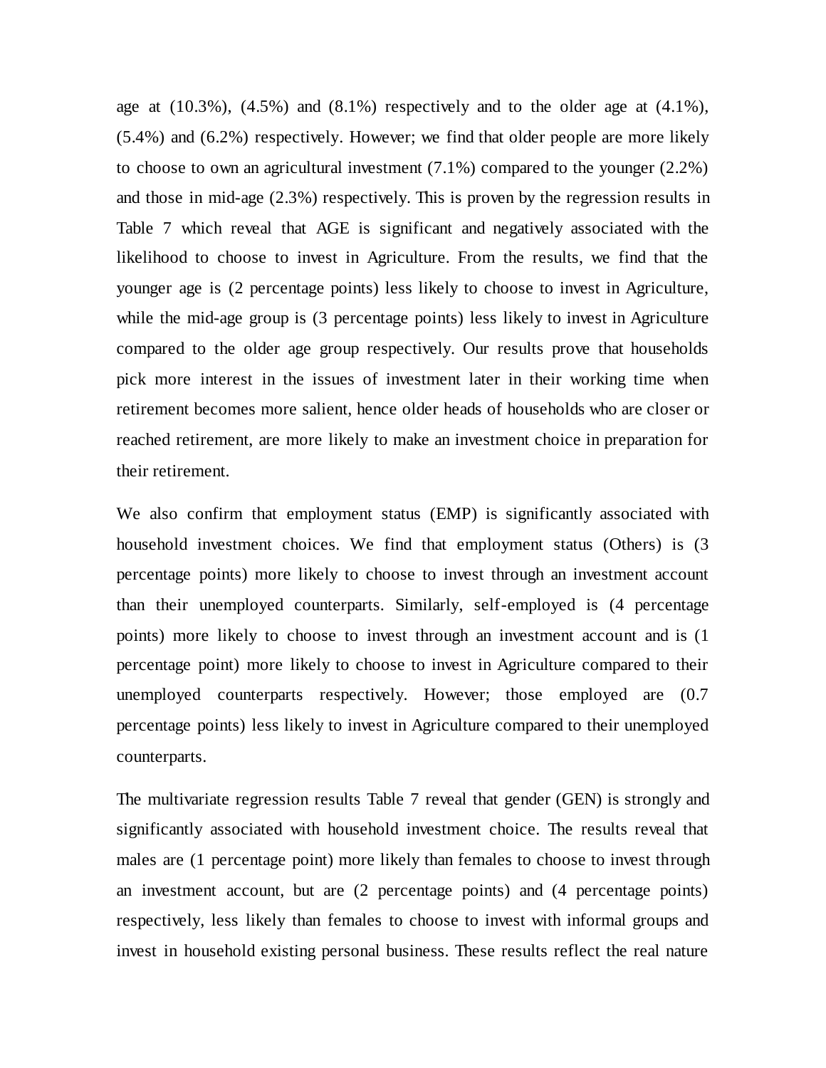age at (10.3%), (4.5%) and (8.1%) respectively and to the older age at (4.1%), (5.4%) and (6.2%) respectively. However; we find that older people are more likely to choose to own an agricultural investment (7.1%) compared to the younger (2.2%) and those in mid-age (2.3%) respectively. This is proven by the regression results in Table 7 which reveal that AGE is significant and negatively associated with the likelihood to choose to invest in Agriculture. From the results, we find that the younger age is (2 percentage points) less likely to choose to invest in Agriculture, while the mid-age group is (3 percentage points) less likely to invest in Agriculture compared to the older age group respectively. Our results prove that households pick more interest in the issues of investment later in their working time when retirement becomes more salient, hence older heads of households who are closer or reached retirement, are more likely to make an investment choice in preparation for their retirement.

We also confirm that employment status (EMP) is significantly associated with household investment choices. We find that employment status (Others) is (3 percentage points) more likely to choose to invest through an investment account than their unemployed counterparts. Similarly, self-employed is (4 percentage points) more likely to choose to invest through an investment account and is (1 percentage point) more likely to choose to invest in Agriculture compared to their unemployed counterparts respectively. However; those employed are (0.7 percentage points) less likely to invest in Agriculture compared to their unemployed counterparts.

The multivariate regression results Table 7 reveal that gender (GEN) is strongly and significantly associated with household investment choice. The results reveal that males are (1 percentage point) more likely than females to choose to invest through an investment account, but are (2 percentage points) and (4 percentage points) respectively, less likely than females to choose to invest with informal groups and invest in household existing personal business. These results reflect the real nature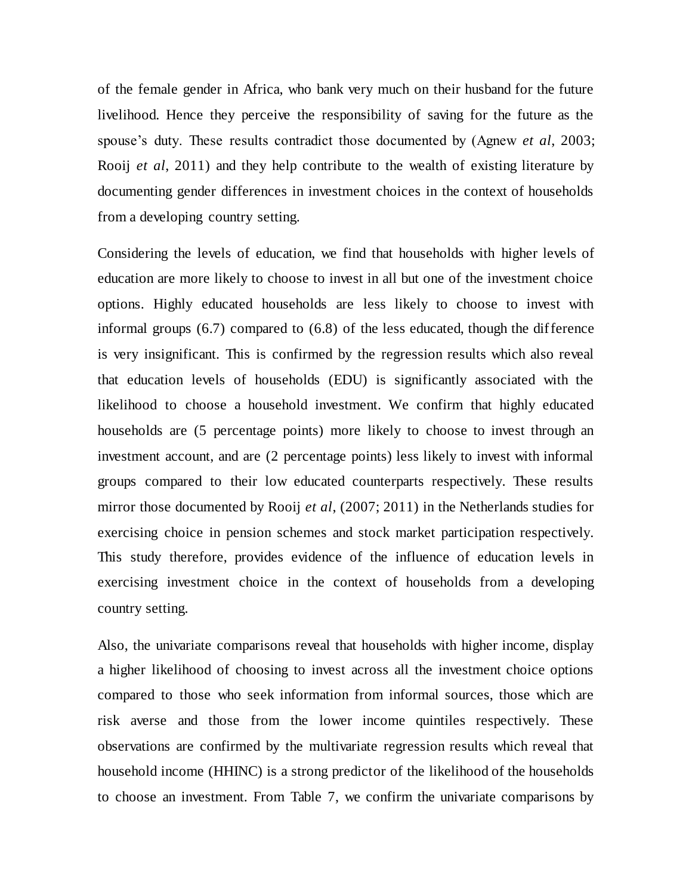of the female gender in Africa, who bank very much on their husband for the future livelihood. Hence they perceive the responsibility of saving for the future as the spouse's duty. These results contradict those documented by (Agnew *et al*, 2003; Rooij *et al*, 2011) and they help contribute to the wealth of existing literature by documenting gender differences in investment choices in the context of households from a developing country setting.

Considering the levels of education, we find that households with higher levels of education are more likely to choose to invest in all but one of the investment choice options. Highly educated households are less likely to choose to invest with informal groups (6.7) compared to (6.8) of the less educated, though the difference is very insignificant. This is confirmed by the regression results which also reveal that education levels of households (EDU) is significantly associated with the likelihood to choose a household investment. We confirm that highly educated households are (5 percentage points) more likely to choose to invest through an investment account, and are (2 percentage points) less likely to invest with informal groups compared to their low educated counterparts respectively. These results mirror those documented by Rooij *et al*, (2007; 2011) in the Netherlands studies for exercising choice in pension schemes and stock market participation respectively. This study therefore, provides evidence of the influence of education levels in exercising investment choice in the context of households from a developing country setting.

Also, the univariate comparisons reveal that households with higher income, display a higher likelihood of choosing to invest across all the investment choice options compared to those who seek information from informal sources, those which are risk averse and those from the lower income quintiles respectively. These observations are confirmed by the multivariate regression results which reveal that household income (HHINC) is a strong predictor of the likelihood of the households to choose an investment. From Table 7, we confirm the univariate comparisons by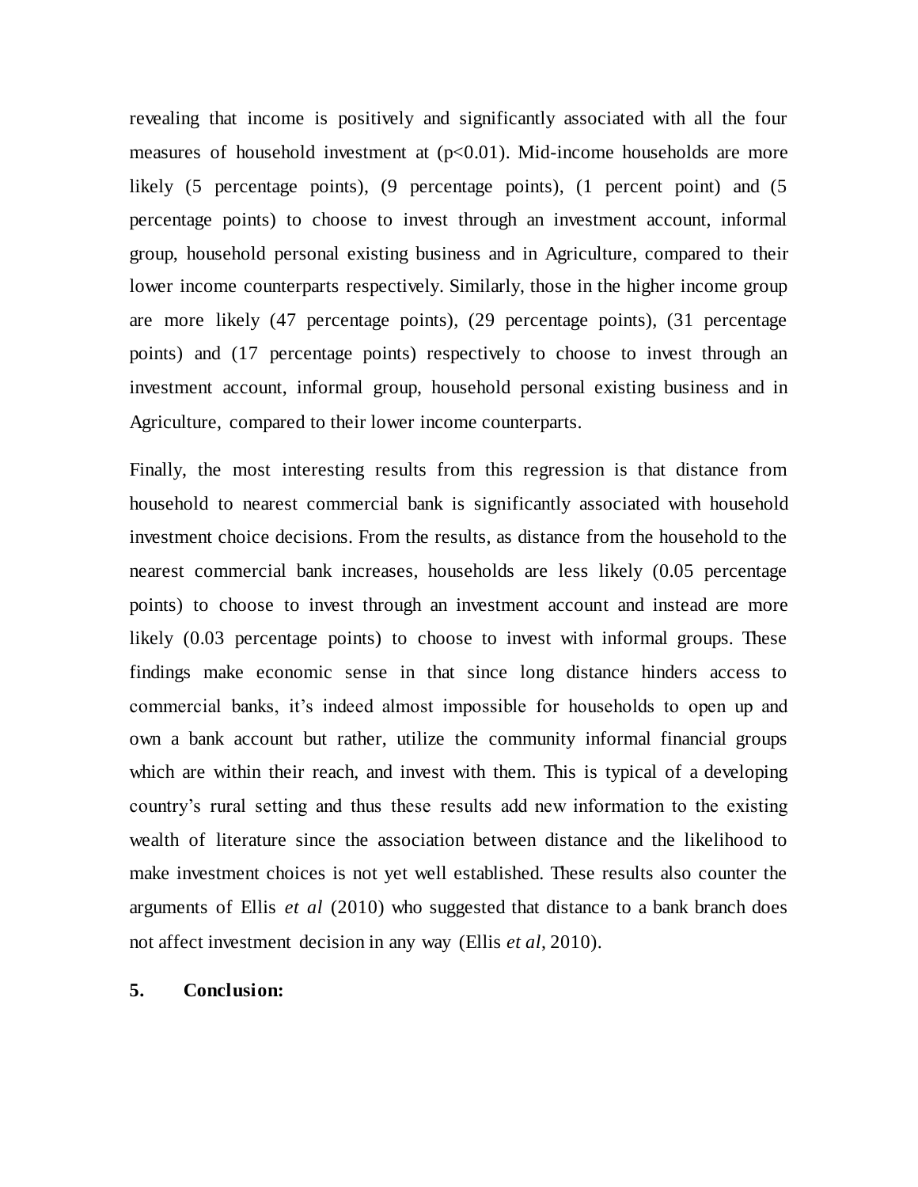revealing that income is positively and significantly associated with all the four measures of household investment at ($p<0.01$). Mid-income households are more likely (5 percentage points), (9 percentage points), (1 percent point) and (5 percentage points) to choose to invest through an investment account, informal group, household personal existing business and in Agriculture, compared to their lower income counterparts respectively. Similarly, those in the higher income group are more likely (47 percentage points), (29 percentage points), (31 percentage points) and (17 percentage points) respectively to choose to invest through an investment account, informal group, household personal existing business and in Agriculture, compared to their lower income counterparts.

Finally, the most interesting results from this regression is that distance from household to nearest commercial bank is significantly associated with household investment choice decisions. From the results, as distance from the household to the nearest commercial bank increases, households are less likely (0.05 percentage points) to choose to invest through an investment account and instead are more likely (0.03 percentage points) to choose to invest with informal groups. These findings make economic sense in that since long distance hinders access to commercial banks, it's indeed almost impossible for households to open up and own a bank account but rather, utilize the community informal financial groups which are within their reach, and invest with them. This is typical of a developing country's rural setting and thus these results add new information to the existing wealth of literature since the association between distance and the likelihood to make investment choices is not yet well established. These results also counter the arguments of Ellis *et al* (2010) who suggested that distance to a bank branch does not affect investment decision in any way (Ellis *et al*, 2010).

## 5. Conclusion: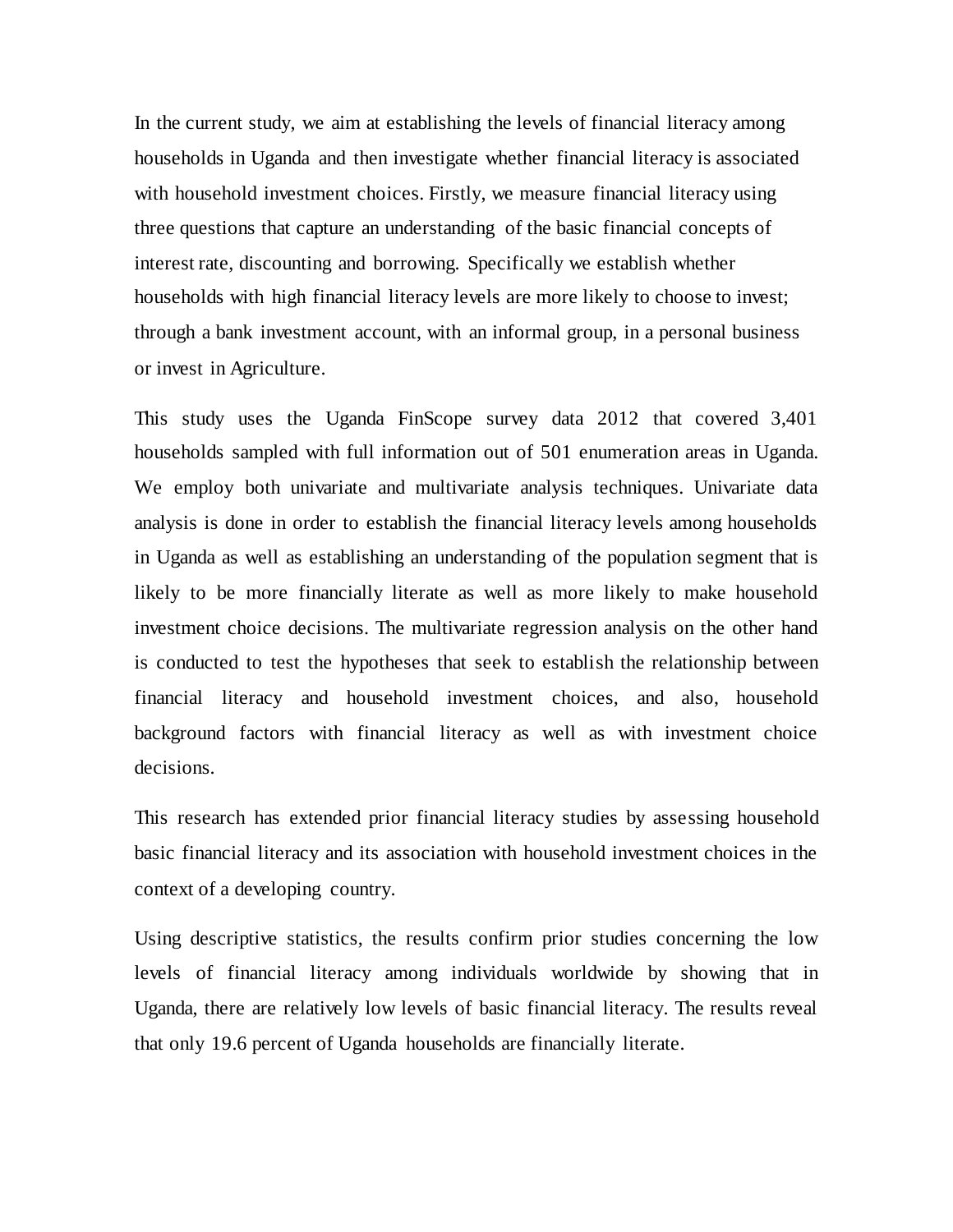In the current study, we aim at establishing the levels of financial literacy among households in Uganda and then investigate whether financial literacy is associated with household investment choices. Firstly, we measure financial literacy using three questions that capture an understanding of the basic financial concepts of interest rate, discounting and borrowing. Specifically we establish whether households with high financial literacy levels are more likely to choose to invest; through a bank investment account, with an informal group, in a personal business or invest in Agriculture.

This study uses the Uganda FinScope survey data 2012 that covered 3,401 households sampled with full information out of 501 enumeration areas in Uganda. We employ both univariate and multivariate analysis techniques. Univariate data analysis is done in order to establish the financial literacy levels among households in Uganda as well as establishing an understanding of the population segment that is likely to be more financially literate as well as more likely to make household investment choice decisions. The multivariate regression analysis on the other hand is conducted to test the hypotheses that seek to establish the relationship between financial literacy and household investment choices, and also, household background factors with financial literacy as well as with investment choice decisions.

This research has extended prior financial literacy studies by assessing household basic financial literacy and its association with household investment choices in the context of a developing country.

Using descriptive statistics, the results confirm prior studies concerning the low levels of financial literacy among individuals worldwide by showing that in Uganda, there are relatively low levels of basic financial literacy. The results reveal that only 19.6 percent of Uganda households are financially literate.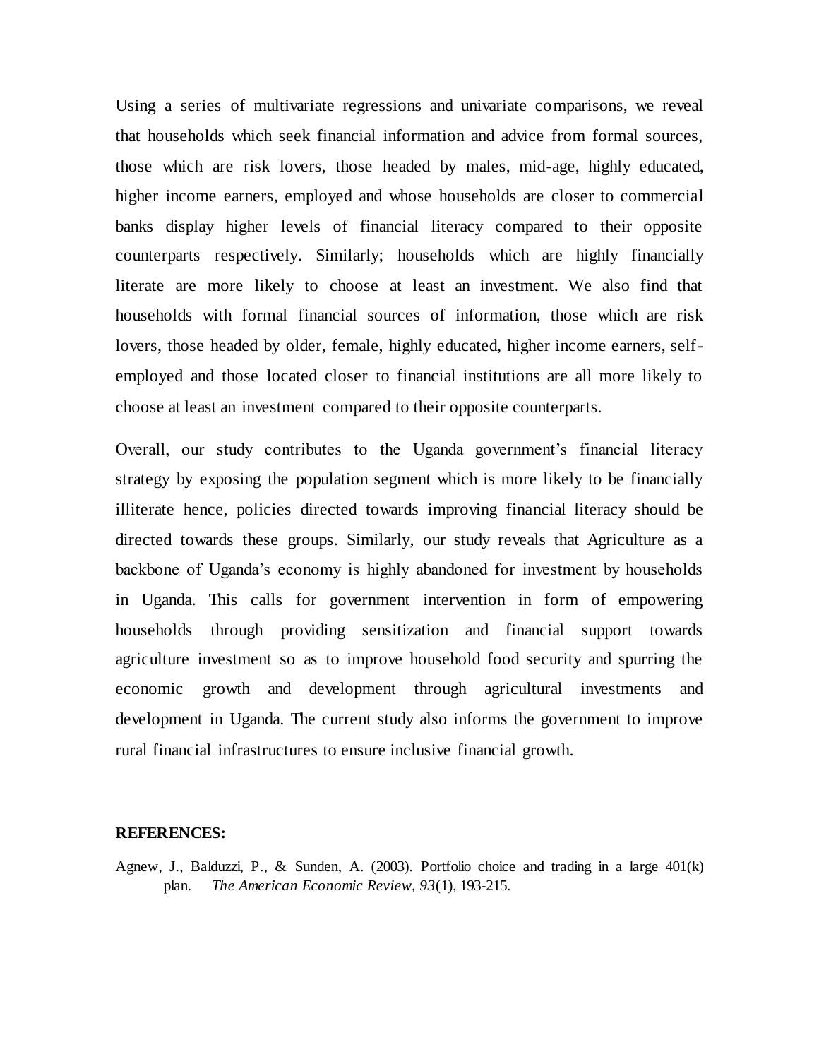Using a series of multivariate regressions and univariate comparisons, we reveal that households which seek financial information and advice from formal sources, those which are risk lovers, those headed by males, mid-age, highly educated, higher income earners, employed and whose households are closer to commercial banks display higher levels of financial literacy compared to their opposite counterparts respectively. Similarly; households which are highly financially literate are more likely to choose at least an investment. We also find that households with formal financial sources of information, those which are risk lovers, those headed by older, female, highly educated, higher income earners, self-employed and those located closer to financial institutions are all more likely to choose at least an investment compared to their opposite counterparts.

Overall, our study contributes to the Uganda government's financial literacy strategy by exposing the population segment which is more likely to be financially illiterate hence, policies directed towards improving financial literacy should be directed towards these groups. Similarly, our study reveals that Agriculture as a backbone of Uganda's economy is highly abandoned for investment by households in Uganda. This calls for government intervention in form of empowering households through providing sensitization and financial support towards agriculture investment so as to improve household food security and spurring the economic growth and development through agricultural investments and development in Uganda. The current study also informs the government to improve rural financial infrastructures to ensure inclusive financial growth.

**REFERENCES:**

Agnew, J., Balduzzi, P., & Sunden, A. (2003). Portfolio choice and trading in a large 401(k) plan. *The American Economic Review, 93*(1), 193-215.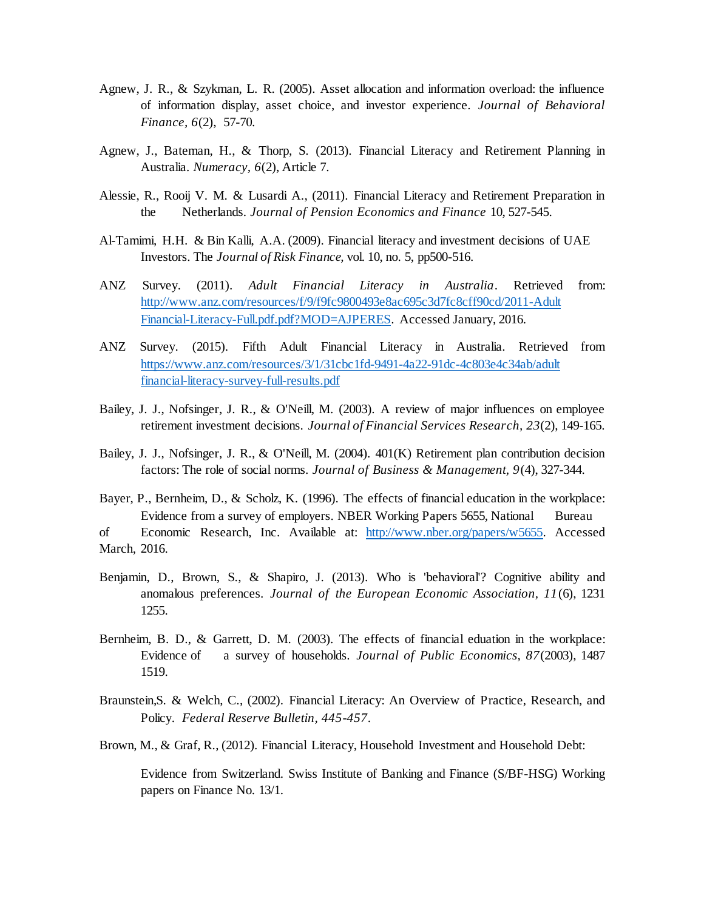Agnew, J. R., & Szykman, L. R. (2005). Asset allocation and information overload: the influence of information display, asset choice, and investor experience. *Journal of Behavioral Finance, 6*(2), 57-70.

Agnew, J., Bateman, H., & Thorp, S. (2013). Financial Literacy and Retirement Planning in Australia. *Numeracy, 6*(2), Article 7.

Alessie, R., Rooij V. M. & Lusardi A., (2011). Financial Literacy and Retirement Preparation in the Netherlands. *Journal of Pension Economics and Finance* 10, 527-545.

Al-Tamimi, H.H. & Bin Kalli, A.A. (2009). Financial literacy and investment decisions of UAE Investors. The *Journal of Risk Finance*, vol. 10, no. 5, pp500-516.

ANZ Survey. (2011). *Adult Financial Literacy in Australia*. Retrieved from: http://www.anz.com/resources/f/9/f9fc9800493e8ac695c3d7fc8cff90cd/2011-Adult Financial-Literacy-Full.pdf.pdf?MOD=AJPERES. Accessed January, 2016.

ANZ Survey. (2015). Fifth Adult Financial Literacy in Australia. Retrieved from https://www.anz.com/resources/3/1/31cbc1fd-9491-4a22-91dc-4c803e4c34ab/adult financial-literacy-survey-full-results.pdf

Bailey, J. J., Nofsinger, J. R., & O'Neill, M. (2003). A review of major influences on employee retirement investment decisions. *Journal of Financial Services Research, 23*(2), 149-165.

Bailey, J. J., Nofsinger, J. R., & O'Neill, M. (2004). 401(K) Retirement plan contribution decision factors: The role of social norms. *Journal of Business & Management, 9*(4), 327-344.

Bayer, P., Bernheim, D., & Scholz, K. (1996). The effects of financial education in the workplace: Evidence from a survey of employers. NBER Working Papers 5655, National Bureau of Economic Research, Inc. Available at: http://www.nber.org/papers/w5655. Accessed March, 2016.

Benjamin, D., Brown, S., & Shapiro, J. (2013). Who is 'behavioral'? Cognitive ability and anomalous preferences. *Journal of the European Economic Association, 11*(6), 1231 1255.

Bernheim, B. D., & Garrett, D. M. (2003). The effects of financial eduation in the workplace: Evidence of a survey of households. *Journal of Public Economics, 87*(2003), 1487 1519.

Braunstein,S. & Welch, C., (2002). Financial Literacy: An Overview of Practice, Research, and Policy. *Federal Reserve Bulletin, 445-457*.

Brown, M., & Graf, R., (2012). Financial Literacy, Household Investment and Household Debt: Evidence from Switzerland. Swiss Institute of Banking and Finance (S/BF-HSG) Working papers on Finance No. 13/1.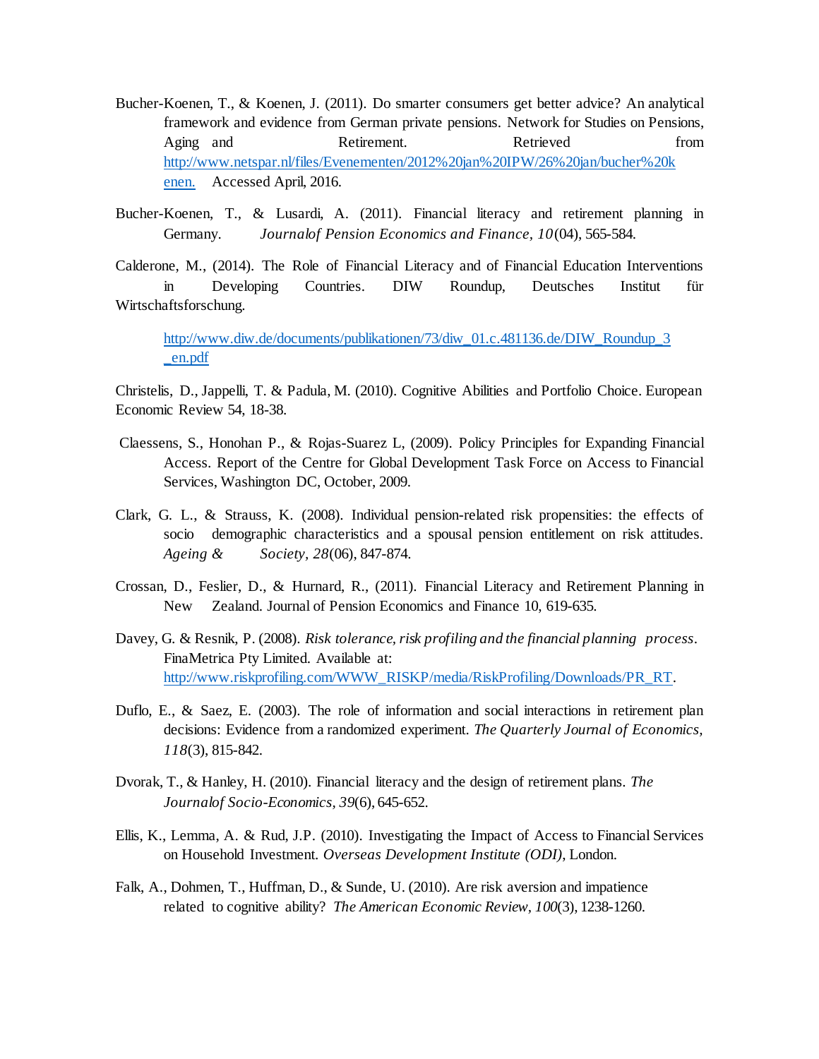Bucher-Koenen, T., & Koenen, J. (2011). Do smarter consumers get better advice? An analytical framework and evidence from German private pensions. Network for Studies on Pensions, Aging and Retirement. Retrieved from http://www.netspar.nl/files/Evenementen/2012%20jan%20IPW/26%20jan/bucher%20koenen. Accessed April, 2016.

Bucher-Koenen, T., & Lusardi, A. (2011). Financial literacy and retirement planning in Germany. *Journalof Pension Economics and Finance*, *10*(04), 565-584.

Calderone, M., (2014). The Role of Financial Literacy and of Financial Education Interventions in Developing Countries. DIW Roundup, Deutsches Institut für Wirtschaftsforschung.

http://www.diw.de/documents/publikationen/73/diw_01.c.481136.de/DIW_Roundup_3_en.pdf

Christelis, D., Jappelli, T. & Padula, M. (2010). Cognitive Abilities and Portfolio Choice. European Economic Review 54, 18-38.

Claessens, S., Honohan P., & Rojas-Suarez L, (2009). Policy Principles for Expanding Financial Access. Report of the Centre for Global Development Task Force on Access to Financial Services, Washington DC, October, 2009.

Clark, G. L., & Strauss, K. (2008). Individual pension-related risk propensities: the effects of socio demographic characteristics and a spousal pension entitlement on risk attitudes. *Ageing & Society*, *28*(06), 847-874.

Crossan, D., Feslier, D., & Hurnard, R., (2011). Financial Literacy and Retirement Planning in New Zealand. Journal of Pension Economics and Finance 10, 619-635.

Davey, G. & Resnik, P. (2008). *Risk tolerance, risk profiling and the financial planning process*. FinaMetrica Pty Limited. Available at: http://www.riskprofiling.com/WWW_RISKP/media/RiskProfiling/Downloads/PR_RT.

Duflo, E., & Saez, E. (2003). The role of information and social interactions in retirement plan decisions: Evidence from a randomized experiment. *The Quarterly Journal of Economics*, *118*(3), 815-842.

Dvorak, T., & Hanley, H. (2010). Financial literacy and the design of retirement plans. *The Journalof Socio-Economics*, *39*(6), 645-652.

Ellis, K., Lemma, A. & Rud, J.P. (2010). Investigating the Impact of Access to Financial Services on Household Investment. *Overseas Development Institute (ODI)*, London.

Falk, A., Dohmen, T., Huffman, D., & Sunde, U. (2010). Are risk aversion and impatience related to cognitive ability? *The American Economic Review*, *100*(3), 1238-1260.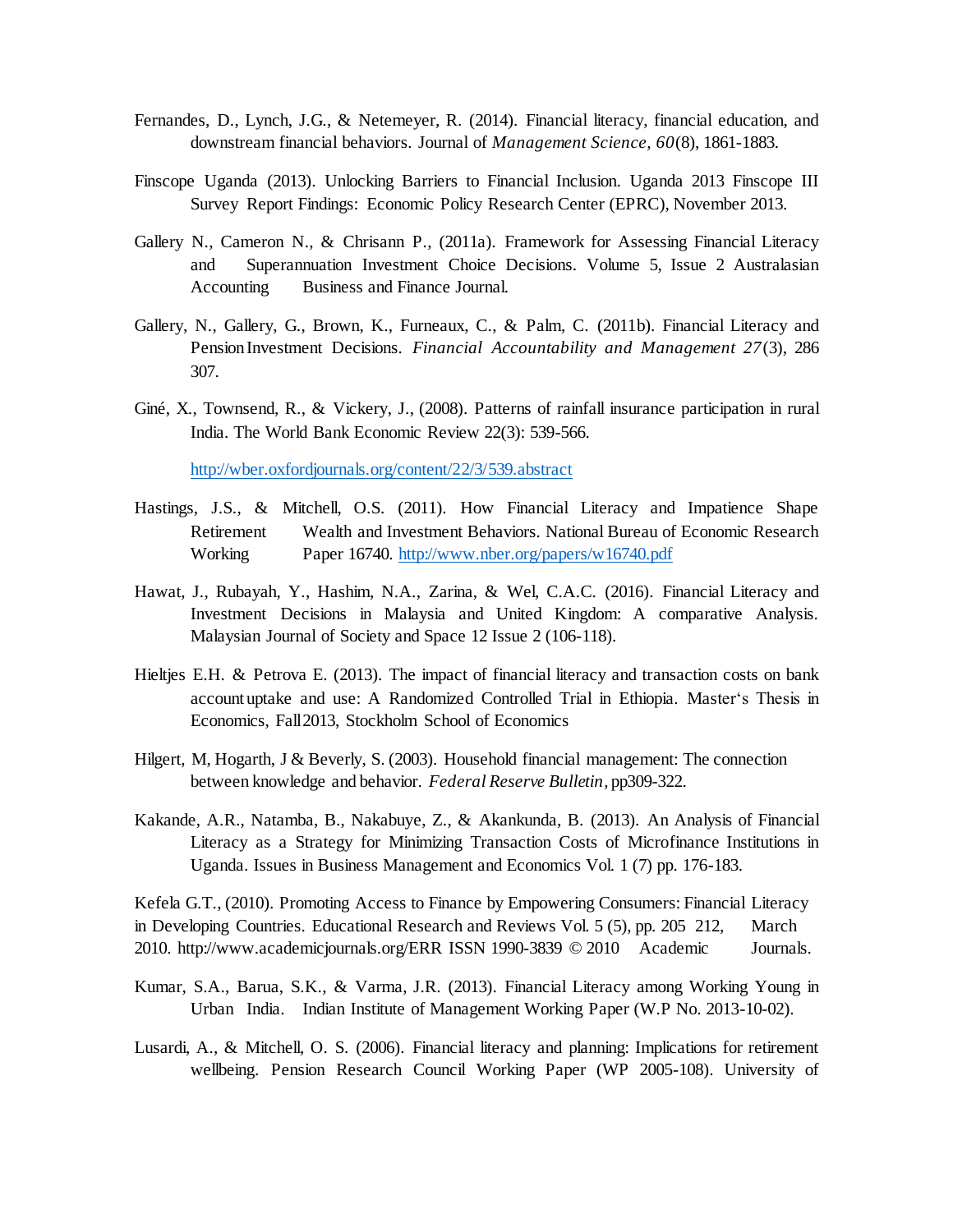Fernandes, D., Lynch, J.G., & Netemeyer, R. (2014). Financial literacy, financial education, and downstream financial behaviors. Journal of *Management Science, 60*(8), 1861-1883.

Finscope Uganda (2013). Unlocking Barriers to Financial Inclusion. Uganda 2013 Finscope III Survey Report Findings: Economic Policy Research Center (EPRC), November 2013.

Gallery N., Cameron N., & Chrisann P., (2011a). Framework for Assessing Financial Literacy and Superannuation Investment Choice Decisions. Volume 5, Issue 2 Australasian Accounting Business and Finance Journal.

Gallery, N., Gallery, G., Brown, K., Furneaux, C., & Palm, C. (2011b). Financial Literacy and Pension Investment Decisions. *Financial Accountability and Management 27*(3), 286 307.

Giné, X., Townsend, R., & Vickery, J., (2008). Patterns of rainfall insurance participation in rural India. The World Bank Economic Review 22(3): 539-566.

http://wber.oxfordjournals.org/content/22/3/539.abstract

Hastings, J.S., & Mitchell, O.S. (2011). How Financial Literacy and Impatience Shape Retirement Wealth and Investment Behaviors. National Bureau of Economic Research Working Paper 16740. http://www.nber.org/papers/w16740.pdf

Hawat, J., Rubayah, Y., Hashim, N.A., Zarina, & Wel, C.A.C. (2016). Financial Literacy and Investment Decisions in Malaysia and United Kingdom: A comparative Analysis. Malaysian Journal of Society and Space 12 Issue 2 (106-118).

Hieltjes E.H. & Petrova E. (2013). The impact of financial literacy and transaction costs on bank account uptake and use: A Randomized Controlled Trial in Ethiopia. Master's Thesis in Economics, Fall 2013, Stockholm School of Economics

Hilgert, M, Hogarth, J & Beverly, S. (2003). Household financial management: The connection between knowledge and behavior. *Federal Reserve Bulletin*, pp309-322.

Kakande, A.R., Natamba, B., Nakabuye, Z., & Akankunda, B. (2013). An Analysis of Financial Literacy as a Strategy for Minimizing Transaction Costs of Microfinance Institutions in Uganda. Issues in Business Management and Economics Vol. 1 (7) pp. 176-183.

Kefela G.T., (2010). Promoting Access to Finance by Empowering Consumers: Financial Literacy in Developing Countries. Educational Research and Reviews Vol. 5 (5), pp. 205 212, March 2010. http://www.academicjournals.org/ERR ISSN 1990-3839 © 2010 Academic Journals.

Kumar, S.A., Barua, S.K., & Varma, J.R. (2013). Financial Literacy among Working Young in Urban India. Indian Institute of Management Working Paper (W.P No. 2013-10-02).

Lusardi, A., & Mitchell, O. S. (2006). Financial literacy and planning: Implications for retirement wellbeing. Pension Research Council Working Paper (WP 2005-108). University of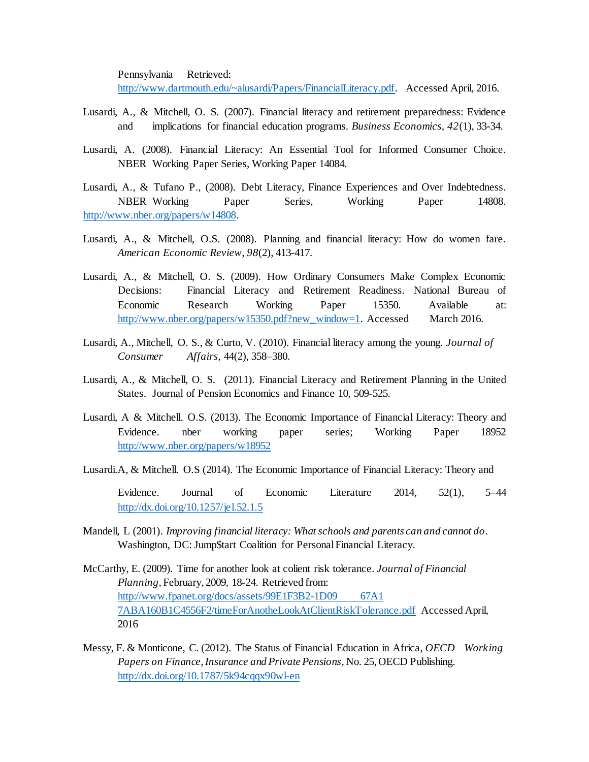Pennsylvania Retrieved: http://www.dartmouth.edu/~alusardi/Papers/FinancialLiteracy.pdf. Accessed April, 2016.

Lusardi, A., & Mitchell, O. S. (2007). Financial literacy and retirement preparedness: Evidence and implications for financial education programs. *Business Economics*, *42*(1), 33-34.

Lusardi, A. (2008). Financial Literacy: An Essential Tool for Informed Consumer Choice. NBER Working Paper Series, Working Paper 14084.

Lusardi, A., & Tufano P., (2008). Debt Literacy, Finance Experiences and Over Indebtedness. NBER Working Paper Series, Working Paper 14808. http://www.nber.org/papers/w14808.

Lusardi, A., & Mitchell, O.S. (2008). Planning and financial literacy: How do women fare. *American Economic Review*, *98*(2), 413-417.

Lusardi, A., & Mitchell, O. S. (2009). How Ordinary Consumers Make Complex Economic Decisions: Financial Literacy and Retirement Readiness. National Bureau of Economic Research Working Paper 15350. Available at: http://www.nber.org/papers/w15350.pdf?new_window=1. Accessed March 2016.

Lusardi, A., Mitchell, O. S., & Curto, V. (2010). Financial literacy among the young. *Journal of Consumer Affairs*, 44(2), 358–380.

Lusardi, A., & Mitchell, O. S. (2011). Financial Literacy and Retirement Planning in the United States. Journal of Pension Economics and Finance 10, 509-525.

Lusardi, A & Mitchell. O.S. (2013). The Economic Importance of Financial Literacy: Theory and Evidence. nber working paper series; Working Paper 18952 http://www.nber.org/papers/w18952

Lusardi.A, & Mitchell. O.S (2014). The Economic Importance of Financial Literacy: Theory and

Evidence. Journal of Economic Literature 2014, 52(1), 5–44 http://dx.doi.org/10.1257/jel.52.1.5

Mandell, L (2001). *Improving financial literacy: What schools and parents can and cannot do*. Washington, DC: Jump$tart Coalition for Personal Financial Literacy.

McCarthy, E. (2009). Time for another look at colient risk tolerance. *Journal of Financial Planning*, February, 2009, 18-24. Retrieved from: http://www.fpanet.org/docs/assets/99E1F3B2-1D09 67A1 7ABA160B1C4556F2/timeForAnotheLookAtClientRiskTolerance.pdf Accessed April, 2016

Messy, F. & Monticone, C. (2012). The Status of Financial Education in Africa, *OECD Working Papers on Finance, Insurance and Private Pensions*, No. 25, OECD Publishing. http://dx.doi.org/10.1787/5k94cqqx90wl-en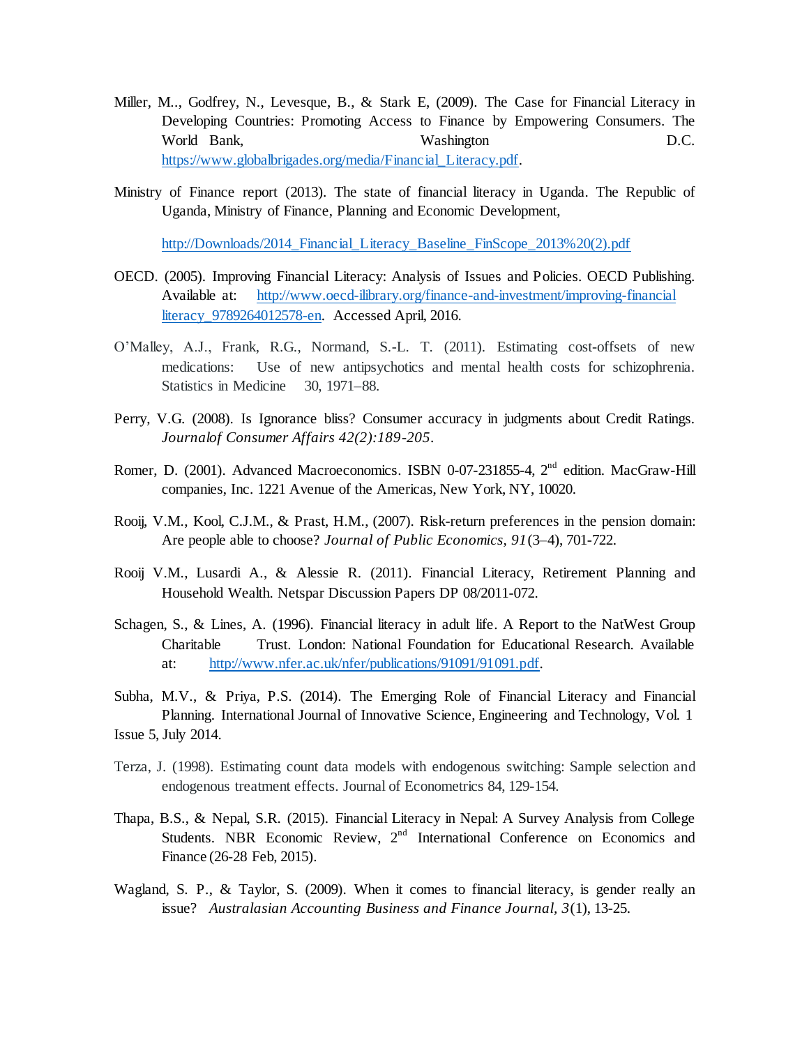Miller, M.., Godfrey, N., Levesque, B., & Stark E, (2009). The Case for Financial Literacy in Developing Countries: Promoting Access to Finance by Empowering Consumers. The World Bank, Washington D.C. https://www.globalbrigades.org/media/Financial_Literacy.pdf.

Ministry of Finance report (2013). The state of financial literacy in Uganda. The Republic of Uganda, Ministry of Finance, Planning and Economic Development,

http://Downloads/2014_Financial_Literacy_Baseline_FinScope_2013%20(2).pdf

OECD. (2005). Improving Financial Literacy: Analysis of Issues and Policies. OECD Publishing. Available at: http://www.oecd-ilibrary.org/finance-and-investment/improving-financial literacy_9789264012578-en. Accessed April, 2016.

O'Malley, A.J., Frank, R.G., Normand, S.-L. T. (2011). Estimating cost-offsets of new medications: Use of new antipsychotics and mental health costs for schizophrenia. Statistics in Medicine 30, 1971–88.

Perry, V.G. (2008). Is Ignorance bliss? Consumer accuracy in judgments about Credit Ratings. *Journalof Consumer Affairs 42(2):189-205*.

Romer, D. (2001). Advanced Macroeconomics. ISBN 0-07-231855-4, 2nd edition. MacGraw-Hill companies, Inc. 1221 Avenue of the Americas, New York, NY, 10020.

Rooij, V.M., Kool, C.J.M., & Prast, H.M., (2007). Risk-return preferences in the pension domain: Are people able to choose? *Journal of Public Economics, 91*(3–4), 701-722.

Rooij V.M., Lusardi A., & Alessie R. (2011). Financial Literacy, Retirement Planning and Household Wealth. Netspar Discussion Papers DP 08/2011-072.

Schagen, S., & Lines, A. (1996). Financial literacy in adult life. A Report to the NatWest Group Charitable Trust. London: National Foundation for Educational Research. Available at: http://www.nfer.ac.uk/nfer/publications/91091/91091.pdf.

Subha, M.V., & Priya, P.S. (2014). The Emerging Role of Financial Literacy and Financial Planning. International Journal of Innovative Science, Engineering and Technology, Vol. 1 Issue 5, July 2014.

Terza, J. (1998). Estimating count data models with endogenous switching: Sample selection and endogenous treatment effects. Journal of Econometrics 84, 129-154.

Thapa, B.S., & Nepal, S.R. (2015). Financial Literacy in Nepal: A Survey Analysis from College Students. NBR Economic Review, 2nd International Conference on Economics and Finance (26-28 Feb, 2015).

Wagland, S. P., & Taylor, S. (2009). When it comes to financial literacy, is gender really an issue? *Australasian Accounting Business and Finance Journal*, *3*(1), 13-25.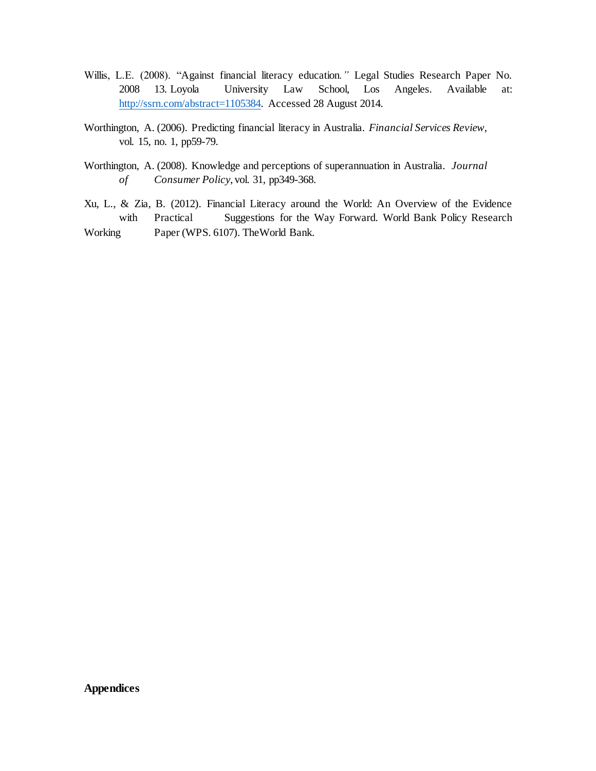Willis, L.E. (2008). "Against financial literacy education." Legal Studies Research Paper No. 2008 13. Loyola University Law School, Los Angeles. Available at: http://ssrn.com/abstract=1105384. Accessed 28 August 2014.

Worthington, A. (2006). Predicting financial literacy in Australia. *Financial Services Review*, vol. 15, no. 1, pp59-79.

Worthington, A. (2008). Knowledge and perceptions of superannuation in Australia. *Journal of Consumer Policy*, vol. 31, pp349-368.

Xu, L., & Zia, B. (2012). Financial Literacy around the World: An Overview of the Evidence with Practical Suggestions for the Way Forward. World Bank Policy Research Working Paper (WPS. 6107). TheWorld Bank.

**Appendices**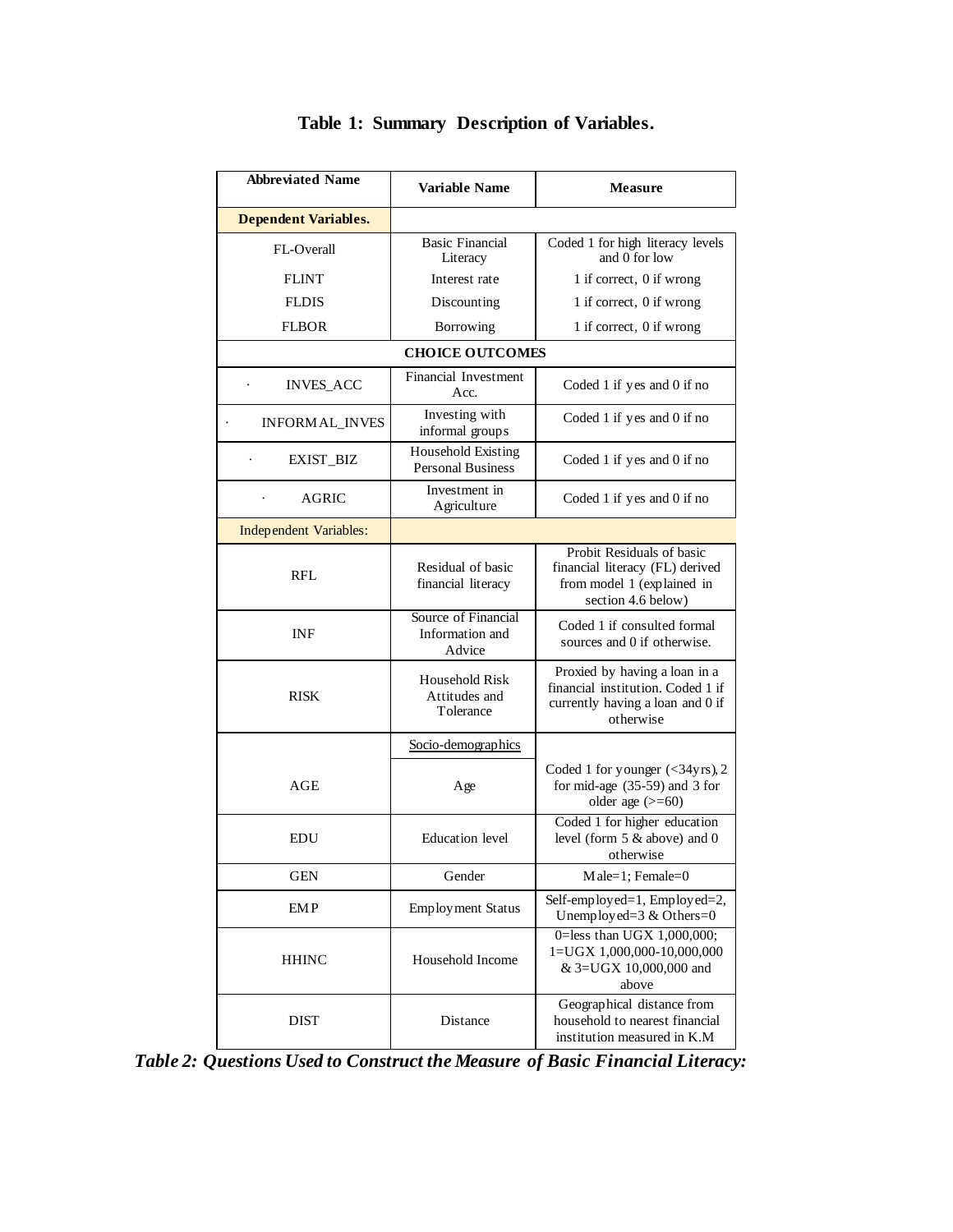**Table 1: Summary Description of Variables.**

| Abbreviated Name | Variable Name | Measure |
|---|---|---|
| **Dependent Variables.** | | |
| FL-Overall | Basic Financial Literacy | Coded 1 for high literacy levels and 0 for low |
| FLINT | Interest rate | 1 if correct, 0 if wrong |
| FLDIS | Discounting | 1 if correct, 0 if wrong |
| FLBOR | Borrowing | 1 if correct, 0 if wrong |
| **CHOICE OUTCOMES** | | |
| · INVES_ACC | Financial Investment Acc. | Coded 1 if yes and 0 if no |
| · INFORMAL_INVES | Investing with informal groups | Coded 1 if yes and 0 if no |
| · EXIST_BIZ | Household Existing Personal Business | Coded 1 if yes and 0 if no |
| · AGRIC | Investment in Agriculture | Coded 1 if yes and 0 if no |
| Independent Variables: | | |
| RFL | Residual of basic financial literacy | Probit Residuals of basic financial literacy (FL) derived from model 1 (explained in section 4.6 below) |
| INF | Source of Financial Information and Advice | Coded 1 if consulted formal sources and 0 if otherwise. |
| RISK | Household Risk Attitudes and Tolerance | Proxied by having a loan in a financial institution. Coded 1 if currently having a loan and 0 if otherwise |
| | Socio-demographics | |
| AGE | Age | Coded 1 for younger (<34yrs), 2 for mid-age (35-59) and 3 for older age (>=60) |
| EDU | Education level | Coded 1 for higher education level (form 5 & above) and 0 otherwise |
| GEN | Gender | Male=1; Female=0 |
| EMP | Employment Status | Self-employed=1, Employed=2, Unemployed=3 & Others=0 |
| HHINC | Household Income | 0=less than UGX 1,000,000; 1=UGX 1,000,000-10,000,000 & 3=UGX 10,000,000 and above |
| DIST | Distance | Geographical distance from household to nearest financial institution measured in K.M |

***Table 2: Questions Used to Construct the Measure of Basic Financial Literacy:***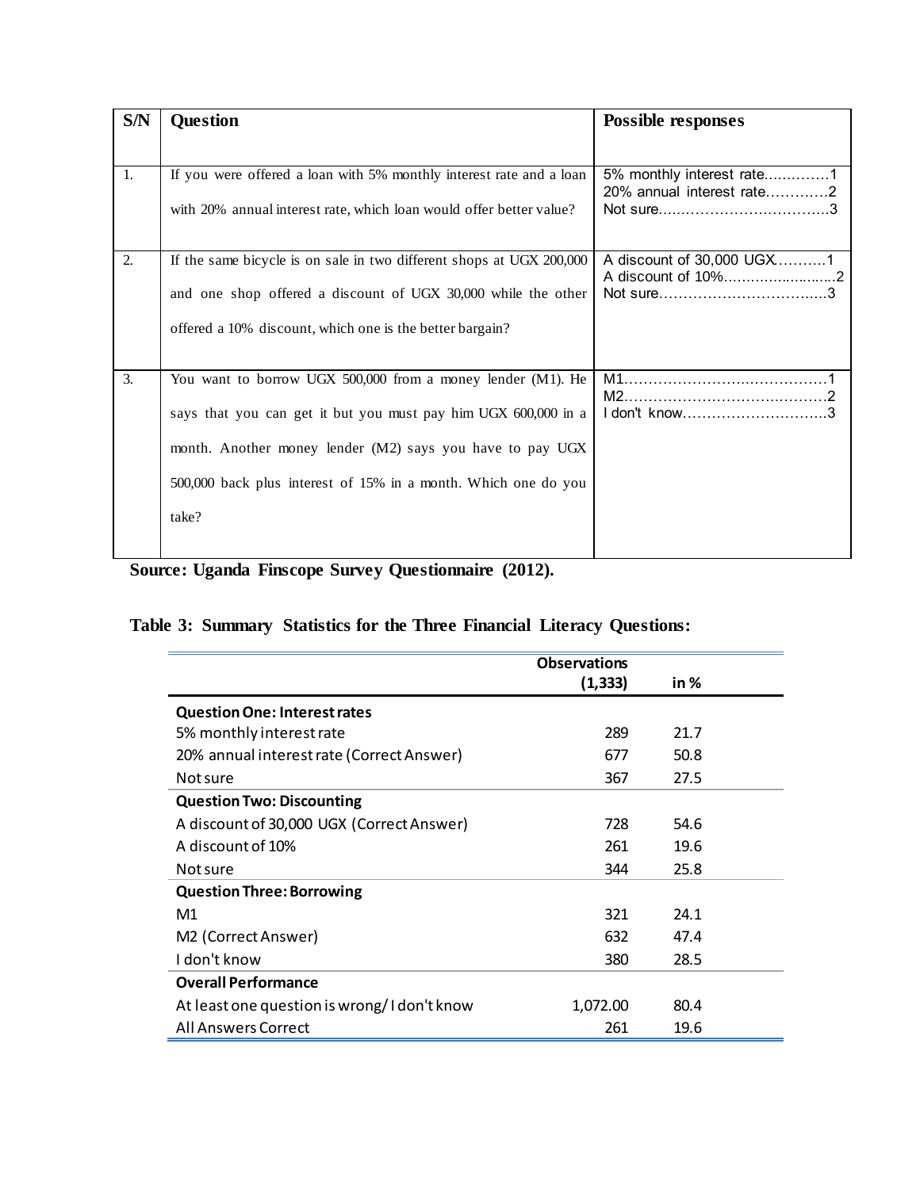| S/N | Question | Possible responses |
|---|---|---|
| 1. | If you were offered a loan with 5% monthly interest rate and a loan with 20% annual interest rate, which loan would offer better value? | 5% monthly interest rate…………..1<br>20% annual interest rate………….2<br>Not sure……………………………….3 |
| 2. | If the same bicycle is on sale in two different shops at UGX 200,000 and one shop offered a discount of UGX 30,000 while the other offered a 10% discount, which one is the better bargain? | A discount of 30,000 UGX………..1<br>A discount of 10%……………………..2<br>Not sure……………………………….3 |
| 3. | You want to borrow UGX 500,000 from a money lender (M1). He says that you can get it but you must pay him UGX 600,000 in a month. Another money lender (M2) says you have to pay UGX 500,000 back plus interest of 15% in a month. Which one do you take? | M1……………………………………1<br>M2……………………………………2<br>I don't know………………………….3 |

**Source: Uganda Finscope Survey Questionnaire (2012).**

**Table 3: Summary Statistics for the Three Financial Literacy Questions:**

| | Observations (1,333) | in % |
|---|---|---|
| **Question One: Interest rates** | | |
| 5% monthly interest rate | 289 | 21.7 |
| 20% annual interest rate (Correct Answer) | 677 | 50.8 |
| Not sure | 367 | 27.5 |
| **Question Two: Discounting** | | |
| A discount of 30,000 UGX (Correct Answer) | 728 | 54.6 |
| A discount of 10% | 261 | 19.6 |
| Not sure | 344 | 25.8 |
| **Question Three: Borrowing** | | |
| M1 | 321 | 24.1 |
| M2 (Correct Answer) | 632 | 47.4 |
| I don't know | 380 | 28.5 |
| **Overall Performance** | | |
| At least one question is wrong/ I don't know | 1,072.00 | 80.4 |
| All Answers Correct | 261 | 19.6 |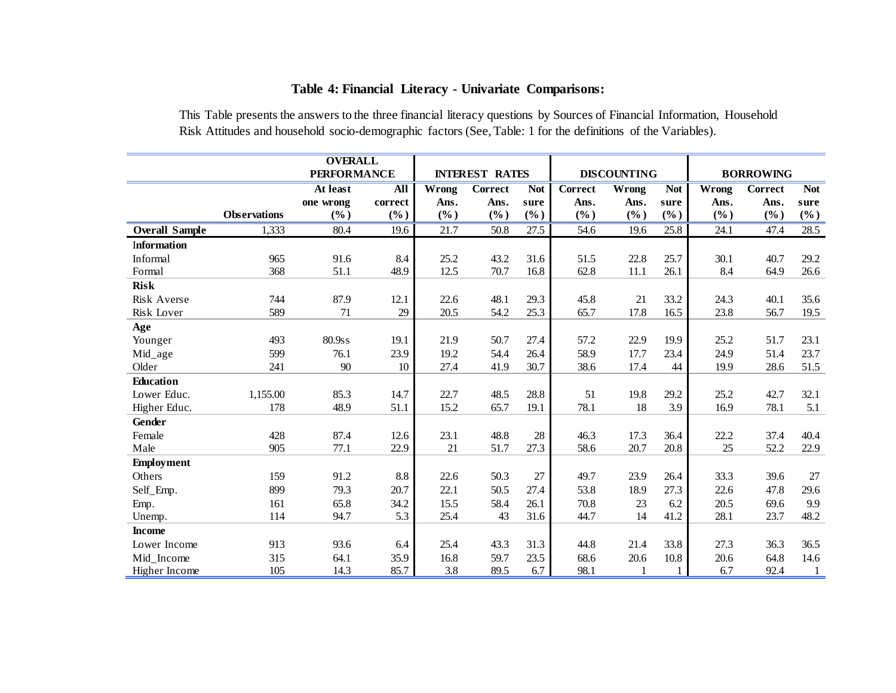# Table 4: Financial Literacy - Univariate Comparisons:

This Table presents the answers to the three financial literacy questions by Sources of Financial Information, Household Risk Attitudes and household socio-demographic factors (See, Table: 1 for the definitions of the Variables).

| | | OVERALL PERFORMANCE | | INTEREST RATES | | | DISCOUNTING | | | BORROWING | | |
|---|---|---|---|---|---|---|---|---|---|---|---|---|
| | Observations | At least one wrong (%) | All correct (%) | Wrong Ans. (%) | Correct Ans. (%) | Not sure (%) | Correct Ans. (%) | Wrong Ans. (%) | Not sure (%) | Wrong Ans. (%) | Correct Ans. (%) | Not sure (%) |
| **Overall Sample** | 1,333 | 80.4 | 19.6 | 21.7 | 50.8 | 27.5 | 54.6 | 19.6 | 25.8 | 24.1 | 47.4 | 28.5 |
| **Information** | | | | | | | | | | | | |
| Informal | 965 | 91.6 | 8.4 | 25.2 | 43.2 | 31.6 | 51.5 | 22.8 | 25.7 | 30.1 | 40.7 | 29.2 |
| Formal | 368 | 51.1 | 48.9 | 12.5 | 70.7 | 16.8 | 62.8 | 11.1 | 26.1 | 8.4 | 64.9 | 26.6 |
| **Risk** | | | | | | | | | | | | |
| Risk Averse | 744 | 87.9 | 12.1 | 22.6 | 48.1 | 29.3 | 45.8 | 21 | 33.2 | 24.3 | 40.1 | 35.6 |
| Risk Lover | 589 | 71 | 29 | 20.5 | 54.2 | 25.3 | 65.7 | 17.8 | 16.5 | 23.8 | 56.7 | 19.5 |
| **Age** | | | | | | | | | | | | |
| Younger | 493 | 80.9ss | 19.1 | 21.9 | 50.7 | 27.4 | 57.2 | 22.9 | 19.9 | 25.2 | 51.7 | 23.1 |
| Mid_age | 599 | 76.1 | 23.9 | 19.2 | 54.4 | 26.4 | 58.9 | 17.7 | 23.4 | 24.9 | 51.4 | 23.7 |
| Older | 241 | 90 | 10 | 27.4 | 41.9 | 30.7 | 38.6 | 17.4 | 44 | 19.9 | 28.6 | 51.5 |
| **Education** | | | | | | | | | | | | |
| Lower Educ. | 1,155.00 | 85.3 | 14.7 | 22.7 | 48.5 | 28.8 | 51 | 19.8 | 29.2 | 25.2 | 42.7 | 32.1 |
| Higher Educ. | 178 | 48.9 | 51.1 | 15.2 | 65.7 | 19.1 | 78.1 | 18 | 3.9 | 16.9 | 78.1 | 5.1 |
| **Gender** | | | | | | | | | | | | |
| Female | 428 | 87.4 | 12.6 | 23.1 | 48.8 | 28 | 46.3 | 17.3 | 36.4 | 22.2 | 37.4 | 40.4 |
| Male | 905 | 77.1 | 22.9 | 21 | 51.7 | 27.3 | 58.6 | 20.7 | 20.8 | 25 | 52.2 | 22.9 |
| **Employment** | | | | | | | | | | | | |
| Others | 159 | 91.2 | 8.8 | 22.6 | 50.3 | 27 | 49.7 | 23.9 | 26.4 | 33.3 | 39.6 | 27 |
| Self_Emp. | 899 | 79.3 | 20.7 | 22.1 | 50.5 | 27.4 | 53.8 | 18.9 | 27.3 | 22.6 | 47.8 | 29.6 |
| Emp. | 161 | 65.8 | 34.2 | 15.5 | 58.4 | 26.1 | 70.8 | 23 | 6.2 | 20.5 | 69.6 | 9.9 |
| Unemp. | 114 | 94.7 | 5.3 | 25.4 | 43 | 31.6 | 44.7 | 14 | 41.2 | 28.1 | 23.7 | 48.2 |
| **Income** | | | | | | | | | | | | |
| Lower Income | 913 | 93.6 | 6.4 | 25.4 | 43.3 | 31.3 | 44.8 | 21.4 | 33.8 | 27.3 | 36.3 | 36.5 |
| Mid_Income | 315 | 64.1 | 35.9 | 16.8 | 59.7 | 23.5 | 68.6 | 20.6 | 10.8 | 20.6 | 64.8 | 14.6 |
| Higher Income | 105 | 14.3 | 85.7 | 3.8 | 89.5 | 6.7 | 98.1 | 1 | 1 | 6.7 | 92.4 | 1 |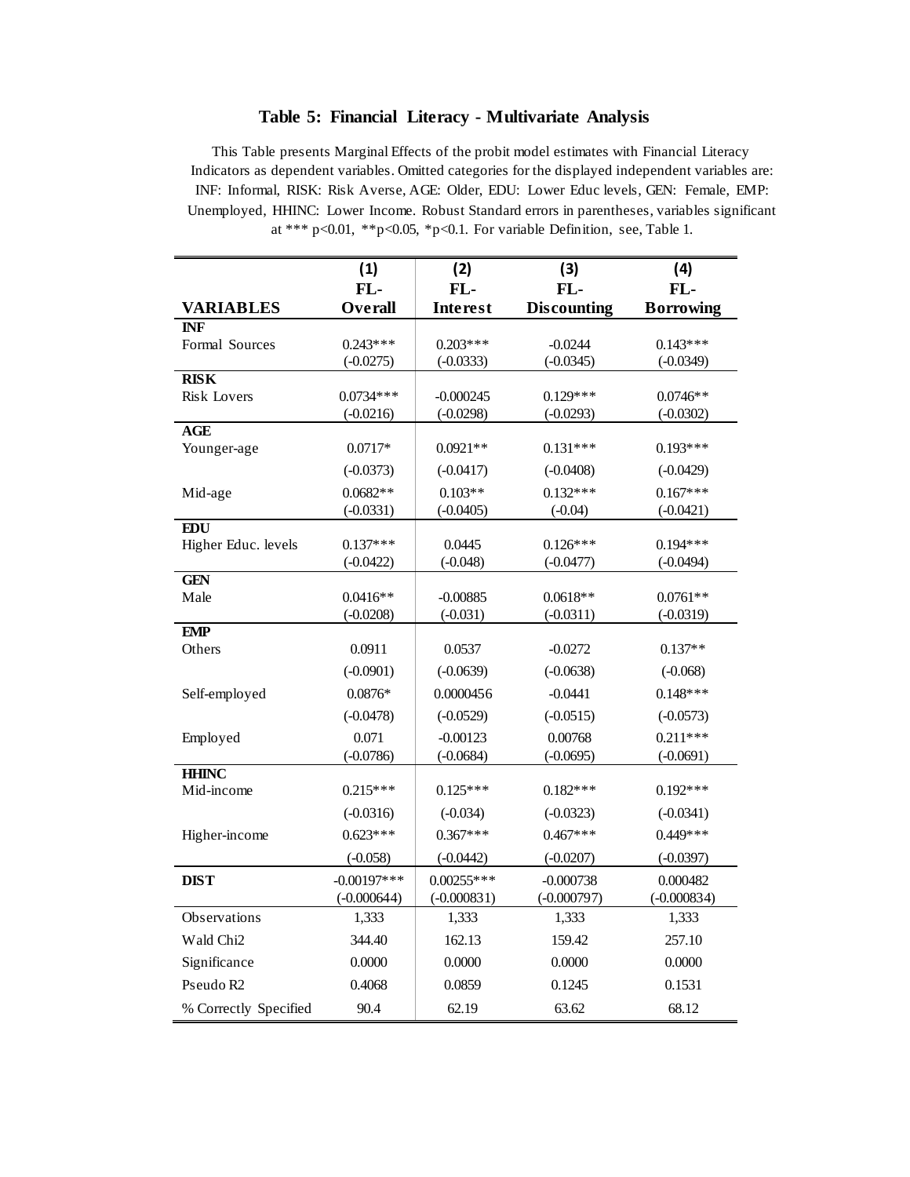# Table 5: Financial Literacy - Multivariate Analysis

This Table presents Marginal Effects of the probit model estimates with Financial Literacy Indicators as dependent variables. Omitted categories for the displayed independent variables are: INF: Informal, RISK: Risk Averse, AGE: Older, EDU: Lower Educ levels, GEN: Female, EMP: Unemployed, HHINC: Lower Income. Robust Standard errors in parentheses, variables significant at *** p<0.01, **p<0.05, *p<0.1. For variable Definition, see, Table 1.

| VARIABLES | (1) FL-Overall | (2) FL-Interest | (3) FL-Discounting | (4) FL-Borrowing |
|---|---|---|---|---|
| **INF** | | | | |
| Formal Sources | 0.243*** | 0.203*** | -0.0244 | 0.143*** |
| | (-0.0275) | (-0.0333) | (-0.0345) | (-0.0349) |
| **RISK** | | | | |
| Risk Lovers | 0.0734*** | -0.000245 | 0.129*** | 0.0746** |
| | (-0.0216) | (-0.0298) | (-0.0293) | (-0.0302) |
| **AGE** | | | | |
| Younger-age | 0.0717* | 0.0921** | 0.131*** | 0.193*** |
| | (-0.0373) | (-0.0417) | (-0.0408) | (-0.0429) |
| Mid-age | 0.0682** | 0.103** | 0.132*** | 0.167*** |
| | (-0.0331) | (-0.0405) | (-0.04) | (-0.0421) |
| **EDU** | | | | |
| Higher Educ. levels | 0.137*** | 0.0445 | 0.126*** | 0.194*** |
| | (-0.0422) | (-0.048) | (-0.0477) | (-0.0494) |
| **GEN** | | | | |
| Male | 0.0416** | -0.00885 | 0.0618** | 0.0761** |
| | (-0.0208) | (-0.031) | (-0.0311) | (-0.0319) |
| **EMP** | | | | |
| Others | 0.0911 | 0.0537 | -0.0272 | 0.137** |
| | (-0.0901) | (-0.0639) | (-0.0638) | (-0.068) |
| Self-employed | 0.0876* | 0.0000456 | -0.0441 | 0.148*** |
| | (-0.0478) | (-0.0529) | (-0.0515) | (-0.0573) |
| Employed | 0.071 | -0.00123 | 0.00768 | 0.211*** |
| | (-0.0786) | (-0.0684) | (-0.0695) | (-0.0691) |
| **HHINC** | | | | |
| Mid-income | 0.215*** | 0.125*** | 0.182*** | 0.192*** |
| | (-0.0316) | (-0.034) | (-0.0323) | (-0.0341) |
| Higher-income | 0.623*** | 0.367*** | 0.467*** | 0.449*** |
| | (-0.058) | (-0.0442) | (-0.0207) | (-0.0397) |
| **DIST** | -0.00197*** | 0.00255*** | -0.000738 | 0.000482 |
| | (-0.000644) | (-0.000831) | (-0.000797) | (-0.000834) |
| Observations | 1,333 | 1,333 | 1,333 | 1,333 |
| Wald Chi2 | 344.40 | 162.13 | 159.42 | 257.10 |
| Significance | 0.0000 | 0.0000 | 0.0000 | 0.0000 |
| Pseudo R2 | 0.4068 | 0.0859 | 0.1245 | 0.1531 |
| % Correctly Specified | 90.4 | 62.19 | 63.62 | 68.12 |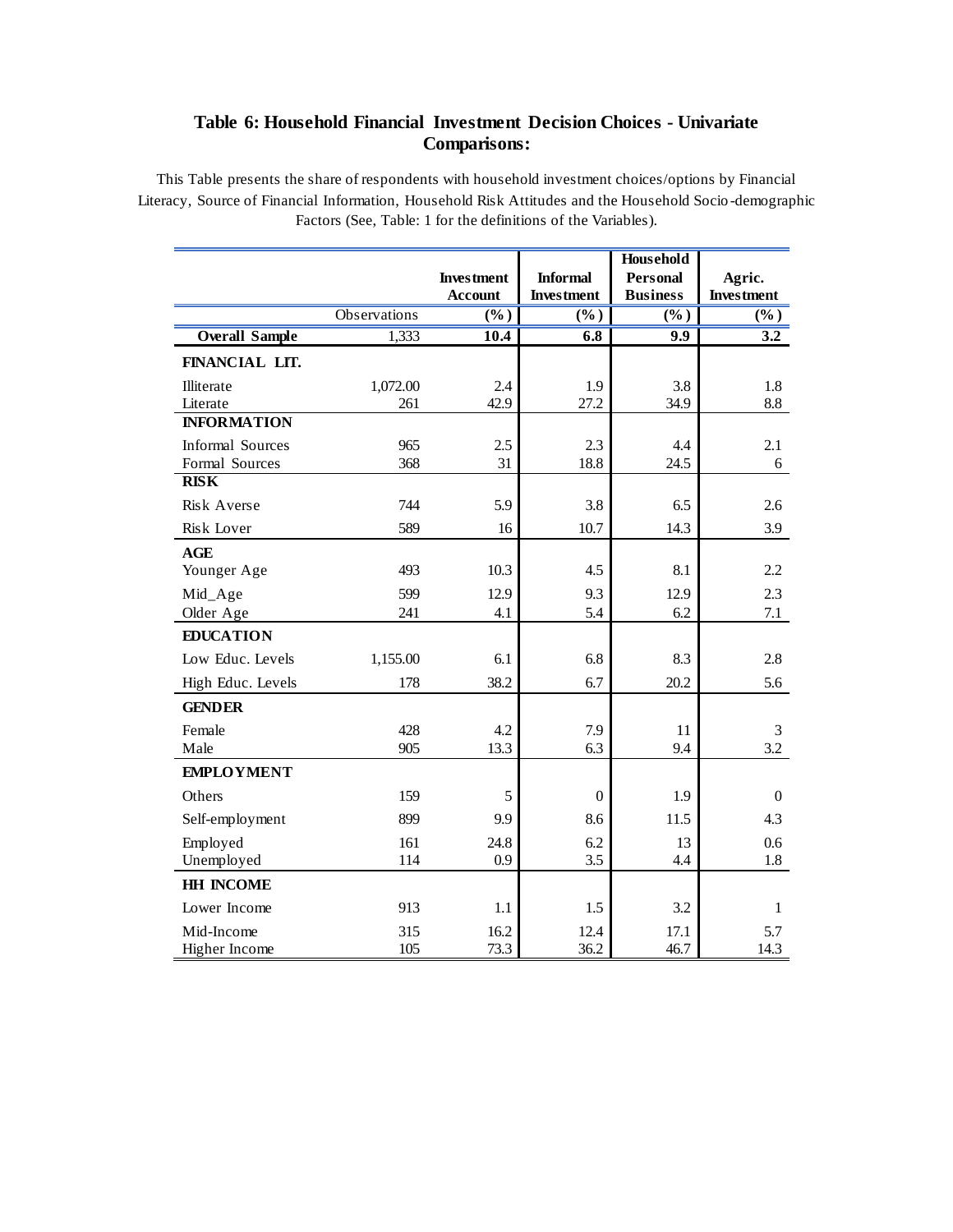# Table 6: Household Financial Investment Decision Choices - Univariate Comparisons:

This Table presents the share of respondents with household investment choices/options by Financial Literacy, Source of Financial Information, Household Risk Attitudes and the Household Socio-demographic Factors (See, Table: 1 for the definitions of the Variables).

| | Observations | Investment Account (%) | Informal Investment (%) | Household Personal Business (%) | Agric. Investment (%) |
|---|---|---|---|---|---|
| **Overall Sample** | 1,333 | **10.4** | **6.8** | **9.9** | **3.2** |
| **FINANCIAL LIT.** | | | | | |
| Illiterate | 1,072.00 | 2.4 | 1.9 | 3.8 | 1.8 |
| Literate | 261 | 42.9 | 27.2 | 34.9 | 8.8 |
| **INFORMATION** | | | | | |
| Informal Sources | 965 | 2.5 | 2.3 | 4.4 | 2.1 |
| Formal Sources | 368 | 31 | 18.8 | 24.5 | 6 |
| **RISK** | | | | | |
| Risk Averse | 744 | 5.9 | 3.8 | 6.5 | 2.6 |
| Risk Lover | 589 | 16 | 10.7 | 14.3 | 3.9 |
| **AGE** | | | | | |
| Younger Age | 493 | 10.3 | 4.5 | 8.1 | 2.2 |
| Mid_Age | 599 | 12.9 | 9.3 | 12.9 | 2.3 |
| Older Age | 241 | 4.1 | 5.4 | 6.2 | 7.1 |
| **EDUCATION** | | | | | |
| Low Educ. Levels | 1,155.00 | 6.1 | 6.8 | 8.3 | 2.8 |
| High Educ. Levels | 178 | 38.2 | 6.7 | 20.2 | 5.6 |
| **GENDER** | | | | | |
| Female | 428 | 4.2 | 7.9 | 11 | 3 |
| Male | 905 | 13.3 | 6.3 | 9.4 | 3.2 |
| **EMPLOYMENT** | | | | | |
| Others | 159 | 5 | 0 | 1.9 | 0 |
| Self-employment | 899 | 9.9 | 8.6 | 11.5 | 4.3 |
| Employed | 161 | 24.8 | 6.2 | 13 | 0.6 |
| Unemployed | 114 | 0.9 | 3.5 | 4.4 | 1.8 |
| **HH INCOME** | | | | | |
| Lower Income | 913 | 1.1 | 1.5 | 3.2 | 1 |
| Mid-Income | 315 | 16.2 | 12.4 | 17.1 | 5.7 |
| Higher Income | 105 | 73.3 | 36.2 | 46.7 | 14.3 |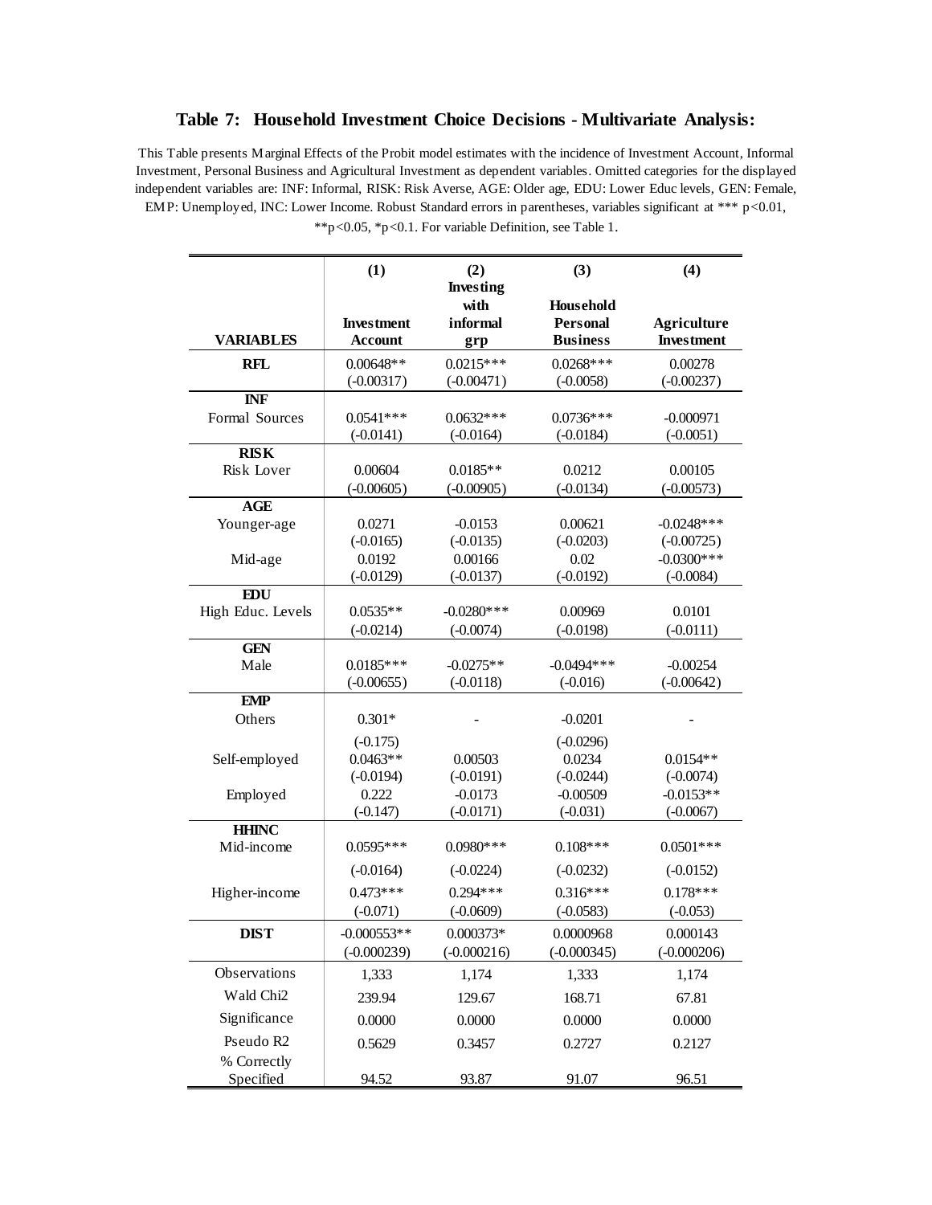### Table 7: Household Investment Choice Decisions - Multivariate Analysis:

This Table presents Marginal Effects of the Probit model estimates with the incidence of Investment Account, Informal Investment, Personal Business and Agricultural Investment as dependent variables. Omitted categories for the displayed independent variables are: INF: Informal, RISK: Risk Averse, AGE: Older age, EDU: Lower Educ levels, GEN: Female, EMP: Unemployed, INC: Lower Income. Robust Standard errors in parentheses, variables significant at *** p<0.01, **p<0.05, *p<0.1. For variable Definition, see Table 1.

| VARIABLES | (1) Investment Account | (2) Investing with informal grp | (3) Household Personal Business | (4) Agriculture Investment |
|---|---|---|---|---|
| **RFL** | 0.00648** | 0.0215*** | 0.0268*** | 0.00278 |
| | (-0.00317) | (-0.00471) | (-0.0058) | (-0.00237) |
| **INF** | | | | |
| Formal Sources | 0.0541*** | 0.0632*** | 0.0736*** | -0.000971 |
| | (-0.0141) | (-0.0164) | (-0.0184) | (-0.0051) |
| **RISK** | | | | |
| Risk Lover | 0.00604 | 0.0185** | 0.0212 | 0.00105 |
| | (-0.00605) | (-0.00905) | (-0.0134) | (-0.00573) |
| **AGE** | | | | |
| Younger-age | 0.0271 | -0.0153 | 0.00621 | -0.0248*** |
| | (-0.0165) | (-0.0135) | (-0.0203) | (-0.00725) |
| Mid-age | 0.0192 | 0.00166 | 0.02 | -0.0300*** |
| | (-0.0129) | (-0.0137) | (-0.0192) | (-0.0084) |
| **EDU** | | | | |
| High Educ. Levels | 0.0535** | -0.0280*** | 0.00969 | 0.0101 |
| | (-0.0214) | (-0.0074) | (-0.0198) | (-0.0111) |
| **GEN** | | | | |
| Male | 0.0185*** | -0.0275** | -0.0494*** | -0.00254 |
| | (-0.00655) | (-0.0118) | (-0.016) | (-0.00642) |
| **EMP** | | | | |
| Others | 0.301* | - | -0.0201 | - |
| | (-0.175) | | (-0.0296) | |
| Self-employed | 0.0463** | 0.00503 | 0.0234 | 0.0154** |
| | (-0.0194) | (-0.0191) | (-0.0244) | (-0.0074) |
| Employed | 0.222 | -0.0173 | -0.00509 | -0.0153** |
| | (-0.147) | (-0.0171) | (-0.031) | (-0.0067) |
| **HHINC** | | | | |
| Mid-income | 0.0595*** | 0.0980*** | 0.108*** | 0.0501*** |
| | (-0.0164) | (-0.0224) | (-0.0232) | (-0.0152) |
| Higher-income | 0.473*** | 0.294*** | 0.316*** | 0.178*** |
| | (-0.071) | (-0.0609) | (-0.0583) | (-0.053) |
| **DIST** | -0.000553** | 0.000373* | 0.0000968 | 0.000143 |
| | (-0.000239) | (-0.000216) | (-0.000345) | (-0.000206) |
| Observations | 1,333 | 1,174 | 1,333 | 1,174 |
| Wald Chi2 | 239.94 | 129.67 | 168.71 | 67.81 |
| Significance | 0.0000 | 0.0000 | 0.0000 | 0.0000 |
| Pseudo R2 | 0.5629 | 0.3457 | 0.2727 | 0.2127 |
| % Correctly Specified | 94.52 | 93.87 | 91.07 | 96.51 |